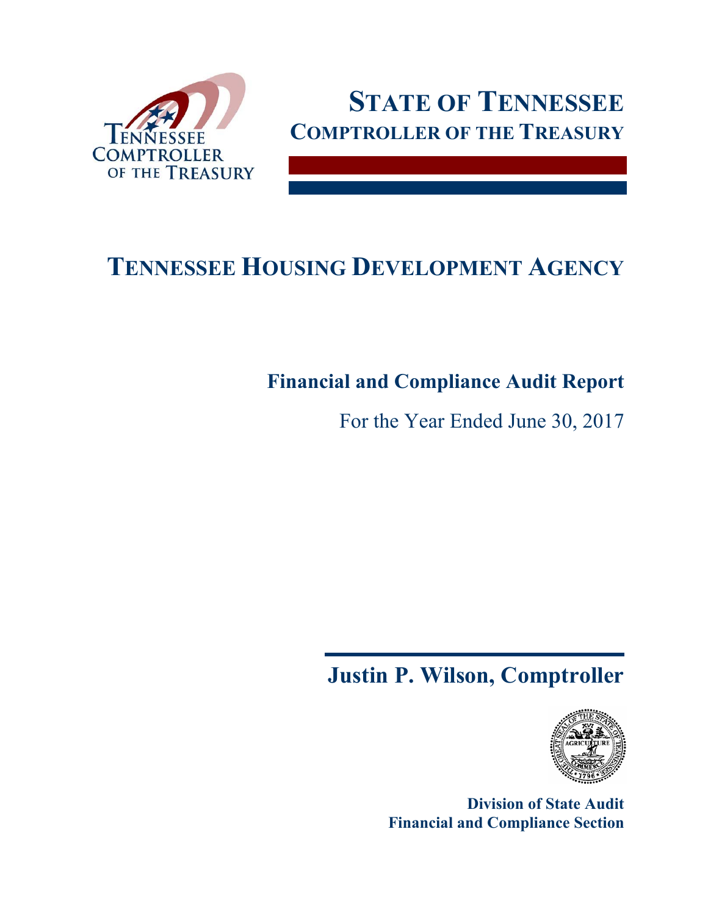# STATE OF TENNESSEE
## COMPTROLLER OF THE TREASURY

# TENNESSEE HOUSING DEVELOPMENT AGENCY

**Financial and Compliance Audit Report**

For the Year Ended June 30, 2017

**Justin P. Wilson, Comptroller**

**Division of State Audit**
**Financial and Compliance Section**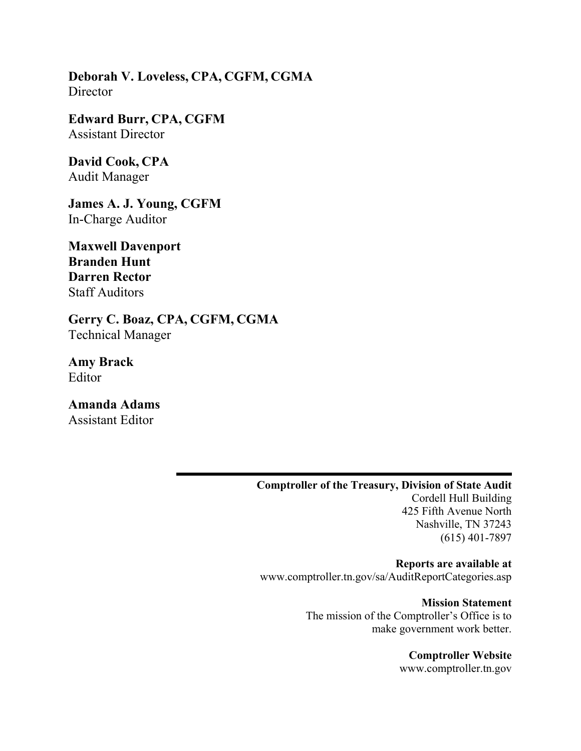**Deborah V. Loveless, CPA, CGFM, CGMA**
Director

**Edward Burr, CPA, CGFM**
Assistant Director

**David Cook, CPA**
Audit Manager

**James A. J. Young, CGFM**
In-Charge Auditor

**Maxwell Davenport**
**Branden Hunt**
**Darren Rector**
Staff Auditors

**Gerry C. Boaz, CPA, CGFM, CGMA**
Technical Manager

**Amy Brack**
Editor

**Amanda Adams**
Assistant Editor

---

**Comptroller of the Treasury, Division of State Audit**
Cordell Hull Building
425 Fifth Avenue North
Nashville, TN 37243
(615) 401-7897

**Reports are available at**
www.comptroller.tn.gov/sa/AuditReportCategories.asp

**Mission Statement**
The mission of the Comptroller's Office is to make government work better.

**Comptroller Website**
www.comptroller.tn.gov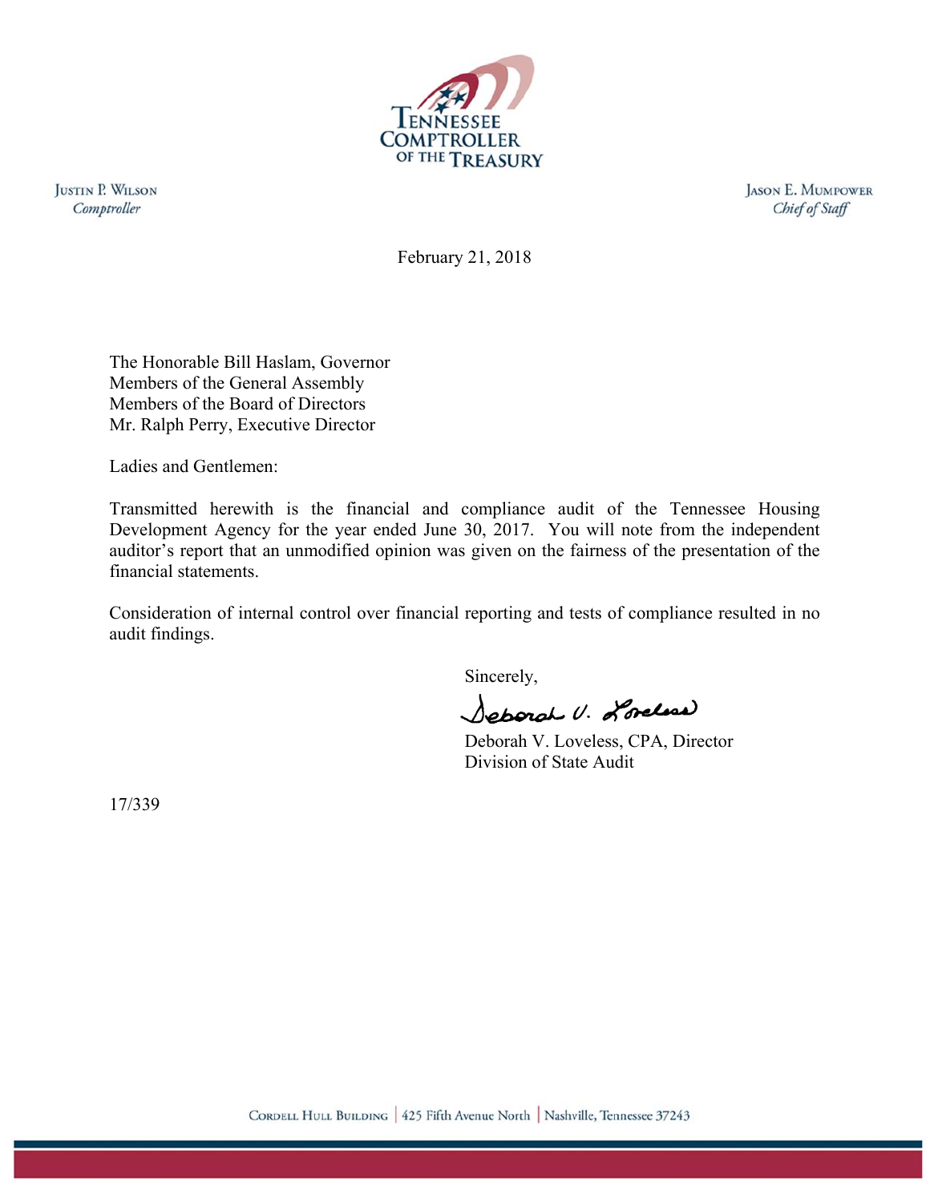TENNESSEE COMPTROLLER OF THE TREASURY

JUSTIN P. WILSON
*Comptroller*

JASON E. MUMPOWER
*Chief of Staff*

February 21, 2018

The Honorable Bill Haslam, Governor
Members of the General Assembly
Members of the Board of Directors
Mr. Ralph Perry, Executive Director

Ladies and Gentlemen:

Transmitted herewith is the financial and compliance audit of the Tennessee Housing Development Agency for the year ended June 30, 2017. You will note from the independent auditor's report that an unmodified opinion was given on the fairness of the presentation of the financial statements.

Consideration of internal control over financial reporting and tests of compliance resulted in no audit findings.

Sincerely,

Deborah V. Loveless

Deborah V. Loveless, CPA, Director
Division of State Audit

17/339

CORDELL HULL BUILDING | 425 Fifth Avenue North | Nashville, Tennessee 37243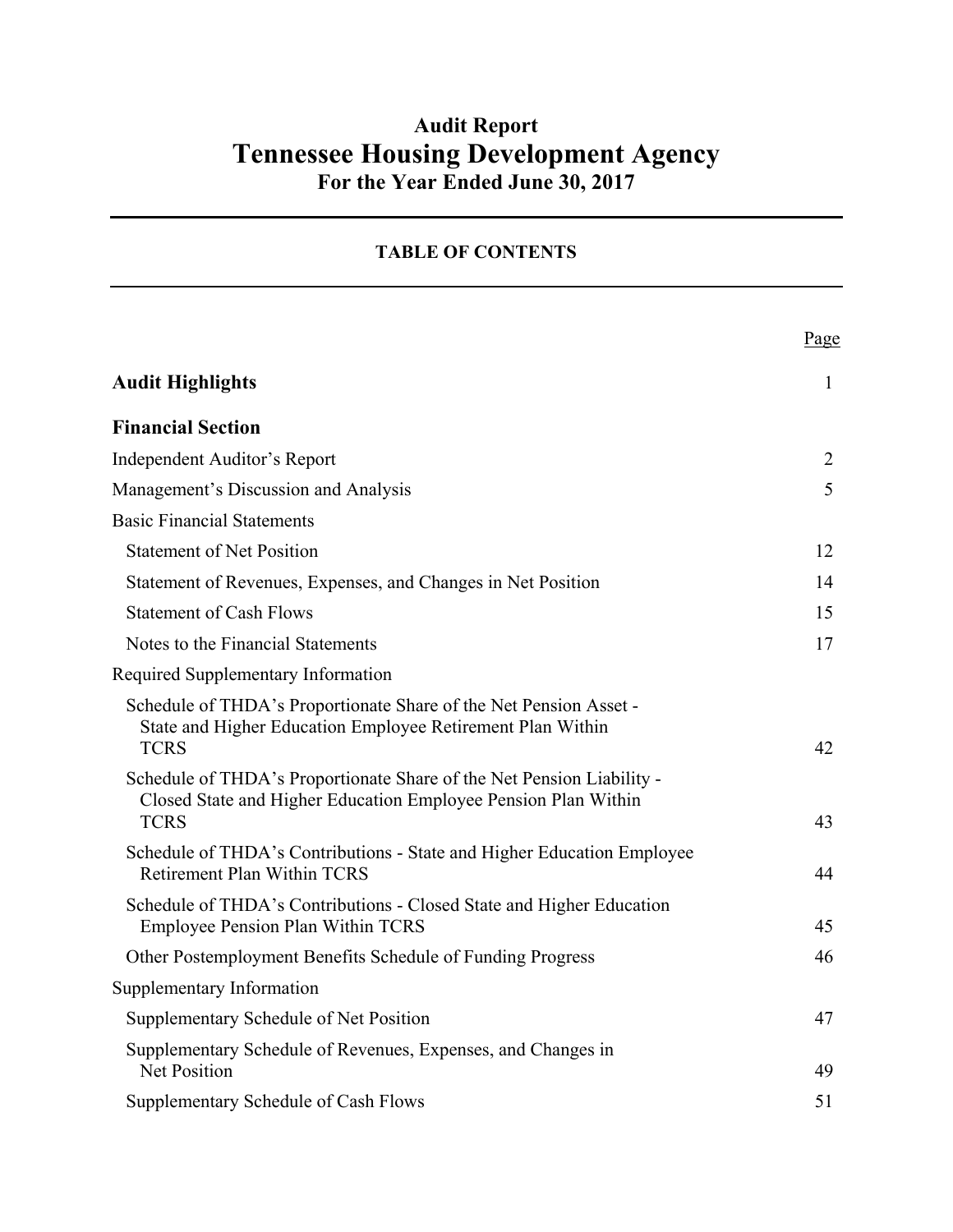# Audit Report

# Tennessee Housing Development Agency

## For the Year Ended June 30, 2017

### TABLE OF CONTENTS

| | Page |
|---|---|
| **Audit Highlights** | 1 |
| **Financial Section** | |
| Independent Auditor's Report | 2 |
| Management's Discussion and Analysis | 5 |
| Basic Financial Statements | |
| Statement of Net Position | 12 |
| Statement of Revenues, Expenses, and Changes in Net Position | 14 |
| Statement of Cash Flows | 15 |
| Notes to the Financial Statements | 17 |
| Required Supplementary Information | |
| Schedule of THDA's Proportionate Share of the Net Pension Asset - State and Higher Education Employee Retirement Plan Within TCRS | 42 |
| Schedule of THDA's Proportionate Share of the Net Pension Liability - Closed State and Higher Education Employee Pension Plan Within TCRS | 43 |
| Schedule of THDA's Contributions - State and Higher Education Employee Retirement Plan Within TCRS | 44 |
| Schedule of THDA's Contributions - Closed State and Higher Education Employee Pension Plan Within TCRS | 45 |
| Other Postemployment Benefits Schedule of Funding Progress | 46 |
| Supplementary Information | |
| Supplementary Schedule of Net Position | 47 |
| Supplementary Schedule of Revenues, Expenses, and Changes in Net Position | 49 |
| Supplementary Schedule of Cash Flows | 51 |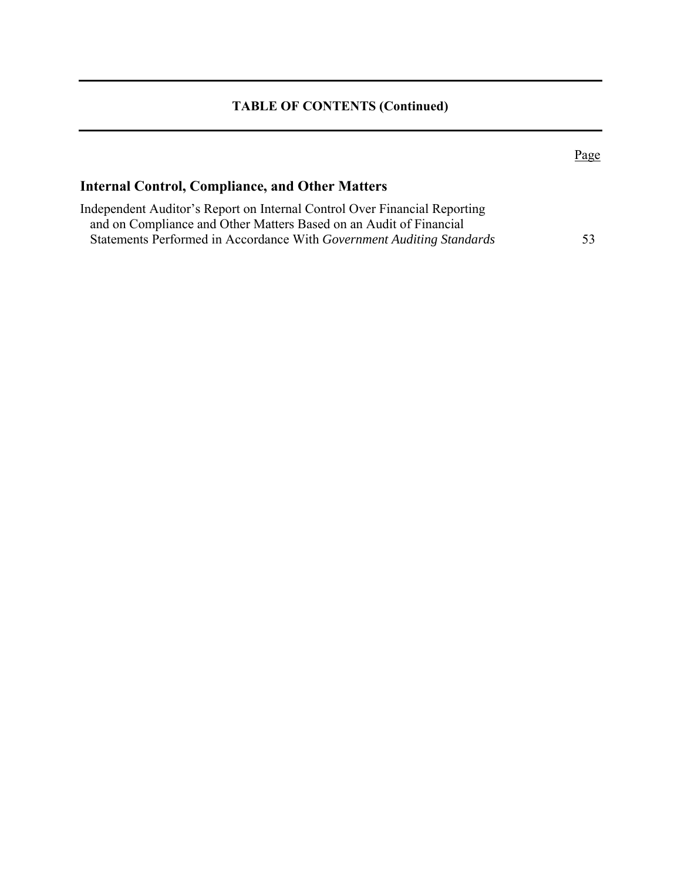## TABLE OF CONTENTS (Continued)

| | Page |
|---|---|
| **Internal Control, Compliance, and Other Matters** | |
| Independent Auditor's Report on Internal Control Over Financial Reporting and on Compliance and Other Matters Based on an Audit of Financial Statements Performed in Accordance With *Government Auditing Standards* | 53 |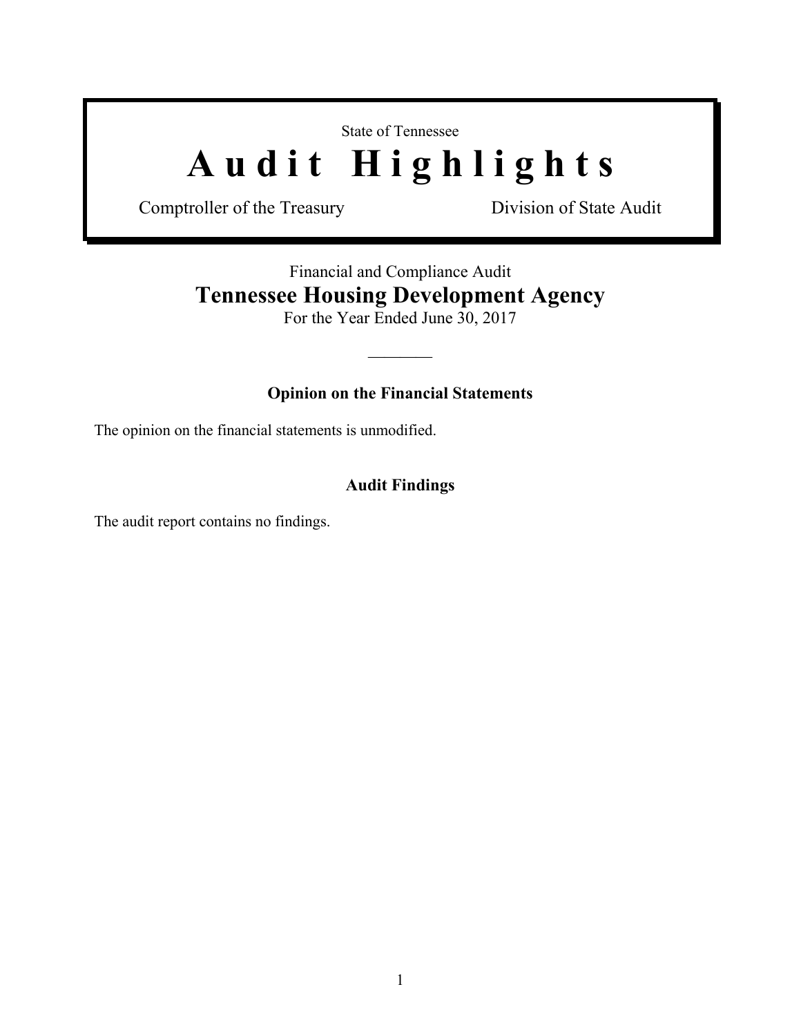State of Tennessee

# Audit Highlights

Comptroller of the Treasury — Division of State Audit

Financial and Compliance Audit

## Tennessee Housing Development Agency

For the Year Ended June 30, 2017

---

### Opinion on the Financial Statements

The opinion on the financial statements is unmodified.

### Audit Findings

The audit report contains no findings.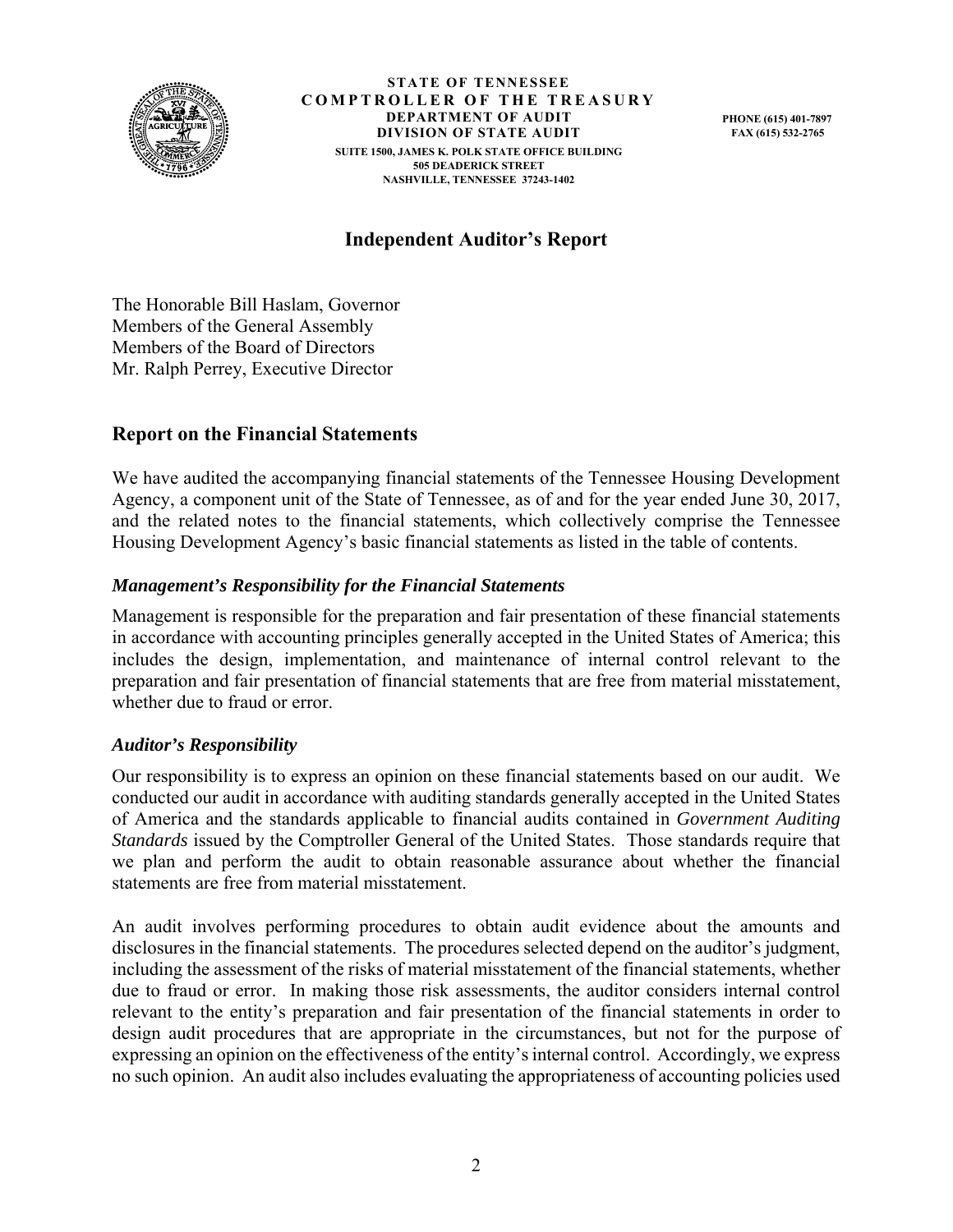STATE OF TENNESSEE
COMPTROLLER OF THE TREASURY
DEPARTMENT OF AUDIT
DIVISION OF STATE AUDIT
SUITE 1500, JAMES K. POLK STATE OFFICE BUILDING
505 DEADERICK STREET
NASHVILLE, TENNESSEE 37243-1402

PHONE (615) 401-7897
FAX (615) 532-2765

# Independent Auditor's Report

The Honorable Bill Haslam, Governor
Members of the General Assembly
Members of the Board of Directors
Mr. Ralph Perrey, Executive Director

## Report on the Financial Statements

We have audited the accompanying financial statements of the Tennessee Housing Development Agency, a component unit of the State of Tennessee, as of and for the year ended June 30, 2017, and the related notes to the financial statements, which collectively comprise the Tennessee Housing Development Agency's basic financial statements as listed in the table of contents.

### *Management's Responsibility for the Financial Statements*

Management is responsible for the preparation and fair presentation of these financial statements in accordance with accounting principles generally accepted in the United States of America; this includes the design, implementation, and maintenance of internal control relevant to the preparation and fair presentation of financial statements that are free from material misstatement, whether due to fraud or error.

### *Auditor's Responsibility*

Our responsibility is to express an opinion on these financial statements based on our audit. We conducted our audit in accordance with auditing standards generally accepted in the United States of America and the standards applicable to financial audits contained in *Government Auditing Standards* issued by the Comptroller General of the United States. Those standards require that we plan and perform the audit to obtain reasonable assurance about whether the financial statements are free from material misstatement.

An audit involves performing procedures to obtain audit evidence about the amounts and disclosures in the financial statements. The procedures selected depend on the auditor's judgment, including the assessment of the risks of material misstatement of the financial statements, whether due to fraud or error. In making those risk assessments, the auditor considers internal control relevant to the entity's preparation and fair presentation of the financial statements in order to design audit procedures that are appropriate in the circumstances, but not for the purpose of expressing an opinion on the effectiveness of the entity's internal control. Accordingly, we express no such opinion. An audit also includes evaluating the appropriateness of accounting policies used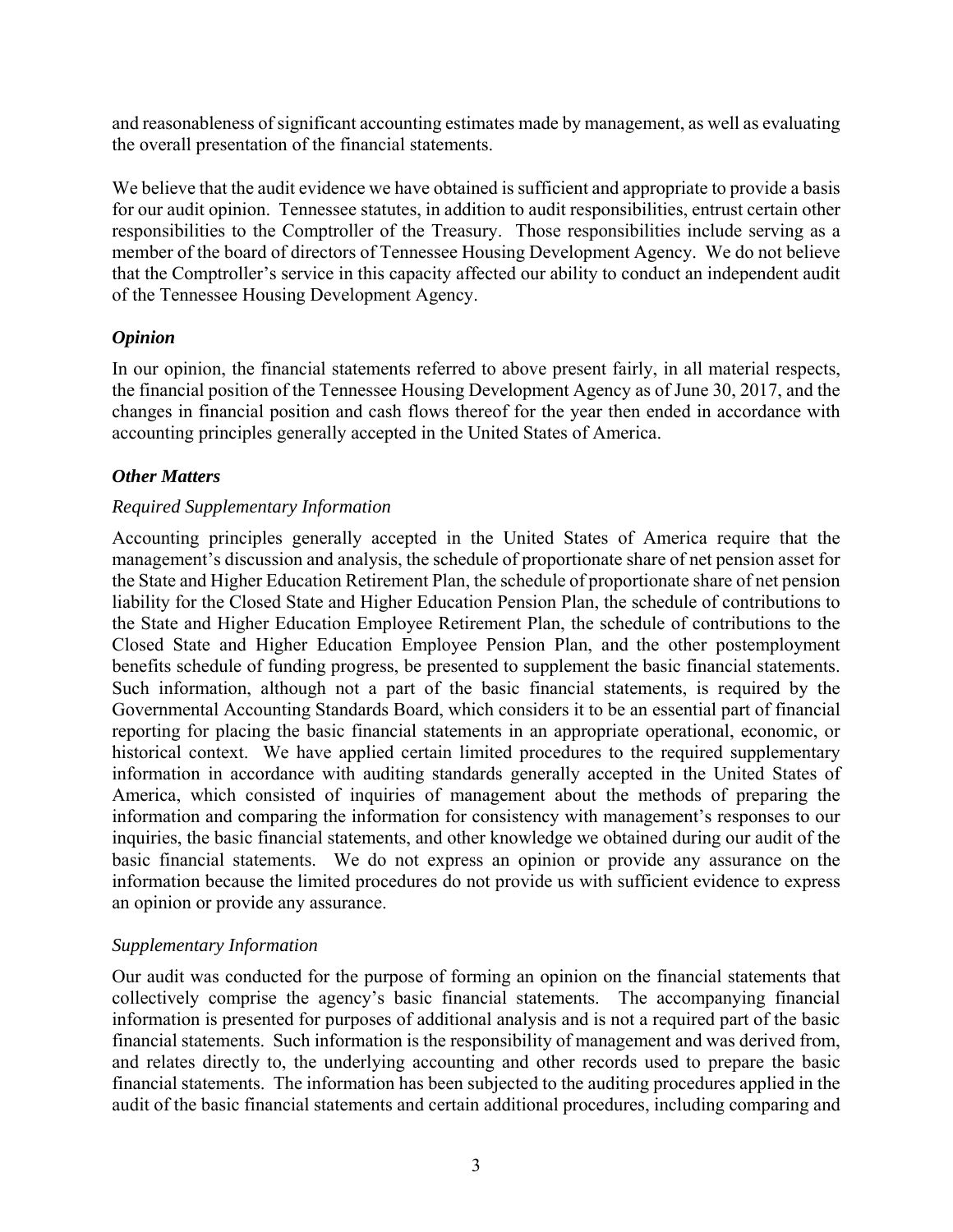and reasonableness of significant accounting estimates made by management, as well as evaluating the overall presentation of the financial statements.

We believe that the audit evidence we have obtained is sufficient and appropriate to provide a basis for our audit opinion. Tennessee statutes, in addition to audit responsibilities, entrust certain other responsibilities to the Comptroller of the Treasury. Those responsibilities include serving as a member of the board of directors of Tennessee Housing Development Agency. We do not believe that the Comptroller's service in this capacity affected our ability to conduct an independent audit of the Tennessee Housing Development Agency.

### *Opinion*

In our opinion, the financial statements referred to above present fairly, in all material respects, the financial position of the Tennessee Housing Development Agency as of June 30, 2017, and the changes in financial position and cash flows thereof for the year then ended in accordance with accounting principles generally accepted in the United States of America.

### *Other Matters*

*Required Supplementary Information*

Accounting principles generally accepted in the United States of America require that the management's discussion and analysis, the schedule of proportionate share of net pension asset for the State and Higher Education Retirement Plan, the schedule of proportionate share of net pension liability for the Closed State and Higher Education Pension Plan, the schedule of contributions to the State and Higher Education Employee Retirement Plan, the schedule of contributions to the Closed State and Higher Education Employee Pension Plan, and the other postemployment benefits schedule of funding progress, be presented to supplement the basic financial statements. Such information, although not a part of the basic financial statements, is required by the Governmental Accounting Standards Board, which considers it to be an essential part of financial reporting for placing the basic financial statements in an appropriate operational, economic, or historical context. We have applied certain limited procedures to the required supplementary information in accordance with auditing standards generally accepted in the United States of America, which consisted of inquiries of management about the methods of preparing the information and comparing the information for consistency with management's responses to our inquiries, the basic financial statements, and other knowledge we obtained during our audit of the basic financial statements. We do not express an opinion or provide any assurance on the information because the limited procedures do not provide us with sufficient evidence to express an opinion or provide any assurance.

*Supplementary Information*

Our audit was conducted for the purpose of forming an opinion on the financial statements that collectively comprise the agency's basic financial statements. The accompanying financial information is presented for purposes of additional analysis and is not a required part of the basic financial statements. Such information is the responsibility of management and was derived from, and relates directly to, the underlying accounting and other records used to prepare the basic financial statements. The information has been subjected to the auditing procedures applied in the audit of the basic financial statements and certain additional procedures, including comparing and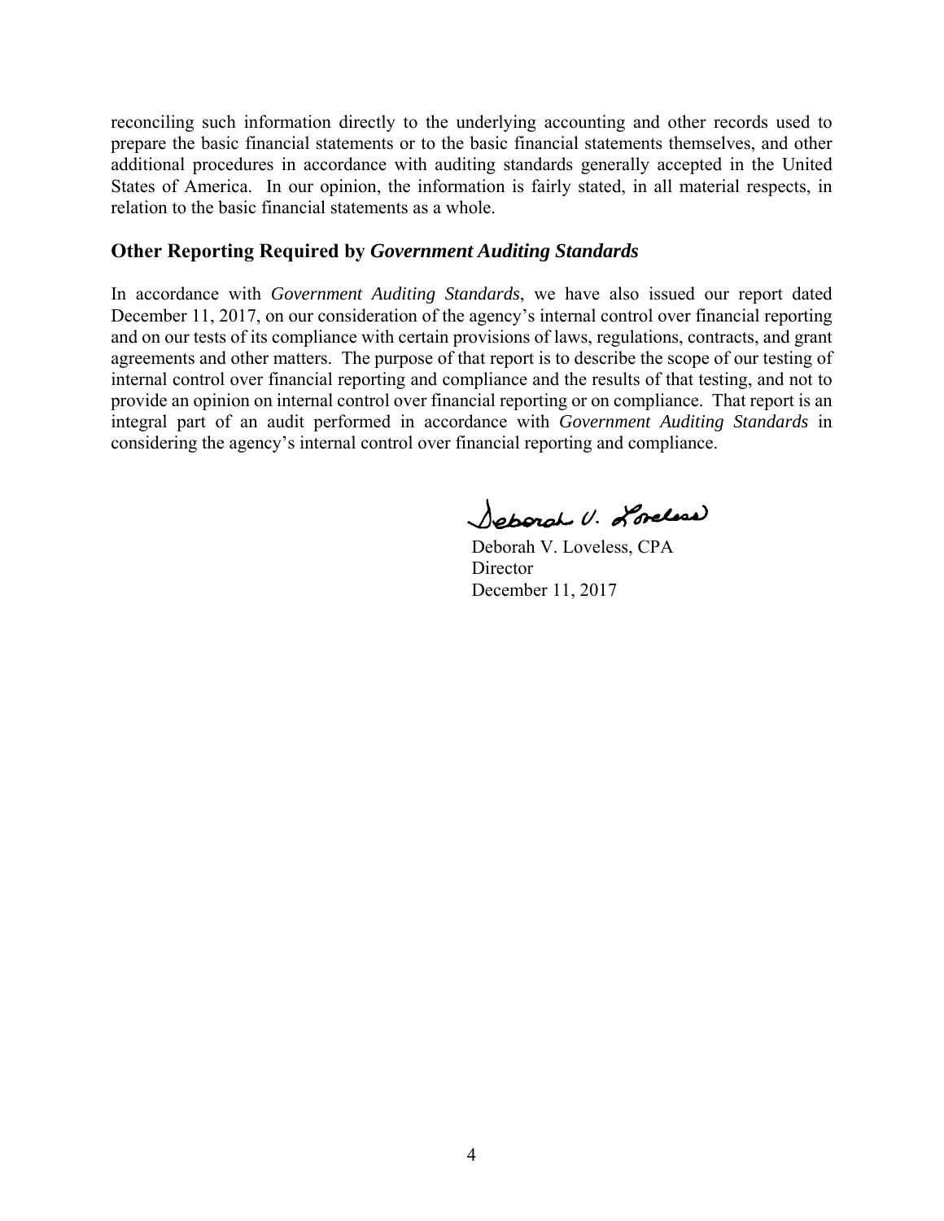reconciling such information directly to the underlying accounting and other records used to prepare the basic financial statements or to the basic financial statements themselves, and other additional procedures in accordance with auditing standards generally accepted in the United States of America. In our opinion, the information is fairly stated, in all material respects, in relation to the basic financial statements as a whole.

## Other Reporting Required by *Government Auditing Standards*

In accordance with *Government Auditing Standards*, we have also issued our report dated December 11, 2017, on our consideration of the agency's internal control over financial reporting and on our tests of its compliance with certain provisions of laws, regulations, contracts, and grant agreements and other matters. The purpose of that report is to describe the scope of our testing of internal control over financial reporting and compliance and the results of that testing, and not to provide an opinion on internal control over financial reporting or on compliance. That report is an integral part of an audit performed in accordance with *Government Auditing Standards* in considering the agency's internal control over financial reporting and compliance.

Deborah V. Loveless

Deborah V. Loveless, CPA
Director
December 11, 2017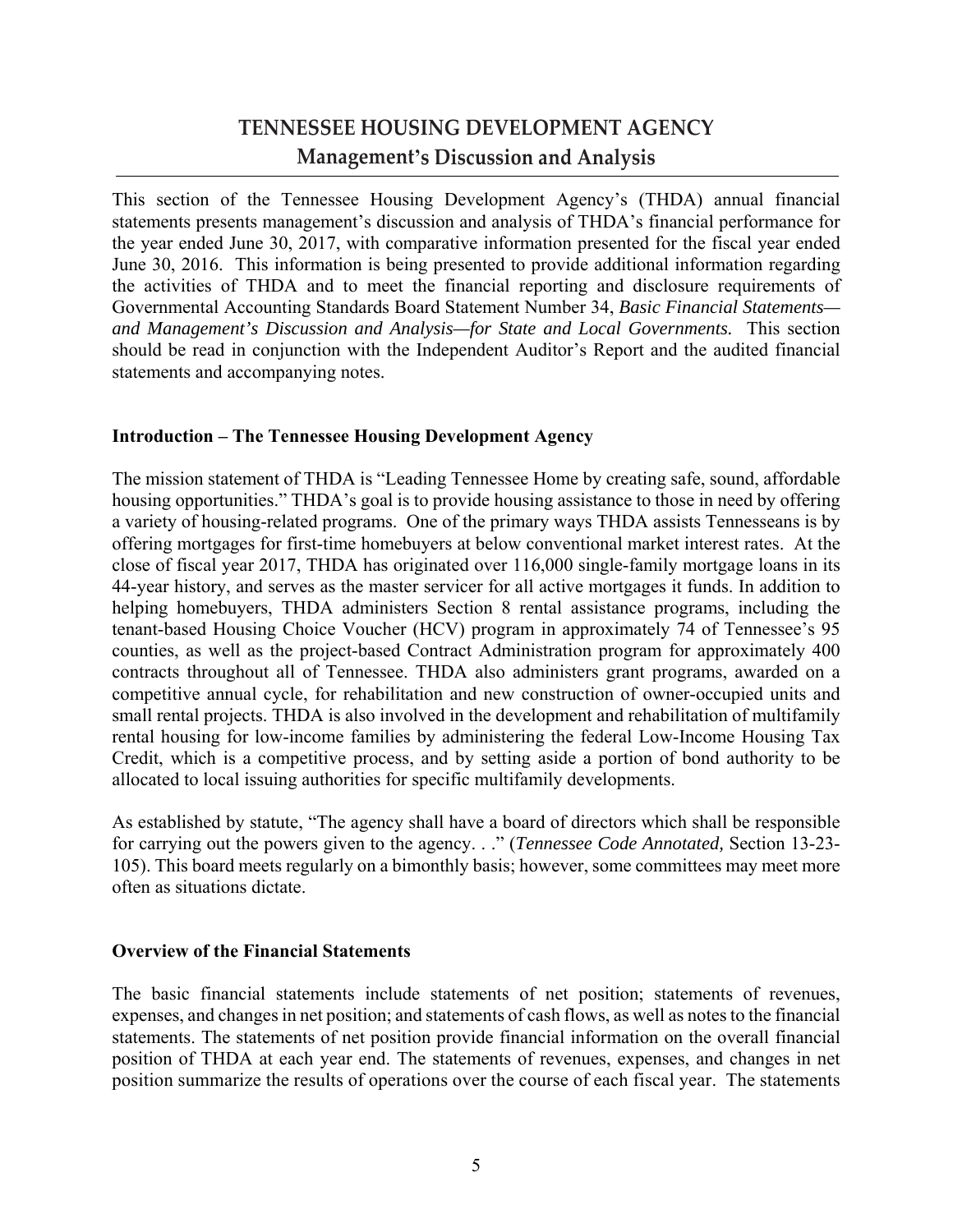# TENNESSEE HOUSING DEVELOPMENT AGENCY
## Management's Discussion and Analysis

This section of the Tennessee Housing Development Agency's (THDA) annual financial statements presents management's discussion and analysis of THDA's financial performance for the year ended June 30, 2017, with comparative information presented for the fiscal year ended June 30, 2016. This information is being presented to provide additional information regarding the activities of THDA and to meet the financial reporting and disclosure requirements of Governmental Accounting Standards Board Statement Number 34, *Basic Financial Statements—and Management's Discussion and Analysis—for State and Local Governments.* This section should be read in conjunction with the Independent Auditor's Report and the audited financial statements and accompanying notes.

**Introduction – The Tennessee Housing Development Agency**

The mission statement of THDA is "Leading Tennessee Home by creating safe, sound, affordable housing opportunities." THDA's goal is to provide housing assistance to those in need by offering a variety of housing-related programs. One of the primary ways THDA assists Tennesseans is by offering mortgages for first-time homebuyers at below conventional market interest rates. At the close of fiscal year 2017, THDA has originated over 116,000 single-family mortgage loans in its 44-year history, and serves as the master servicer for all active mortgages it funds. In addition to helping homebuyers, THDA administers Section 8 rental assistance programs, including the tenant-based Housing Choice Voucher (HCV) program in approximately 74 of Tennessee's 95 counties, as well as the project-based Contract Administration program for approximately 400 contracts throughout all of Tennessee. THDA also administers grant programs, awarded on a competitive annual cycle, for rehabilitation and new construction of owner-occupied units and small rental projects. THDA is also involved in the development and rehabilitation of multifamily rental housing for low-income families by administering the federal Low-Income Housing Tax Credit, which is a competitive process, and by setting aside a portion of bond authority to be allocated to local issuing authorities for specific multifamily developments.

As established by statute, "The agency shall have a board of directors which shall be responsible for carrying out the powers given to the agency. . ." (*Tennessee Code Annotated,* Section 13-23-105). This board meets regularly on a bimonthly basis; however, some committees may meet more often as situations dictate.

**Overview of the Financial Statements**

The basic financial statements include statements of net position; statements of revenues, expenses, and changes in net position; and statements of cash flows, as well as notes to the financial statements. The statements of net position provide financial information on the overall financial position of THDA at each year end. The statements of revenues, expenses, and changes in net position summarize the results of operations over the course of each fiscal year. The statements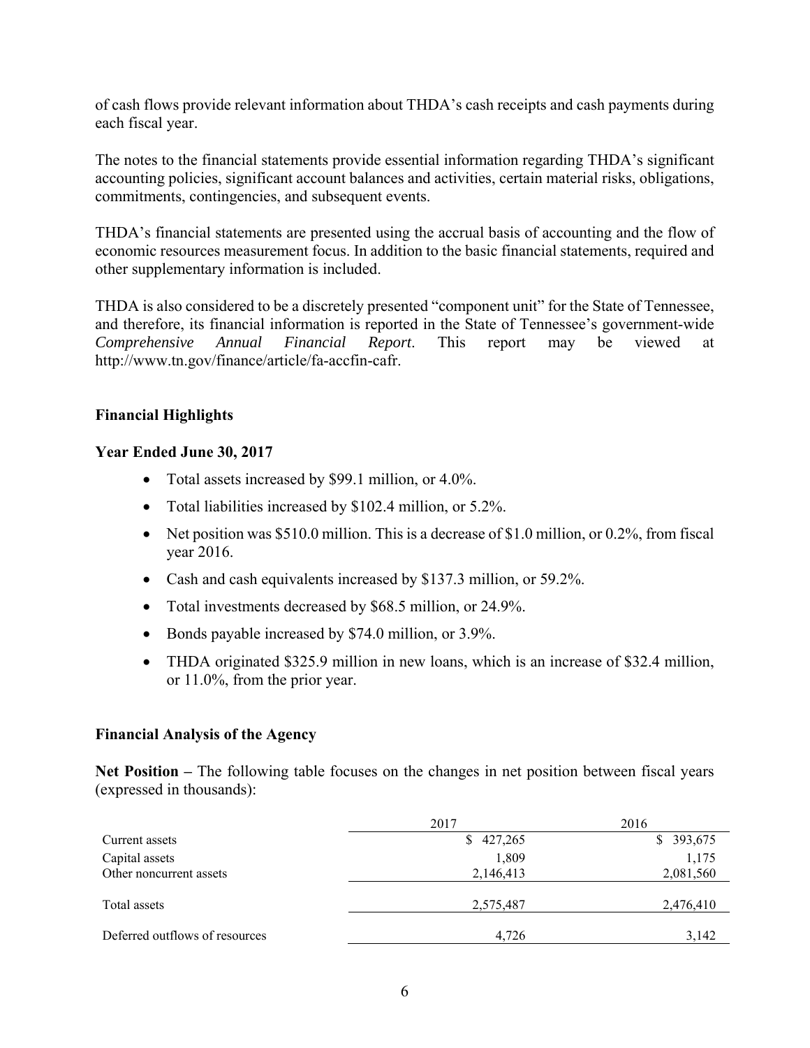of cash flows provide relevant information about THDA's cash receipts and cash payments during each fiscal year.

The notes to the financial statements provide essential information regarding THDA's significant accounting policies, significant account balances and activities, certain material risks, obligations, commitments, contingencies, and subsequent events.

THDA's financial statements are presented using the accrual basis of accounting and the flow of economic resources measurement focus. In addition to the basic financial statements, required and other supplementary information is included.

THDA is also considered to be a discretely presented "component unit" for the State of Tennessee, and therefore, its financial information is reported in the State of Tennessee's government-wide *Comprehensive Annual Financial Report*. This report may be viewed at http://www.tn.gov/finance/article/fa-accfin-cafr.

**Financial Highlights**

**Year Ended June 30, 2017**

- Total assets increased by $99.1 million, or 4.0%.
- Total liabilities increased by $102.4 million, or 5.2%.
- Net position was $510.0 million. This is a decrease of $1.0 million, or 0.2%, from fiscal year 2016.
- Cash and cash equivalents increased by $137.3 million, or 59.2%.
- Total investments decreased by $68.5 million, or 24.9%.
- Bonds payable increased by $74.0 million, or 3.9%.
- THDA originated $325.9 million in new loans, which is an increase of $32.4 million, or 11.0%, from the prior year.

**Financial Analysis of the Agency**

**Net Position –** The following table focuses on the changes in net position between fiscal years (expressed in thousands):

| | 2017 | 2016 |
|---|---|---|
| Current assets | $ 427,265 | $ 393,675 |
| Capital assets | 1,809 | 1,175 |
| Other noncurrent assets | 2,146,413 | 2,081,560 |
| Total assets | 2,575,487 | 2,476,410 |
| Deferred outflows of resources | 4,726 | 3,142 |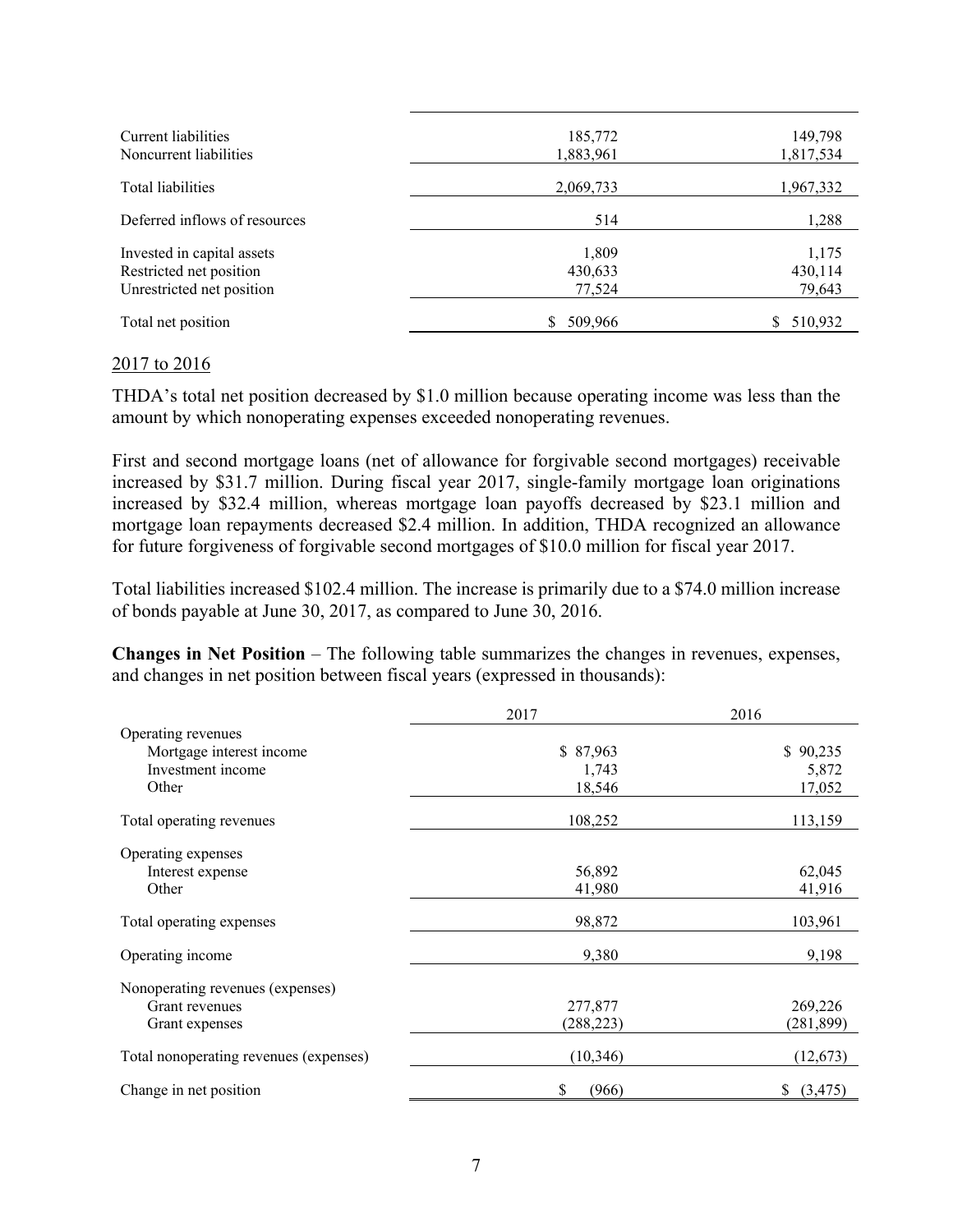| | | |
|---|---|---|
| Current liabilities | 185,772 | 149,798 |
| Noncurrent liabilities | 1,883,961 | 1,817,534 |
| Total liabilities | 2,069,733 | 1,967,332 |
| Deferred inflows of resources | 514 | 1,288 |
| Invested in capital assets | 1,809 | 1,175 |
| Restricted net position | 430,633 | 430,114 |
| Unrestricted net position | 77,524 | 79,643 |
| Total net position | $ 509,966 | $ 510,932 |

2017 to 2016

THDA's total net position decreased by $1.0 million because operating income was less than the amount by which nonoperating expenses exceeded nonoperating revenues.

First and second mortgage loans (net of allowance for forgivable second mortgages) receivable increased by $31.7 million. During fiscal year 2017, single-family mortgage loan originations increased by $32.4 million, whereas mortgage loan payoffs decreased by $23.1 million and mortgage loan repayments decreased $2.4 million. In addition, THDA recognized an allowance for future forgiveness of forgivable second mortgages of $10.0 million for fiscal year 2017.

Total liabilities increased $102.4 million. The increase is primarily due to a $74.0 million increase of bonds payable at June 30, 2017, as compared to June 30, 2016.

**Changes in Net Position** – The following table summarizes the changes in revenues, expenses, and changes in net position between fiscal years (expressed in thousands):

| | 2017 | 2016 |
|---|---|---|
| Operating revenues | | |
| Mortgage interest income | $ 87,963 | $ 90,235 |
| Investment income | 1,743 | 5,872 |
| Other | 18,546 | 17,052 |
| Total operating revenues | 108,252 | 113,159 |
| Operating expenses | | |
| Interest expense | 56,892 | 62,045 |
| Other | 41,980 | 41,916 |
| Total operating expenses | 98,872 | 103,961 |
| Operating income | 9,380 | 9,198 |
| Nonoperating revenues (expenses) | | |
| Grant revenues | 277,877 | 269,226 |
| Grant expenses | (288,223) | (281,899) |
| Total nonoperating revenues (expenses) | (10,346) | (12,673) |
| Change in net position | $ (966) | $ (3,475) |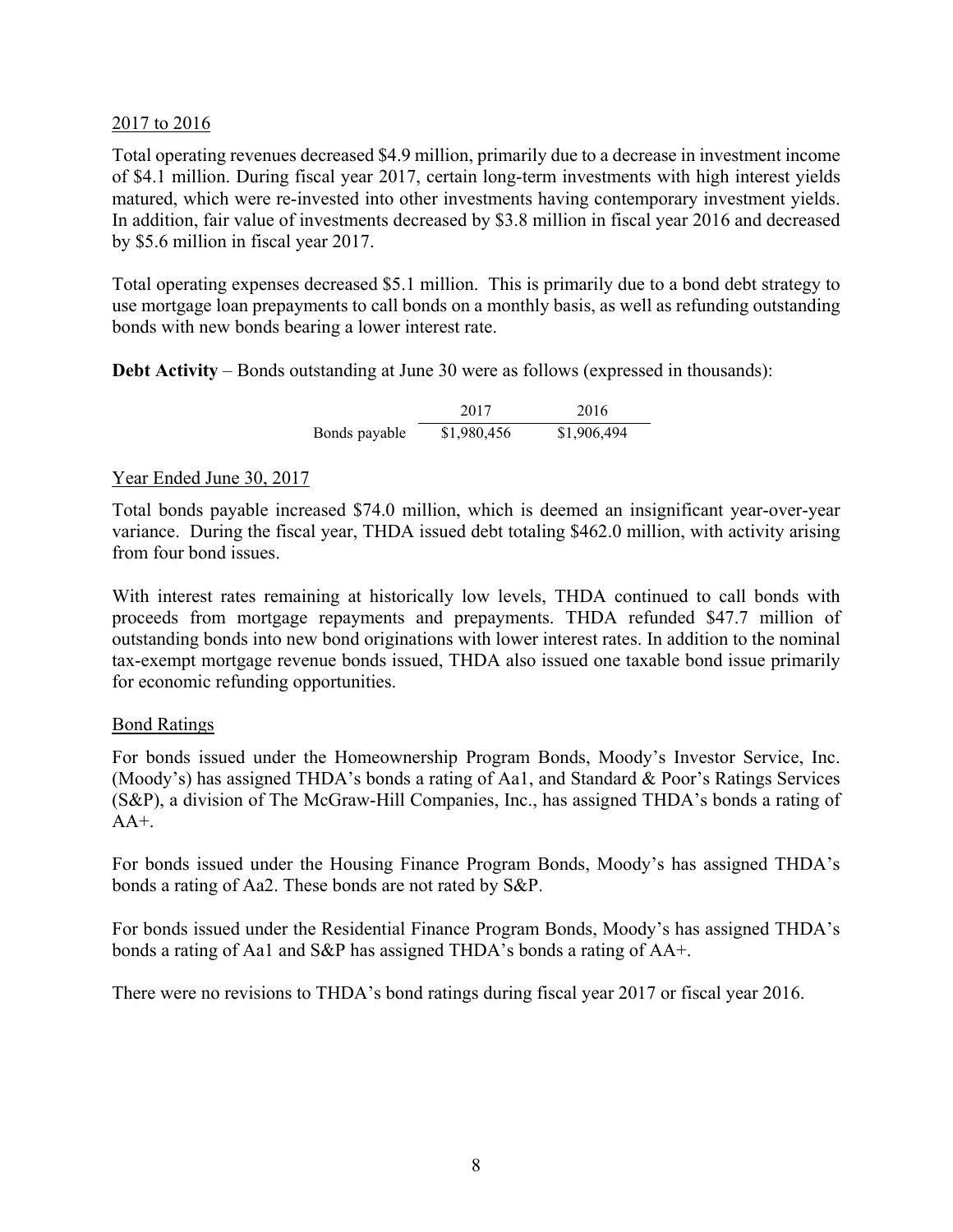2017 to 2016

Total operating revenues decreased $4.9 million, primarily due to a decrease in investment income of $4.1 million. During fiscal year 2017, certain long-term investments with high interest yields matured, which were re-invested into other investments having contemporary investment yields. In addition, fair value of investments decreased by $3.8 million in fiscal year 2016 and decreased by $5.6 million in fiscal year 2017.

Total operating expenses decreased $5.1 million. This is primarily due to a bond debt strategy to use mortgage loan prepayments to call bonds on a monthly basis, as well as refunding outstanding bonds with new bonds bearing a lower interest rate.

**Debt Activity** – Bonds outstanding at June 30 were as follows (expressed in thousands):

| | 2017 | 2016 |
|---|---|---|
| Bonds payable | $1,980,456 | $1,906,494 |

Year Ended June 30, 2017

Total bonds payable increased $74.0 million, which is deemed an insignificant year-over-year variance. During the fiscal year, THDA issued debt totaling $462.0 million, with activity arising from four bond issues.

With interest rates remaining at historically low levels, THDA continued to call bonds with proceeds from mortgage repayments and prepayments. THDA refunded $47.7 million of outstanding bonds into new bond originations with lower interest rates. In addition to the nominal tax-exempt mortgage revenue bonds issued, THDA also issued one taxable bond issue primarily for economic refunding opportunities.

Bond Ratings

For bonds issued under the Homeownership Program Bonds, Moody's Investor Service, Inc. (Moody's) has assigned THDA's bonds a rating of Aa1, and Standard & Poor's Ratings Services (S&P), a division of The McGraw-Hill Companies, Inc., has assigned THDA's bonds a rating of AA+.

For bonds issued under the Housing Finance Program Bonds, Moody's has assigned THDA's bonds a rating of Aa2. These bonds are not rated by S&P.

For bonds issued under the Residential Finance Program Bonds, Moody's has assigned THDA's bonds a rating of Aa1 and S&P has assigned THDA's bonds a rating of AA+.

There were no revisions to THDA's bond ratings during fiscal year 2017 or fiscal year 2016.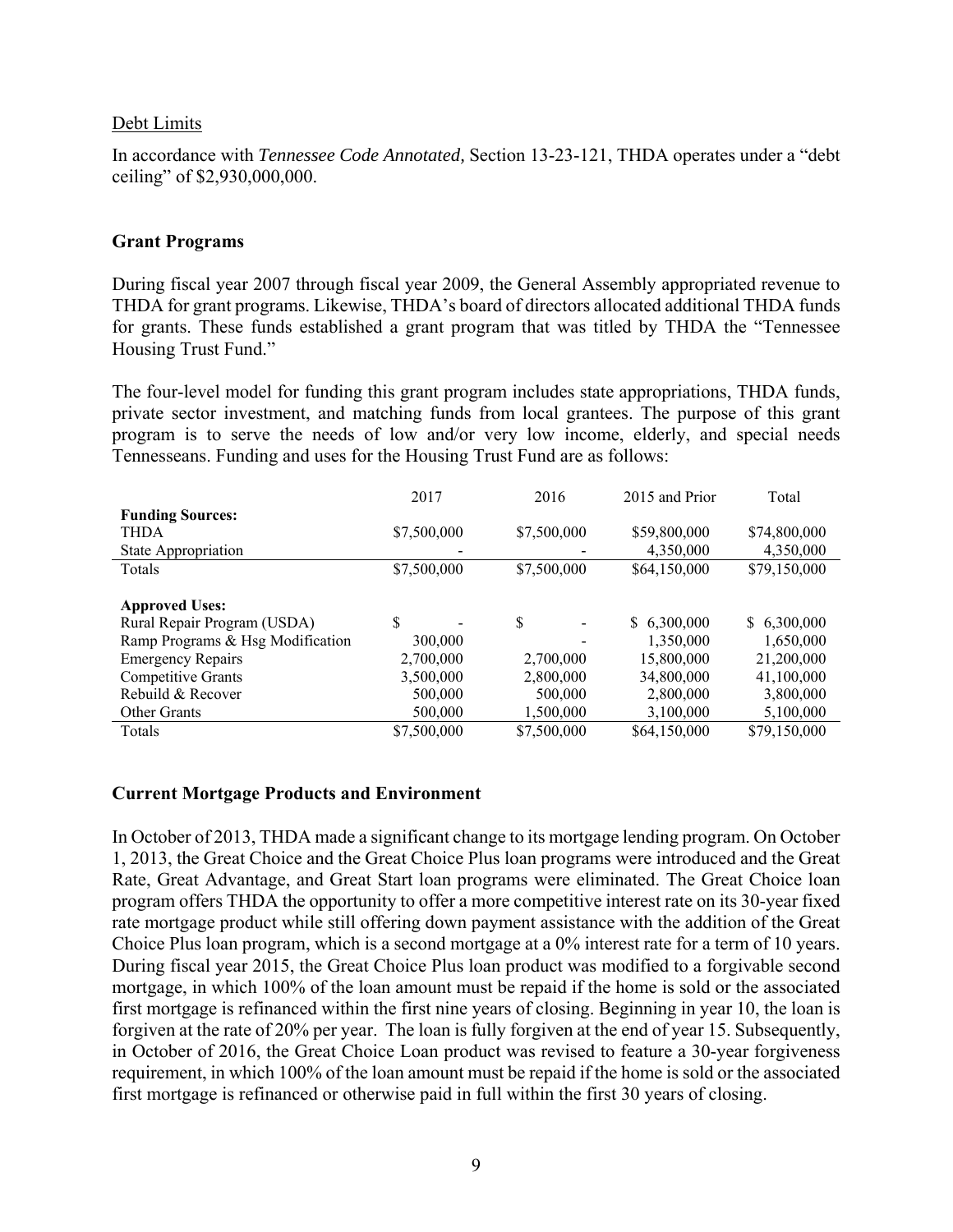Debt Limits

In accordance with *Tennessee Code Annotated,* Section 13-23-121, THDA operates under a "debt ceiling" of $2,930,000,000.

## Grant Programs

During fiscal year 2007 through fiscal year 2009, the General Assembly appropriated revenue to THDA for grant programs. Likewise, THDA's board of directors allocated additional THDA funds for grants. These funds established a grant program that was titled by THDA the "Tennessee Housing Trust Fund."

The four-level model for funding this grant program includes state appropriations, THDA funds, private sector investment, and matching funds from local grantees. The purpose of this grant program is to serve the needs of low and/or very low income, elderly, and special needs Tennesseans. Funding and uses for the Housing Trust Fund are as follows:

| | 2017 | 2016 | 2015 and Prior | Total |
|---|---|---|---|---|
| **Funding Sources:** | | | | |
| THDA | $7,500,000 | $7,500,000 | $59,800,000 | $74,800,000 |
| State Appropriation | - | - | 4,350,000 | 4,350,000 |
| Totals | $7,500,000 | $7,500,000 | $64,150,000 | $79,150,000 |
| **Approved Uses:** | | | | |
| Rural Repair Program (USDA) | $ - | $ - | $ 6,300,000 | $ 6,300,000 |
| Ramp Programs & Hsg Modification | 300,000 | - | 1,350,000 | 1,650,000 |
| Emergency Repairs | 2,700,000 | 2,700,000 | 15,800,000 | 21,200,000 |
| Competitive Grants | 3,500,000 | 2,800,000 | 34,800,000 | 41,100,000 |
| Rebuild & Recover | 500,000 | 500,000 | 2,800,000 | 3,800,000 |
| Other Grants | 500,000 | 1,500,000 | 3,100,000 | 5,100,000 |
| Totals | $7,500,000 | $7,500,000 | $64,150,000 | $79,150,000 |

## Current Mortgage Products and Environment

In October of 2013, THDA made a significant change to its mortgage lending program. On October 1, 2013, the Great Choice and the Great Choice Plus loan programs were introduced and the Great Rate, Great Advantage, and Great Start loan programs were eliminated. The Great Choice loan program offers THDA the opportunity to offer a more competitive interest rate on its 30-year fixed rate mortgage product while still offering down payment assistance with the addition of the Great Choice Plus loan program, which is a second mortgage at a 0% interest rate for a term of 10 years. During fiscal year 2015, the Great Choice Plus loan product was modified to a forgivable second mortgage, in which 100% of the loan amount must be repaid if the home is sold or the associated first mortgage is refinanced within the first nine years of closing. Beginning in year 10, the loan is forgiven at the rate of 20% per year. The loan is fully forgiven at the end of year 15. Subsequently, in October of 2016, the Great Choice Loan product was revised to feature a 30-year forgiveness requirement, in which 100% of the loan amount must be repaid if the home is sold or the associated first mortgage is refinanced or otherwise paid in full within the first 30 years of closing.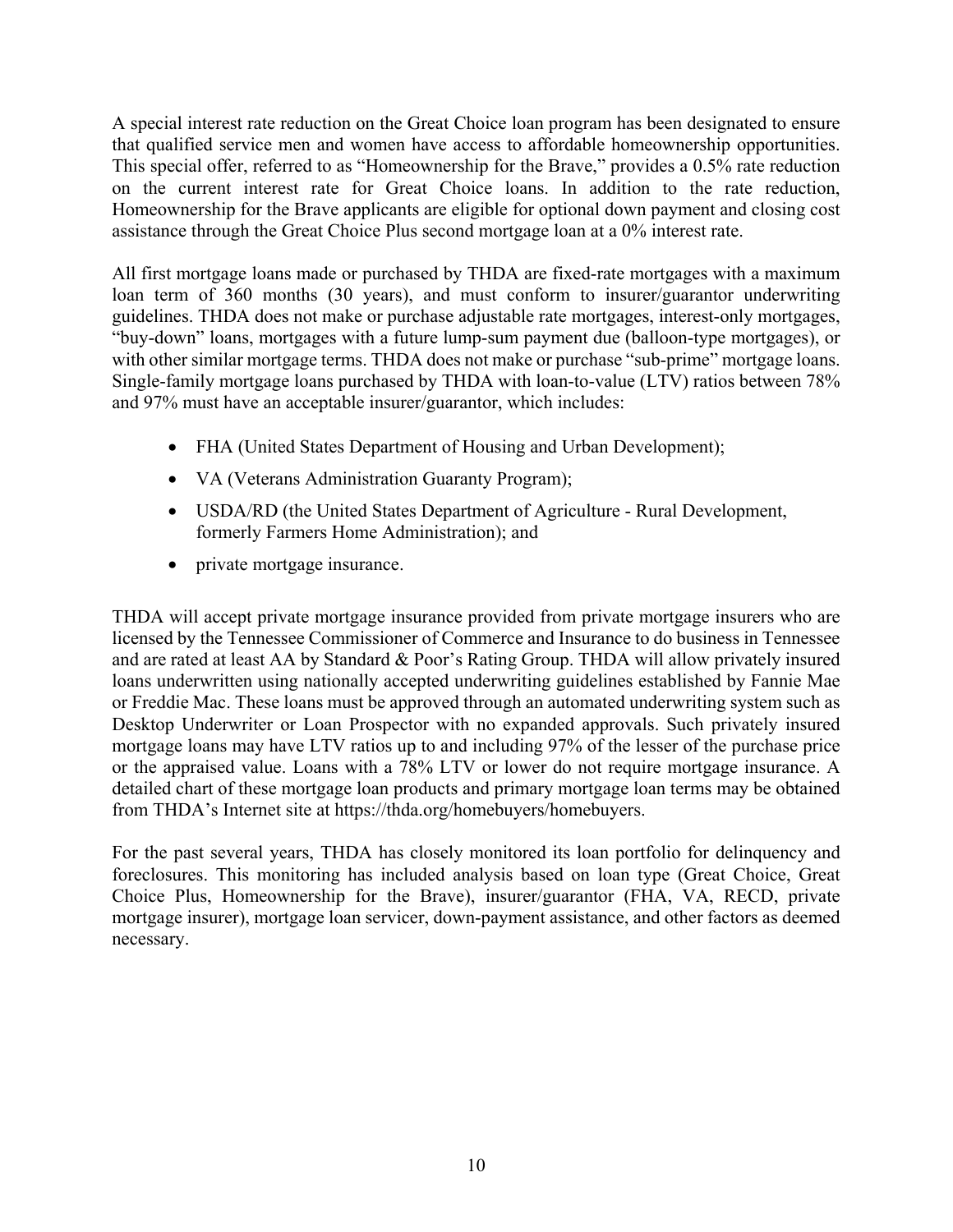A special interest rate reduction on the Great Choice loan program has been designated to ensure that qualified service men and women have access to affordable homeownership opportunities. This special offer, referred to as "Homeownership for the Brave," provides a 0.5% rate reduction on the current interest rate for Great Choice loans. In addition to the rate reduction, Homeownership for the Brave applicants are eligible for optional down payment and closing cost assistance through the Great Choice Plus second mortgage loan at a 0% interest rate.

All first mortgage loans made or purchased by THDA are fixed-rate mortgages with a maximum loan term of 360 months (30 years), and must conform to insurer/guarantor underwriting guidelines. THDA does not make or purchase adjustable rate mortgages, interest-only mortgages, "buy-down" loans, mortgages with a future lump-sum payment due (balloon-type mortgages), or with other similar mortgage terms. THDA does not make or purchase "sub-prime" mortgage loans. Single-family mortgage loans purchased by THDA with loan-to-value (LTV) ratios between 78% and 97% must have an acceptable insurer/guarantor, which includes:

- FHA (United States Department of Housing and Urban Development);
- VA (Veterans Administration Guaranty Program);
- USDA/RD (the United States Department of Agriculture - Rural Development, formerly Farmers Home Administration); and
- private mortgage insurance.

THDA will accept private mortgage insurance provided from private mortgage insurers who are licensed by the Tennessee Commissioner of Commerce and Insurance to do business in Tennessee and are rated at least AA by Standard & Poor's Rating Group. THDA will allow privately insured loans underwritten using nationally accepted underwriting guidelines established by Fannie Mae or Freddie Mac. These loans must be approved through an automated underwriting system such as Desktop Underwriter or Loan Prospector with no expanded approvals. Such privately insured mortgage loans may have LTV ratios up to and including 97% of the lesser of the purchase price or the appraised value. Loans with a 78% LTV or lower do not require mortgage insurance. A detailed chart of these mortgage loan products and primary mortgage loan terms may be obtained from THDA's Internet site at https://thda.org/homebuyers/homebuyers.

For the past several years, THDA has closely monitored its loan portfolio for delinquency and foreclosures. This monitoring has included analysis based on loan type (Great Choice, Great Choice Plus, Homeownership for the Brave), insurer/guarantor (FHA, VA, RECD, private mortgage insurer), mortgage loan servicer, down-payment assistance, and other factors as deemed necessary.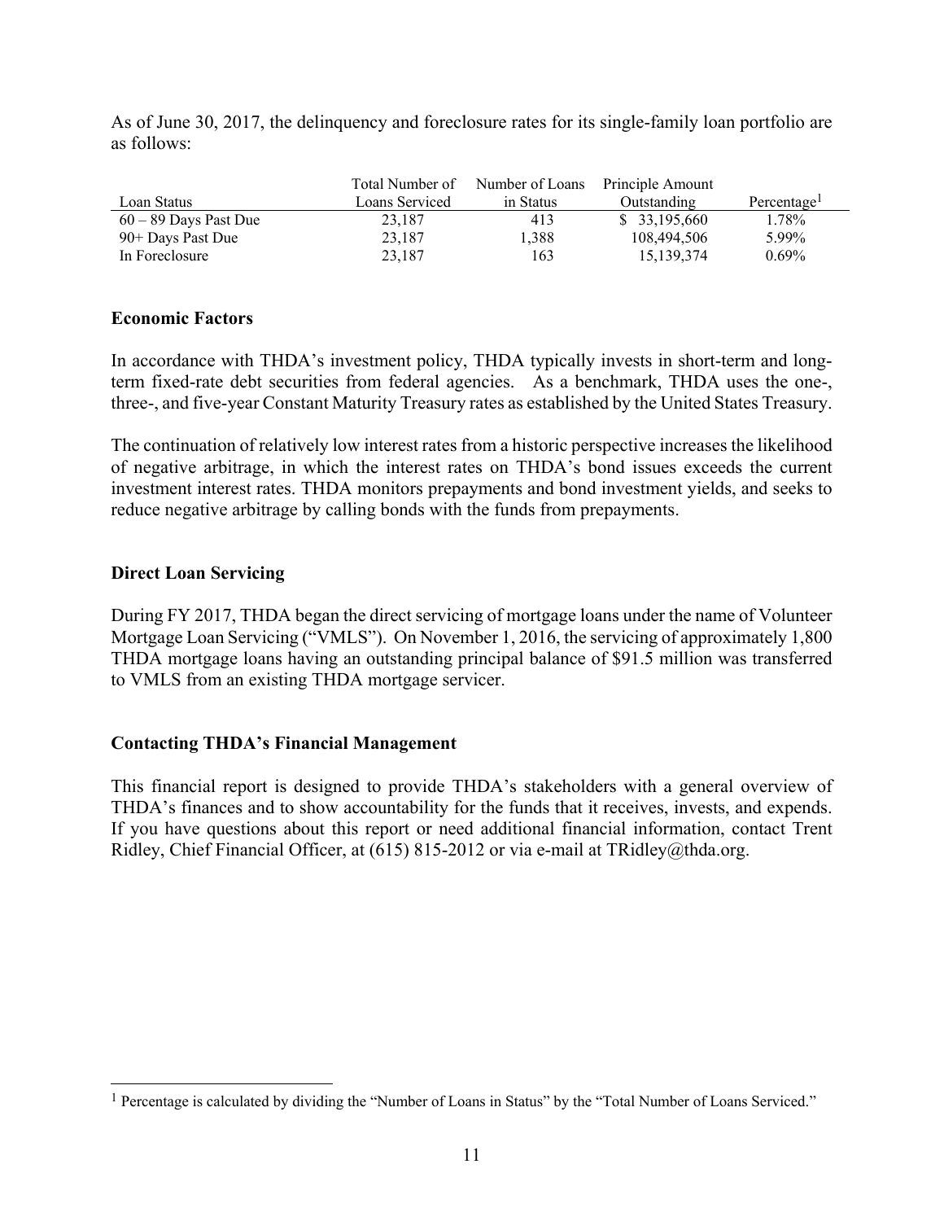As of June 30, 2017, the delinquency and foreclosure rates for its single-family loan portfolio are as follows:

| Loan Status | Total Number of Loans Serviced | Number of Loans in Status | Principle Amount Outstanding | Percentage[1] |
|---|---|---|---|---|
| 60 – 89 Days Past Due | 23,187 | 413 | $ 33,195,660 | 1.78% |
| 90+ Days Past Due | 23,187 | 1,388 | 108,494,506 | 5.99% |
| In Foreclosure | 23,187 | 163 | 15,139,374 | 0.69% |

**Economic Factors**

In accordance with THDA's investment policy, THDA typically invests in short-term and long-term fixed-rate debt securities from federal agencies. As a benchmark, THDA uses the one-, three-, and five-year Constant Maturity Treasury rates as established by the United States Treasury.

The continuation of relatively low interest rates from a historic perspective increases the likelihood of negative arbitrage, in which the interest rates on THDA's bond issues exceeds the current investment interest rates. THDA monitors prepayments and bond investment yields, and seeks to reduce negative arbitrage by calling bonds with the funds from prepayments.

**Direct Loan Servicing**

During FY 2017, THDA began the direct servicing of mortgage loans under the name of Volunteer Mortgage Loan Servicing ("VMLS"). On November 1, 2016, the servicing of approximately 1,800 THDA mortgage loans having an outstanding principal balance of $91.5 million was transferred to VMLS from an existing THDA mortgage servicer.

**Contacting THDA's Financial Management**

This financial report is designed to provide THDA's stakeholders with a general overview of THDA's finances and to show accountability for the funds that it receives, invests, and expends. If you have questions about this report or need additional financial information, contact Trent Ridley, Chief Financial Officer, at (615) 815-2012 or via e-mail at TRidley@thda.org.

---

[1] Percentage is calculated by dividing the "Number of Loans in Status" by the "Total Number of Loans Serviced."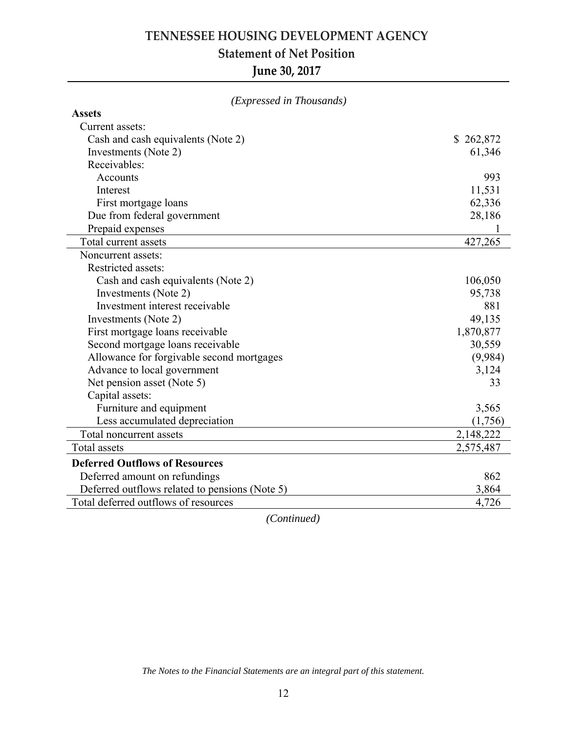# TENNESSEE HOUSING DEVELOPMENT AGENCY

## Statement of Net Position

## June 30, 2017

*(Expressed in Thousands)*

| | |
|---|---|
| **Assets** | |
| Current assets: | |
| Cash and cash equivalents (Note 2) | $ 262,872 |
| Investments (Note 2) | 61,346 |
| Receivables: | |
| Accounts | 993 |
| Interest | 11,531 |
| First mortgage loans | 62,336 |
| Due from federal government | 28,186 |
| Prepaid expenses | 1 |
| Total current assets | 427,265 |
| Noncurrent assets: | |
| Restricted assets: | |
| Cash and cash equivalents (Note 2) | 106,050 |
| Investments (Note 2) | 95,738 |
| Investment interest receivable | 881 |
| Investments (Note 2) | 49,135 |
| First mortgage loans receivable | 1,870,877 |
| Second mortgage loans receivable | 30,559 |
| Allowance for forgivable second mortgages | (9,984) |
| Advance to local government | 3,124 |
| Net pension asset (Note 5) | 33 |
| Capital assets: | |
| Furniture and equipment | 3,565 |
| Less accumulated depreciation | (1,756) |
| Total noncurrent assets | 2,148,222 |
| Total assets | 2,575,487 |
| **Deferred Outflows of Resources** | |
| Deferred amount on refundings | 862 |
| Deferred outflows related to pensions (Note 5) | 3,864 |
| Total deferred outflows of resources | 4,726 |

*(Continued)*

*The Notes to the Financial Statements are an integral part of this statement.*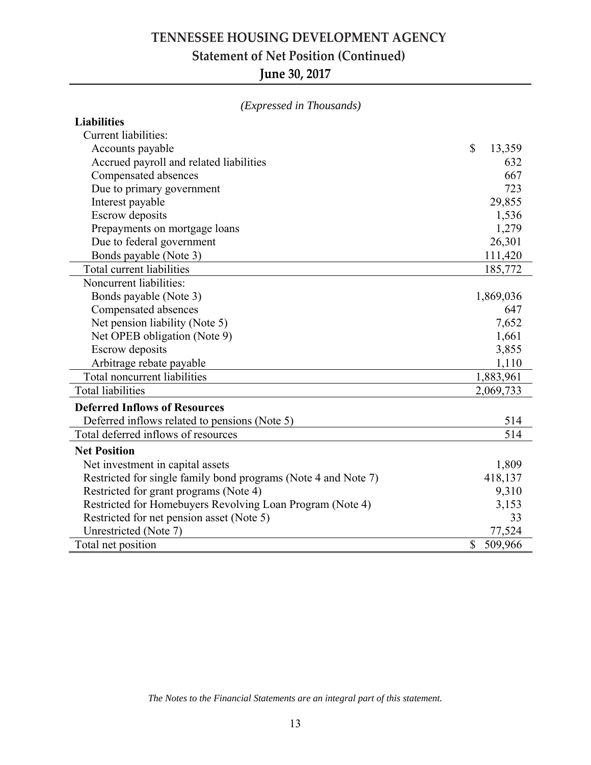# TENNESSEE HOUSING DEVELOPMENT AGENCY

## Statement of Net Position (Continued)

## June 30, 2017

*(Expressed in Thousands)*

| | |
|---|---|
| **Liabilities** | |
| Current liabilities: | |
| Accounts payable | $ 13,359 |
| Accrued payroll and related liabilities | 632 |
| Compensated absences | 667 |
| Due to primary government | 723 |
| Interest payable | 29,855 |
| Escrow deposits | 1,536 |
| Prepayments on mortgage loans | 1,279 |
| Due to federal government | 26,301 |
| Bonds payable (Note 3) | 111,420 |
| Total current liabilities | 185,772 |
| Noncurrent liabilities: | |
| Bonds payable (Note 3) | 1,869,036 |
| Compensated absences | 647 |
| Net pension liability (Note 5) | 7,652 |
| Net OPEB obligation (Note 9) | 1,661 |
| Escrow deposits | 3,855 |
| Arbitrage rebate payable | 1,110 |
| Total noncurrent liabilities | 1,883,961 |
| Total liabilities | 2,069,733 |
| **Deferred Inflows of Resources** | |
| Deferred inflows related to pensions (Note 5) | 514 |
| Total deferred inflows of resources | 514 |
| **Net Position** | |
| Net investment in capital assets | 1,809 |
| Restricted for single family bond programs (Note 4 and Note 7) | 418,137 |
| Restricted for grant programs (Note 4) | 9,310 |
| Restricted for Homebuyers Revolving Loan Program (Note 4) | 3,153 |
| Restricted for net pension asset (Note 5) | 33 |
| Unrestricted (Note 7) | 77,524 |
| Total net position | $ 509,966 |

*The Notes to the Financial Statements are an integral part of this statement.*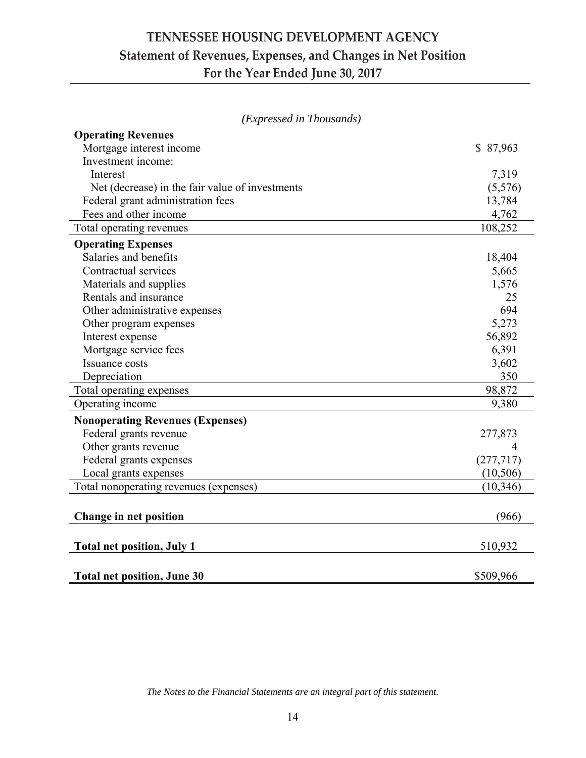# TENNESSEE HOUSING DEVELOPMENT AGENCY
## Statement of Revenues, Expenses, and Changes in Net Position
## For the Year Ended June 30, 2017

*(Expressed in Thousands)*

| | |
|---|---|
| **Operating Revenues** | |
| Mortgage interest income | $ 87,963 |
| Investment income: | |
| Interest | 7,319 |
| Net (decrease) in the fair value of investments | (5,576) |
| Federal grant administration fees | 13,784 |
| Fees and other income | 4,762 |
| Total operating revenues | 108,252 |
| **Operating Expenses** | |
| Salaries and benefits | 18,404 |
| Contractual services | 5,665 |
| Materials and supplies | 1,576 |
| Rentals and insurance | 25 |
| Other administrative expenses | 694 |
| Other program expenses | 5,273 |
| Interest expense | 56,892 |
| Mortgage service fees | 6,391 |
| Issuance costs | 3,602 |
| Depreciation | 350 |
| Total operating expenses | 98,872 |
| Operating income | 9,380 |
| **Nonoperating Revenues (Expenses)** | |
| Federal grants revenue | 277,873 |
| Other grants revenue | 4 |
| Federal grants expenses | (277,717) |
| Local grants expenses | (10,506) |
| Total nonoperating revenues (expenses) | (10,346) |
| **Change in net position** | (966) |
| **Total net position, July 1** | 510,932 |
| **Total net position, June 30** | $509,966 |

*The Notes to the Financial Statements are an integral part of this statement.*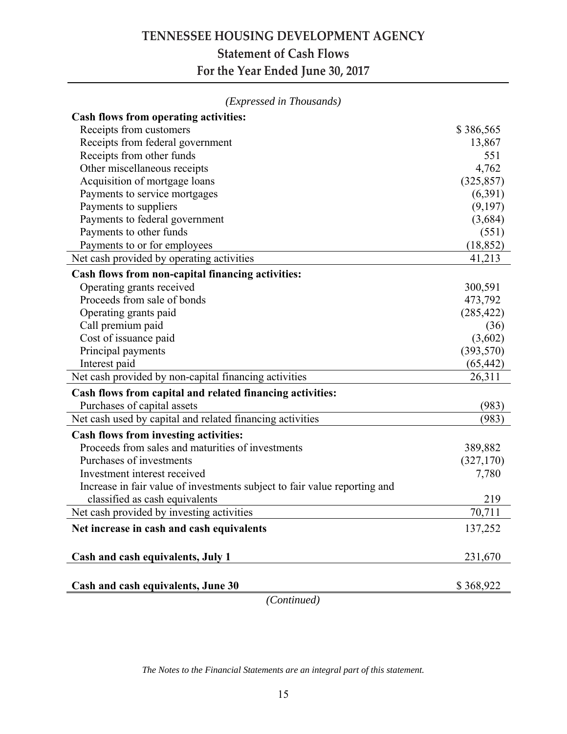# TENNESSEE HOUSING DEVELOPMENT AGENCY

## Statement of Cash Flows

## For the Year Ended June 30, 2017

*(Expressed in Thousands)*

| | |
|---|---|
| **Cash flows from operating activities:** | |
| Receipts from customers | $ 386,565 |
| Receipts from federal government | 13,867 |
| Receipts from other funds | 551 |
| Other miscellaneous receipts | 4,762 |
| Acquisition of mortgage loans | (325,857) |
| Payments to service mortgages | (6,391) |
| Payments to suppliers | (9,197) |
| Payments to federal government | (3,684) |
| Payments to other funds | (551) |
| Payments to or for employees | (18,852) |
| Net cash provided by operating activities | 41,213 |
| **Cash flows from non-capital financing activities:** | |
| Operating grants received | 300,591 |
| Proceeds from sale of bonds | 473,792 |
| Operating grants paid | (285,422) |
| Call premium paid | (36) |
| Cost of issuance paid | (3,602) |
| Principal payments | (393,570) |
| Interest paid | (65,442) |
| Net cash provided by non-capital financing activities | 26,311 |
| **Cash flows from capital and related financing activities:** | |
| Purchases of capital assets | (983) |
| Net cash used by capital and related financing activities | (983) |
| **Cash flows from investing activities:** | |
| Proceeds from sales and maturities of investments | 389,882 |
| Purchases of investments | (327,170) |
| Investment interest received | 7,780 |
| Increase in fair value of investments subject to fair value reporting and classified as cash equivalents | 219 |
| Net cash provided by investing activities | 70,711 |
| **Net increase in cash and cash equivalents** | 137,252 |
| **Cash and cash equivalents, July 1** | 231,670 |
| **Cash and cash equivalents, June 30** | $ 368,922 |

*(Continued)*

*The Notes to the Financial Statements are an integral part of this statement.*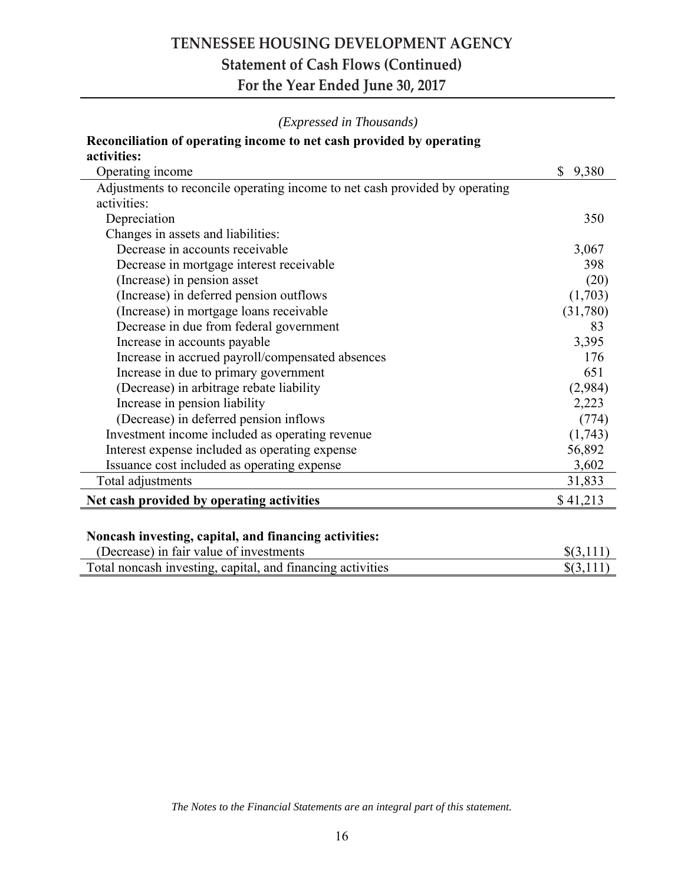# TENNESSEE HOUSING DEVELOPMENT AGENCY

## Statement of Cash Flows (Continued)

## For the Year Ended June 30, 2017

*(Expressed in Thousands)*

| **Reconciliation of operating income to net cash provided by operating activities:** | |
|---|---|
| Operating income | $ 9,380 |
| Adjustments to reconcile operating income to net cash provided by operating activities: | |
| Depreciation | 350 |
| Changes in assets and liabilities: | |
| Decrease in accounts receivable | 3,067 |
| Decrease in mortgage interest receivable | 398 |
| (Increase) in pension asset | (20) |
| (Increase) in deferred pension outflows | (1,703) |
| (Increase) in mortgage loans receivable | (31,780) |
| Decrease in due from federal government | 83 |
| Increase in accounts payable | 3,395 |
| Increase in accrued payroll/compensated absences | 176 |
| Increase in due to primary government | 651 |
| (Decrease) in arbitrage rebate liability | (2,984) |
| Increase in pension liability | 2,223 |
| (Decrease) in deferred pension inflows | (774) |
| Investment income included as operating revenue | (1,743) |
| Interest expense included as operating expense | 56,892 |
| Issuance cost included as operating expense | 3,602 |
| Total adjustments | 31,833 |
| **Net cash provided by operating activities** | $ 41,213 |

| **Noncash investing, capital, and financing activities:** | |
|---|---|
| (Decrease) in fair value of investments | $(3,111) |
| Total noncash investing, capital, and financing activities | $(3,111) |

*The Notes to the Financial Statements are an integral part of this statement.*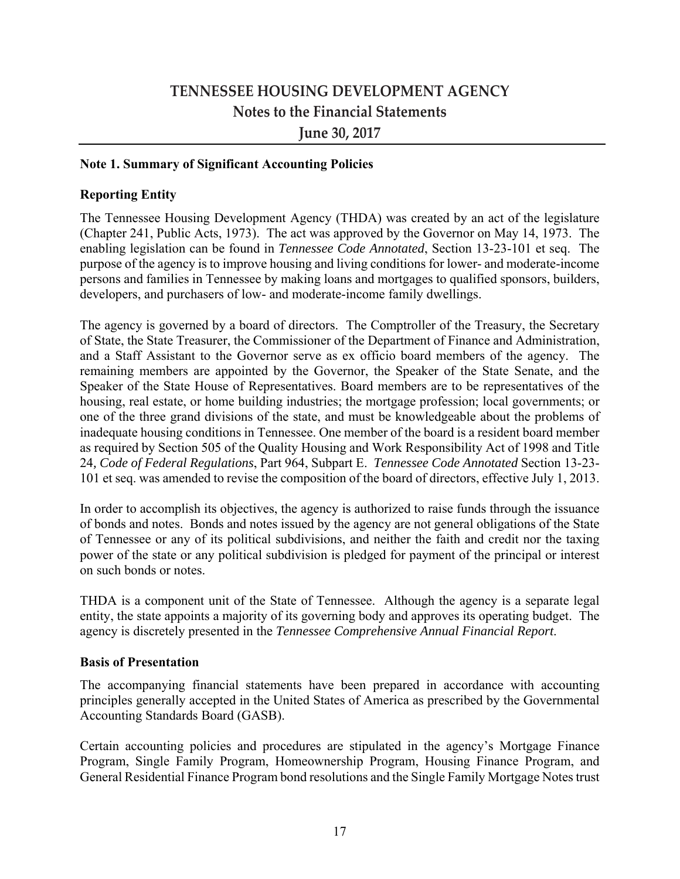# TENNESSEE HOUSING DEVELOPMENT AGENCY
## Notes to the Financial Statements
## June 30, 2017

### Note 1. Summary of Significant Accounting Policies

#### Reporting Entity

The Tennessee Housing Development Agency (THDA) was created by an act of the legislature (Chapter 241, Public Acts, 1973). The act was approved by the Governor on May 14, 1973. The enabling legislation can be found in *Tennessee Code Annotated*, Section 13-23-101 et seq. The purpose of the agency is to improve housing and living conditions for lower- and moderate-income persons and families in Tennessee by making loans and mortgages to qualified sponsors, builders, developers, and purchasers of low- and moderate-income family dwellings.

The agency is governed by a board of directors. The Comptroller of the Treasury, the Secretary of State, the State Treasurer, the Commissioner of the Department of Finance and Administration, and a Staff Assistant to the Governor serve as ex officio board members of the agency. The remaining members are appointed by the Governor, the Speaker of the State Senate, and the Speaker of the State House of Representatives. Board members are to be representatives of the housing, real estate, or home building industries; the mortgage profession; local governments; or one of the three grand divisions of the state, and must be knowledgeable about the problems of inadequate housing conditions in Tennessee. One member of the board is a resident board member as required by Section 505 of the Quality Housing and Work Responsibility Act of 1998 and Title 24, *Code of Federal Regulations*, Part 964, Subpart E. *Tennessee Code Annotated* Section 13-23-101 et seq. was amended to revise the composition of the board of directors, effective July 1, 2013.

In order to accomplish its objectives, the agency is authorized to raise funds through the issuance of bonds and notes. Bonds and notes issued by the agency are not general obligations of the State of Tennessee or any of its political subdivisions, and neither the faith and credit nor the taxing power of the state or any political subdivision is pledged for payment of the principal or interest on such bonds or notes.

THDA is a component unit of the State of Tennessee. Although the agency is a separate legal entity, the state appoints a majority of its governing body and approves its operating budget. The agency is discretely presented in the *Tennessee Comprehensive Annual Financial Report*.

#### Basis of Presentation

The accompanying financial statements have been prepared in accordance with accounting principles generally accepted in the United States of America as prescribed by the Governmental Accounting Standards Board (GASB).

Certain accounting policies and procedures are stipulated in the agency's Mortgage Finance Program, Single Family Program, Homeownership Program, Housing Finance Program, and General Residential Finance Program bond resolutions and the Single Family Mortgage Notes trust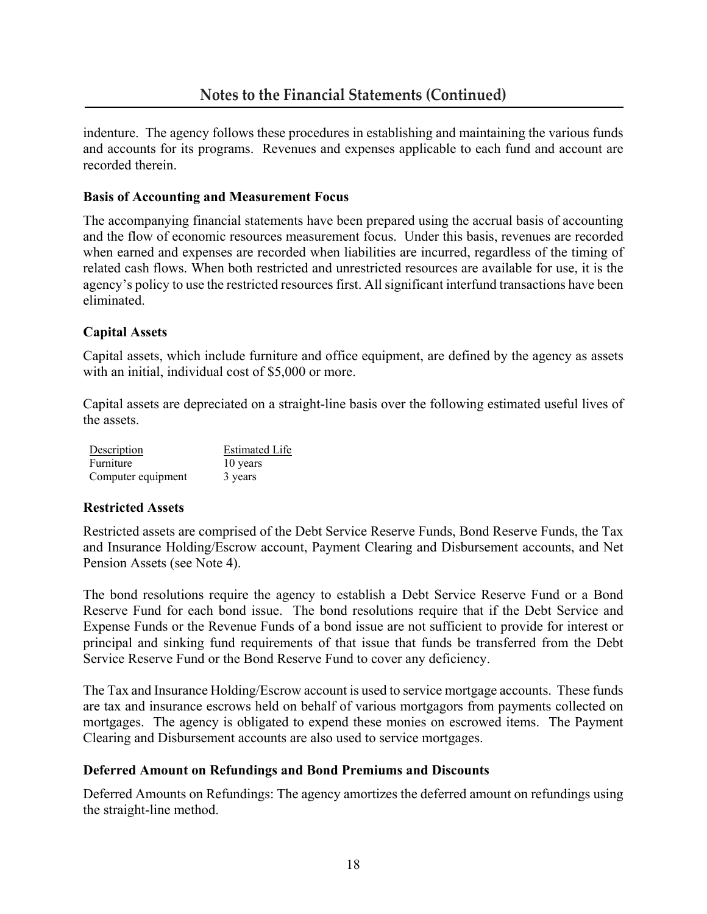indenture. The agency follows these procedures in establishing and maintaining the various funds and accounts for its programs. Revenues and expenses applicable to each fund and account are recorded therein.

### Basis of Accounting and Measurement Focus

The accompanying financial statements have been prepared using the accrual basis of accounting and the flow of economic resources measurement focus. Under this basis, revenues are recorded when earned and expenses are recorded when liabilities are incurred, regardless of the timing of related cash flows. When both restricted and unrestricted resources are available for use, it is the agency's policy to use the restricted resources first. All significant interfund transactions have been eliminated.

### Capital Assets

Capital assets, which include furniture and office equipment, are defined by the agency as assets with an initial, individual cost of $5,000 or more.

Capital assets are depreciated on a straight-line basis over the following estimated useful lives of the assets.

| Description | Estimated Life |
|---|---|
| Furniture | 10 years |
| Computer equipment | 3 years |

### Restricted Assets

Restricted assets are comprised of the Debt Service Reserve Funds, Bond Reserve Funds, the Tax and Insurance Holding/Escrow account, Payment Clearing and Disbursement accounts, and Net Pension Assets (see Note 4).

The bond resolutions require the agency to establish a Debt Service Reserve Fund or a Bond Reserve Fund for each bond issue. The bond resolutions require that if the Debt Service and Expense Funds or the Revenue Funds of a bond issue are not sufficient to provide for interest or principal and sinking fund requirements of that issue that funds be transferred from the Debt Service Reserve Fund or the Bond Reserve Fund to cover any deficiency.

The Tax and Insurance Holding/Escrow account is used to service mortgage accounts. These funds are tax and insurance escrows held on behalf of various mortgagors from payments collected on mortgages. The agency is obligated to expend these monies on escrowed items. The Payment Clearing and Disbursement accounts are also used to service mortgages.

### Deferred Amount on Refundings and Bond Premiums and Discounts

Deferred Amounts on Refundings: The agency amortizes the deferred amount on refundings using the straight-line method.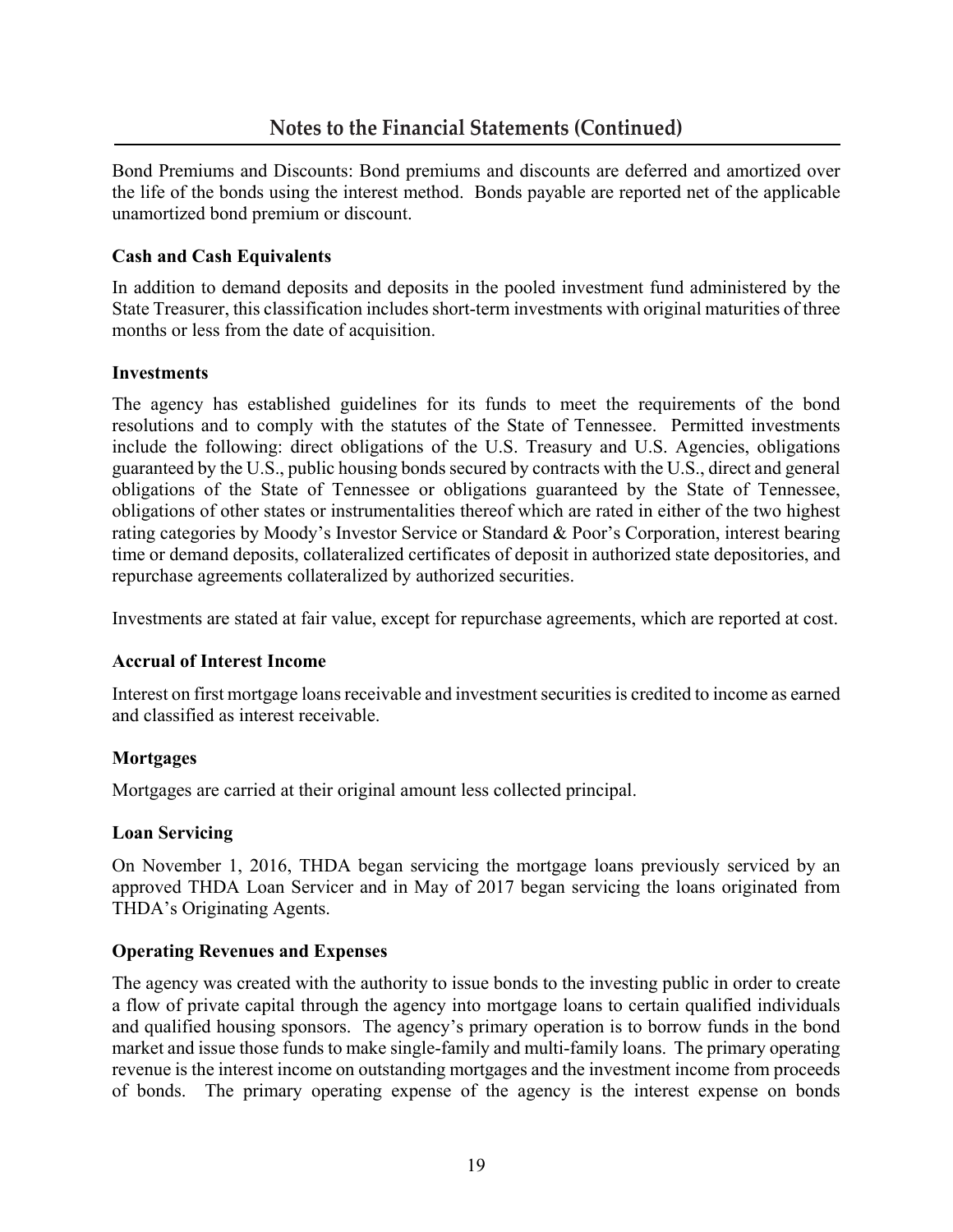## Notes to the Financial Statements (Continued)

Bond Premiums and Discounts: Bond premiums and discounts are deferred and amortized over the life of the bonds using the interest method. Bonds payable are reported net of the applicable unamortized bond premium or discount.

### Cash and Cash Equivalents

In addition to demand deposits and deposits in the pooled investment fund administered by the State Treasurer, this classification includes short-term investments with original maturities of three months or less from the date of acquisition.

### Investments

The agency has established guidelines for its funds to meet the requirements of the bond resolutions and to comply with the statutes of the State of Tennessee. Permitted investments include the following: direct obligations of the U.S. Treasury and U.S. Agencies, obligations guaranteed by the U.S., public housing bonds secured by contracts with the U.S., direct and general obligations of the State of Tennessee or obligations guaranteed by the State of Tennessee, obligations of other states or instrumentalities thereof which are rated in either of the two highest rating categories by Moody's Investor Service or Standard & Poor's Corporation, interest bearing time or demand deposits, collateralized certificates of deposit in authorized state depositories, and repurchase agreements collateralized by authorized securities.

Investments are stated at fair value, except for repurchase agreements, which are reported at cost.

### Accrual of Interest Income

Interest on first mortgage loans receivable and investment securities is credited to income as earned and classified as interest receivable.

### Mortgages

Mortgages are carried at their original amount less collected principal.

### Loan Servicing

On November 1, 2016, THDA began servicing the mortgage loans previously serviced by an approved THDA Loan Servicer and in May of 2017 began servicing the loans originated from THDA's Originating Agents.

### Operating Revenues and Expenses

The agency was created with the authority to issue bonds to the investing public in order to create a flow of private capital through the agency into mortgage loans to certain qualified individuals and qualified housing sponsors. The agency's primary operation is to borrow funds in the bond market and issue those funds to make single-family and multi-family loans. The primary operating revenue is the interest income on outstanding mortgages and the investment income from proceeds of bonds. The primary operating expense of the agency is the interest expense on bonds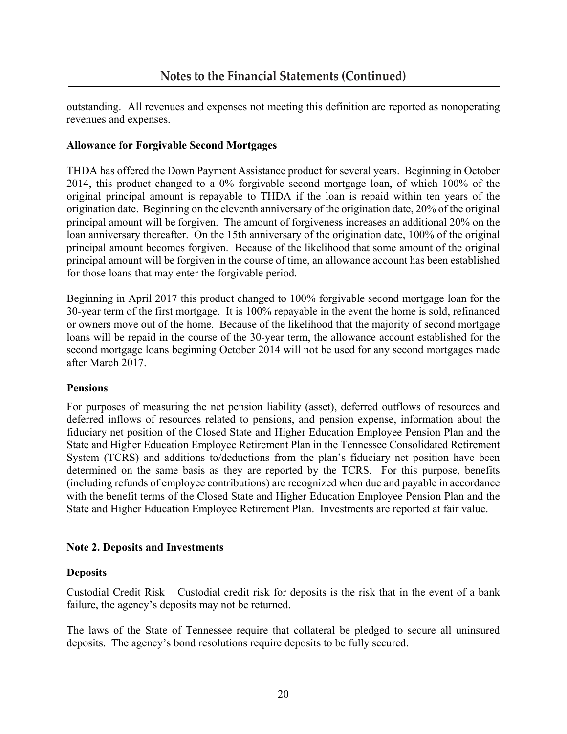outstanding. All revenues and expenses not meeting this definition are reported as nonoperating revenues and expenses.

**Allowance for Forgivable Second Mortgages**

THDA has offered the Down Payment Assistance product for several years. Beginning in October 2014, this product changed to a 0% forgivable second mortgage loan, of which 100% of the original principal amount is repayable to THDA if the loan is repaid within ten years of the origination date. Beginning on the eleventh anniversary of the origination date, 20% of the original principal amount will be forgiven. The amount of forgiveness increases an additional 20% on the loan anniversary thereafter. On the 15th anniversary of the origination date, 100% of the original principal amount becomes forgiven. Because of the likelihood that some amount of the original principal amount will be forgiven in the course of time, an allowance account has been established for those loans that may enter the forgivable period.

Beginning in April 2017 this product changed to 100% forgivable second mortgage loan for the 30-year term of the first mortgage. It is 100% repayable in the event the home is sold, refinanced or owners move out of the home. Because of the likelihood that the majority of second mortgage loans will be repaid in the course of the 30-year term, the allowance account established for the second mortgage loans beginning October 2014 will not be used for any second mortgages made after March 2017.

**Pensions**

For purposes of measuring the net pension liability (asset), deferred outflows of resources and deferred inflows of resources related to pensions, and pension expense, information about the fiduciary net position of the Closed State and Higher Education Employee Pension Plan and the State and Higher Education Employee Retirement Plan in the Tennessee Consolidated Retirement System (TCRS) and additions to/deductions from the plan's fiduciary net position have been determined on the same basis as they are reported by the TCRS. For this purpose, benefits (including refunds of employee contributions) are recognized when due and payable in accordance with the benefit terms of the Closed State and Higher Education Employee Pension Plan and the State and Higher Education Employee Retirement Plan. Investments are reported at fair value.

**Note 2. Deposits and Investments**

**Deposits**

Custodial Credit Risk – Custodial credit risk for deposits is the risk that in the event of a bank failure, the agency's deposits may not be returned.

The laws of the State of Tennessee require that collateral be pledged to secure all uninsured deposits. The agency's bond resolutions require deposits to be fully secured.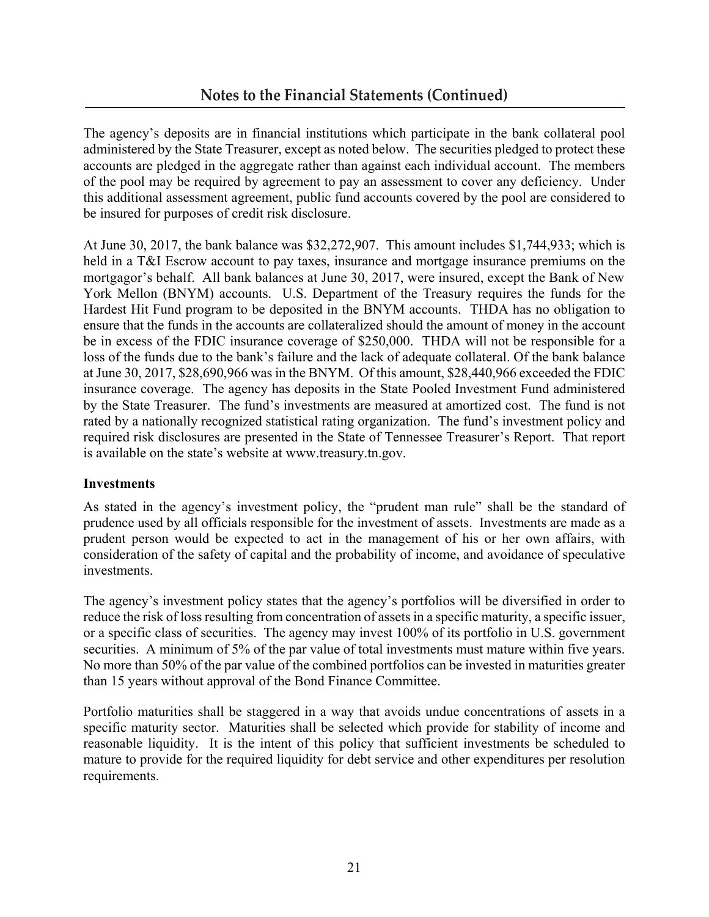## Notes to the Financial Statements (Continued)

The agency's deposits are in financial institutions which participate in the bank collateral pool administered by the State Treasurer, except as noted below. The securities pledged to protect these accounts are pledged in the aggregate rather than against each individual account. The members of the pool may be required by agreement to pay an assessment to cover any deficiency. Under this additional assessment agreement, public fund accounts covered by the pool are considered to be insured for purposes of credit risk disclosure.

At June 30, 2017, the bank balance was $32,272,907. This amount includes $1,744,933; which is held in a T&I Escrow account to pay taxes, insurance and mortgage insurance premiums on the mortgagor's behalf. All bank balances at June 30, 2017, were insured, except the Bank of New York Mellon (BNYM) accounts. U.S. Department of the Treasury requires the funds for the Hardest Hit Fund program to be deposited in the BNYM accounts. THDA has no obligation to ensure that the funds in the accounts are collateralized should the amount of money in the account be in excess of the FDIC insurance coverage of $250,000. THDA will not be responsible for a loss of the funds due to the bank's failure and the lack of adequate collateral. Of the bank balance at June 30, 2017, $28,690,966 was in the BNYM. Of this amount, $28,440,966 exceeded the FDIC insurance coverage. The agency has deposits in the State Pooled Investment Fund administered by the State Treasurer. The fund's investments are measured at amortized cost. The fund is not rated by a nationally recognized statistical rating organization. The fund's investment policy and required risk disclosures are presented in the State of Tennessee Treasurer's Report. That report is available on the state's website at www.treasury.tn.gov.

### Investments

As stated in the agency's investment policy, the "prudent man rule" shall be the standard of prudence used by all officials responsible for the investment of assets. Investments are made as a prudent person would be expected to act in the management of his or her own affairs, with consideration of the safety of capital and the probability of income, and avoidance of speculative investments.

The agency's investment policy states that the agency's portfolios will be diversified in order to reduce the risk of loss resulting from concentration of assets in a specific maturity, a specific issuer, or a specific class of securities. The agency may invest 100% of its portfolio in U.S. government securities. A minimum of 5% of the par value of total investments must mature within five years. No more than 50% of the par value of the combined portfolios can be invested in maturities greater than 15 years without approval of the Bond Finance Committee.

Portfolio maturities shall be staggered in a way that avoids undue concentrations of assets in a specific maturity sector. Maturities shall be selected which provide for stability of income and reasonable liquidity. It is the intent of this policy that sufficient investments be scheduled to mature to provide for the required liquidity for debt service and other expenditures per resolution requirements.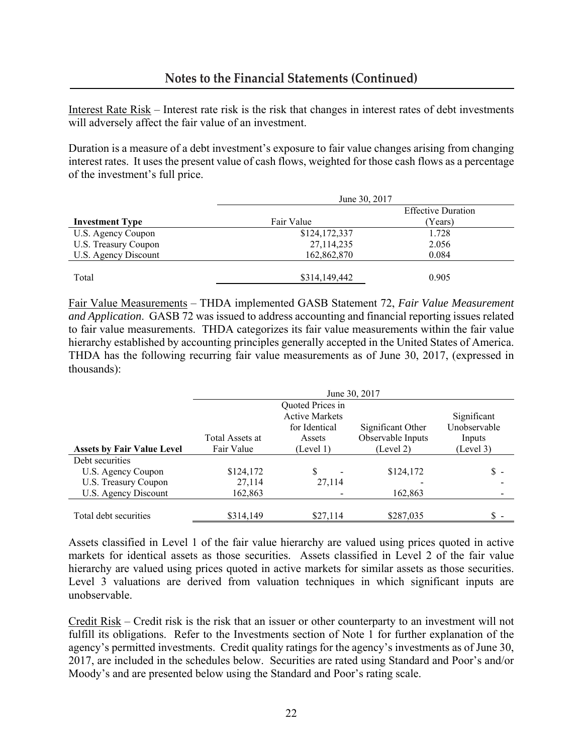## Notes to the Financial Statements (Continued)

Interest Rate Risk – Interest rate risk is the risk that changes in interest rates of debt investments will adversely affect the fair value of an investment.

Duration is a measure of a debt investment's exposure to fair value changes arising from changing interest rates. It uses the present value of cash flows, weighted for those cash flows as a percentage of the investment's full price.

| | June 30, 2017 | |
|---|---|---|
| **Investment Type** | Fair Value | Effective Duration (Years) |
| U.S. Agency Coupon | $124,172,337 | 1.728 |
| U.S. Treasury Coupon | 27,114,235 | 2.056 |
| U.S. Agency Discount | 162,862,870 | 0.084 |
| Total | $314,149,442 | 0.905 |

Fair Value Measurements – THDA implemented GASB Statement 72, *Fair Value Measurement and Application*. GASB 72 was issued to address accounting and financial reporting issues related to fair value measurements. THDA categorizes its fair value measurements within the fair value hierarchy established by accounting principles generally accepted in the United States of America. THDA has the following recurring fair value measurements as of June 30, 2017, (expressed in thousands):

| | June 30, 2017 | | | |
|---|---|---|---|---|
| **Assets by Fair Value Level** | Total Assets at Fair Value | Quoted Prices in Active Markets for Identical Assets (Level 1) | Significant Other Observable Inputs (Level 2) | Significant Unobservable Inputs (Level 3) |
| Debt securities | | | | |
| U.S. Agency Coupon | $124,172 | $ - | $124,172 | $ - |
| U.S. Treasury Coupon | 27,114 | 27,114 | - | - |
| U.S. Agency Discount | 162,863 | - | 162,863 | - |
| Total debt securities | $314,149 | $27,114 | $287,035 | $ - |

Assets classified in Level 1 of the fair value hierarchy are valued using prices quoted in active markets for identical assets as those securities. Assets classified in Level 2 of the fair value hierarchy are valued using prices quoted in active markets for similar assets as those securities. Level 3 valuations are derived from valuation techniques in which significant inputs are unobservable.

Credit Risk – Credit risk is the risk that an issuer or other counterparty to an investment will not fulfill its obligations. Refer to the Investments section of Note 1 for further explanation of the agency's permitted investments. Credit quality ratings for the agency's investments as of June 30, 2017, are included in the schedules below. Securities are rated using Standard and Poor's and/or Moody's and are presented below using the Standard and Poor's rating scale.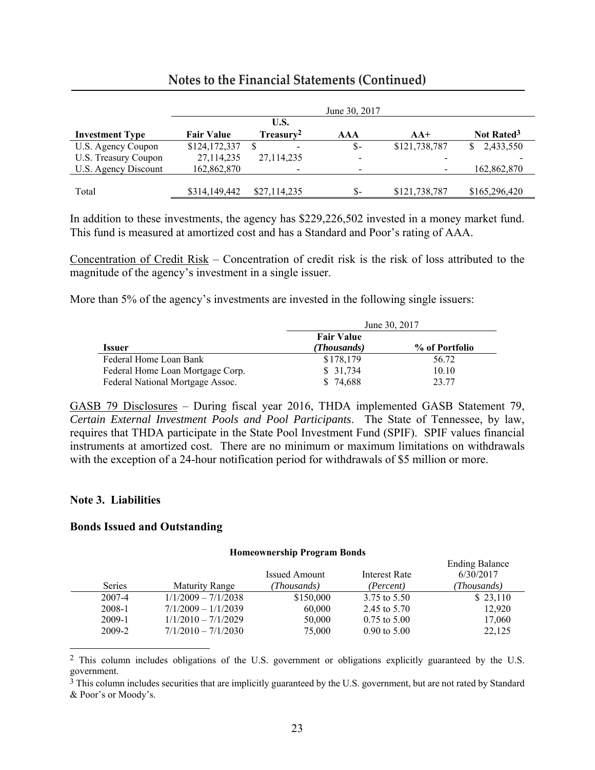## Notes to the Financial Statements (Continued)

| | June 30, 2017 | | | | |
|---|---|---|---|---|---|
| **Investment Type** | **Fair Value** | **U.S. Treasury[2]** | **AAA** | **AA+** | **Not Rated[3]** |
| U.S. Agency Coupon | $124,172,337 | $ - | $- | $121,738,787 | $ 2,433,550 |
| U.S. Treasury Coupon | 27,114,235 | 27,114,235 | - | - | - |
| U.S. Agency Discount | 162,862,870 | - | - | - | 162,862,870 |
| Total | $314,149,442 | $27,114,235 | $- | $121,738,787 | $165,296,420 |

In addition to these investments, the agency has $229,226,502 invested in a money market fund. This fund is measured at amortized cost and has a Standard and Poor's rating of AAA.

Concentration of Credit Risk – Concentration of credit risk is the risk of loss attributed to the magnitude of the agency's investment in a single issuer.

More than 5% of the agency's investments are invested in the following single issuers:

| | June 30, 2017 | |
|---|---|---|
| **Issuer** | **Fair Value *(Thousands)*** | **% of Portfolio** |
| Federal Home Loan Bank | $178,179 | 56.72 |
| Federal Home Loan Mortgage Corp. | $ 31,734 | 10.10 |
| Federal National Mortgage Assoc. | $ 74,688 | 23.77 |

GASB 79 Disclosures – During fiscal year 2016, THDA implemented GASB Statement 79, *Certain External Investment Pools and Pool Participants*. The State of Tennessee, by law, requires that THDA participate in the State Pool Investment Fund (SPIF). SPIF values financial instruments at amortized cost. There are no minimum or maximum limitations on withdrawals with the exception of a 24-hour notification period for withdrawals of $5 million or more.

### Note 3. Liabilities

### Bonds Issued and Outstanding

**Homeownership Program Bonds**

| Series | Maturity Range | Issued Amount *(Thousands)* | Interest Rate *(Percent)* | Ending Balance 6/30/2017 *(Thousands)* |
|---|---|---|---|---|
| 2007-4 | 1/1/2009 – 7/1/2038 | $150,000 | 3.75 to 5.50 | $ 23,110 |
| 2008-1 | 7/1/2009 – 1/1/2039 | 60,000 | 2.45 to 5.70 | 12,920 |
| 2009-1 | 1/1/2010 – 7/1/2029 | 50,000 | 0.75 to 5.00 | 17,060 |
| 2009-2 | 7/1/2010 – 7/1/2030 | 75,000 | 0.90 to 5.00 | 22,125 |

[2] This column includes obligations of the U.S. government or obligations explicitly guaranteed by the U.S. government.

[3] This column includes securities that are implicitly guaranteed by the U.S. government, but are not rated by Standard & Poor's or Moody's.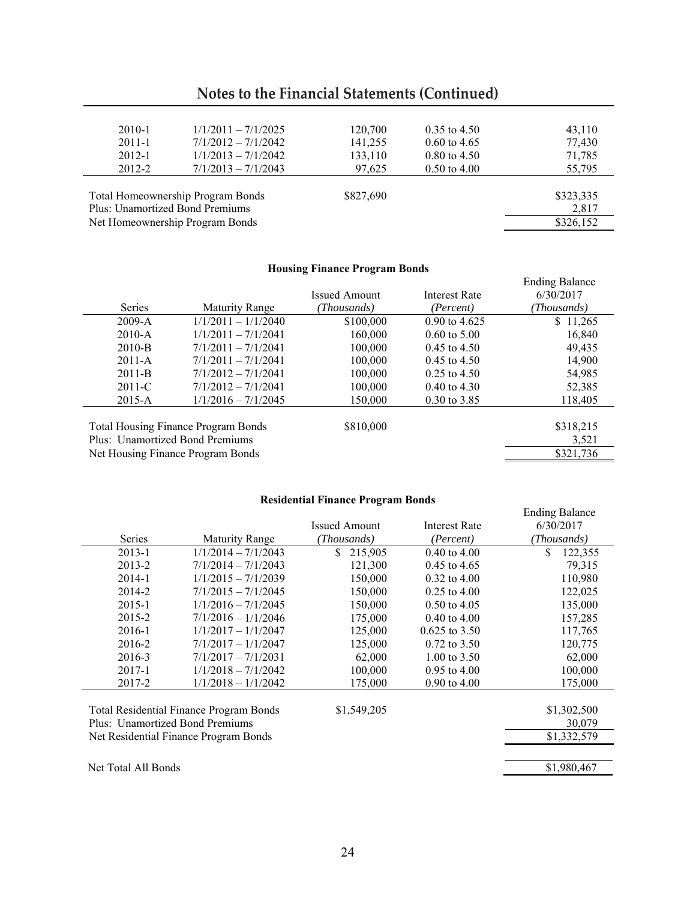# Notes to the Financial Statements (Continued)

| | | | | |
|---|---|---|---|---|
| 2010-1 | 1/1/2011 – 7/1/2025 | 120,700 | 0.35 to 4.50 | 43,110 |
| 2011-1 | 7/1/2012 – 7/1/2042 | 141,255 | 0.60 to 4.65 | 77,430 |
| 2012-1 | 1/1/2013 – 7/1/2042 | 133,110 | 0.80 to 4.50 | 71,785 |
| 2012-2 | 7/1/2013 – 7/1/2043 | 97,625 | 0.50 to 4.00 | 55,795 |
| Total Homeownership Program Bonds | | $827,690 | | $323,335 |
| Plus: Unamortized Bond Premiums | | | | 2,817 |
| Net Homeownership Program Bonds | | | | $326,152 |

**Housing Finance Program Bonds**

| Series | Maturity Range | Issued Amount *(Thousands)* | Interest Rate *(Percent)* | Ending Balance 6/30/2017 *(Thousands)* |
|---|---|---|---|---|
| 2009-A | 1/1/2011 – 1/1/2040 | $100,000 | 0.90 to 4.625 | $ 11,265 |
| 2010-A | 1/1/2011 – 7/1/2041 | 160,000 | 0.60 to 5.00 | 16,840 |
| 2010-B | 7/1/2011 – 7/1/2041 | 100,000 | 0.45 to 4.50 | 49,435 |
| 2011-A | 7/1/2011 – 7/1/2041 | 100,000 | 0.45 to 4.50 | 14,900 |
| 2011-B | 7/1/2012 – 7/1/2041 | 100,000 | 0.25 to 4.50 | 54,985 |
| 2011-C | 7/1/2012 – 7/1/2041 | 100,000 | 0.40 to 4.30 | 52,385 |
| 2015-A | 1/1/2016 – 7/1/2045 | 150,000 | 0.30 to 3.85 | 118,405 |
| Total Housing Finance Program Bonds | | $810,000 | | $318,215 |
| Plus: Unamortized Bond Premiums | | | | 3,521 |
| Net Housing Finance Program Bonds | | | | $321,736 |

**Residential Finance Program Bonds**

| Series | Maturity Range | Issued Amount *(Thousands)* | Interest Rate *(Percent)* | Ending Balance 6/30/2017 *(Thousands)* |
|---|---|---|---|---|
| 2013-1 | 1/1/2014 – 7/1/2043 | $ 215,905 | 0.40 to 4.00 | $ 122,355 |
| 2013-2 | 7/1/2014 – 7/1/2043 | 121,300 | 0.45 to 4.65 | 79,315 |
| 2014-1 | 1/1/2015 – 7/1/2039 | 150,000 | 0.32 to 4.00 | 110,980 |
| 2014-2 | 7/1/2015 – 7/1/2045 | 150,000 | 0.25 to 4.00 | 122,025 |
| 2015-1 | 1/1/2016 – 7/1/2045 | 150,000 | 0.50 to 4.05 | 135,000 |
| 2015-2 | 7/1/2016 – 1/1/2046 | 175,000 | 0.40 to 4.00 | 157,285 |
| 2016-1 | 1/1/2017 – 1/1/2047 | 125,000 | 0.625 to 3.50 | 117,765 |
| 2016-2 | 7/1/2017 – 1/1/2047 | 125,000 | 0.72 to 3.50 | 120,775 |
| 2016-3 | 7/1/2017 – 7/1/2031 | 62,000 | 1.00 to 3.50 | 62,000 |
| 2017-1 | 1/1/2018 – 7/1/2042 | 100,000 | 0.95 to 4.00 | 100,000 |
| 2017-2 | 1/1/2018 – 1/1/2042 | 175,000 | 0.90 to 4.00 | 175,000 |
| Total Residential Finance Program Bonds | | $1,549,205 | | $1,302,500 |
| Plus: Unamortized Bond Premiums | | | | 30,079 |
| Net Residential Finance Program Bonds | | | | $1,332,579 |
| Net Total All Bonds | | | | $1,980,467 |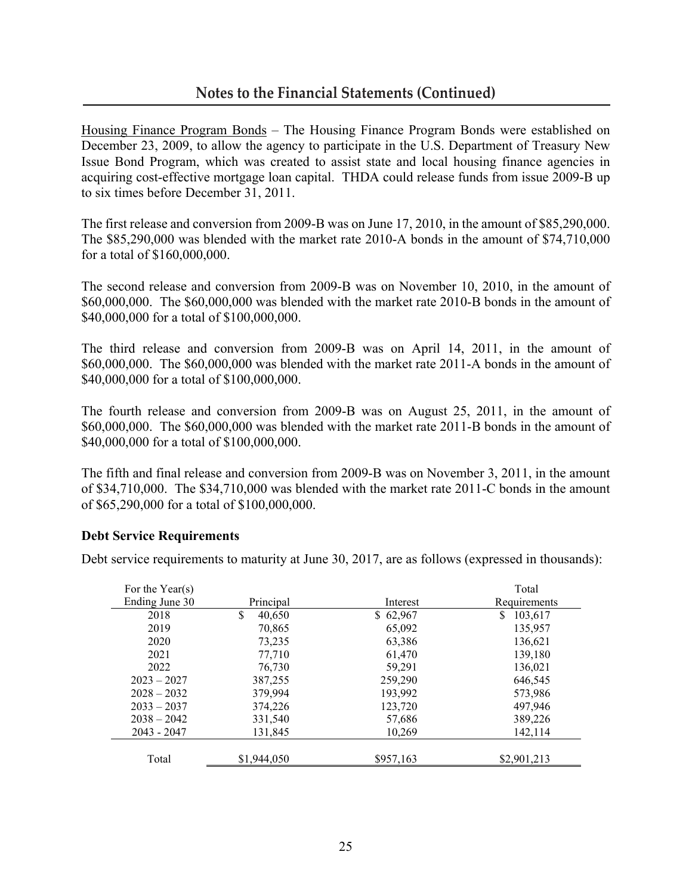## Notes to the Financial Statements (Continued)

Housing Finance Program Bonds – The Housing Finance Program Bonds were established on December 23, 2009, to allow the agency to participate in the U.S. Department of Treasury New Issue Bond Program, which was created to assist state and local housing finance agencies in acquiring cost-effective mortgage loan capital. THDA could release funds from issue 2009-B up to six times before December 31, 2011.

The first release and conversion from 2009-B was on June 17, 2010, in the amount of $85,290,000. The $85,290,000 was blended with the market rate 2010-A bonds in the amount of $74,710,000 for a total of $160,000,000.

The second release and conversion from 2009-B was on November 10, 2010, in the amount of $60,000,000. The $60,000,000 was blended with the market rate 2010-B bonds in the amount of $40,000,000 for a total of $100,000,000.

The third release and conversion from 2009-B was on April 14, 2011, in the amount of $60,000,000. The $60,000,000 was blended with the market rate 2011-A bonds in the amount of $40,000,000 for a total of $100,000,000.

The fourth release and conversion from 2009-B was on August 25, 2011, in the amount of $60,000,000. The $60,000,000 was blended with the market rate 2011-B bonds in the amount of $40,000,000 for a total of $100,000,000.

The fifth and final release and conversion from 2009-B was on November 3, 2011, in the amount of $34,710,000. The $34,710,000 was blended with the market rate 2011-C bonds in the amount of $65,290,000 for a total of $100,000,000.

**Debt Service Requirements**

Debt service requirements to maturity at June 30, 2017, are as follows (expressed in thousands):

| For the Year(s) Ending June 30 | Principal | Interest | Total Requirements |
|---|---|---|---|
| 2018 | $ 40,650 | $ 62,967 | $ 103,617 |
| 2019 | 70,865 | 65,092 | 135,957 |
| 2020 | 73,235 | 63,386 | 136,621 |
| 2021 | 77,710 | 61,470 | 139,180 |
| 2022 | 76,730 | 59,291 | 136,021 |
| 2023 – 2027 | 387,255 | 259,290 | 646,545 |
| 2028 – 2032 | 379,994 | 193,992 | 573,986 |
| 2033 – 2037 | 374,226 | 123,720 | 497,946 |
| 2038 – 2042 | 331,540 | 57,686 | 389,226 |
| 2043 - 2047 | 131,845 | 10,269 | 142,114 |
| Total | $1,944,050 | $957,163 | $2,901,213 |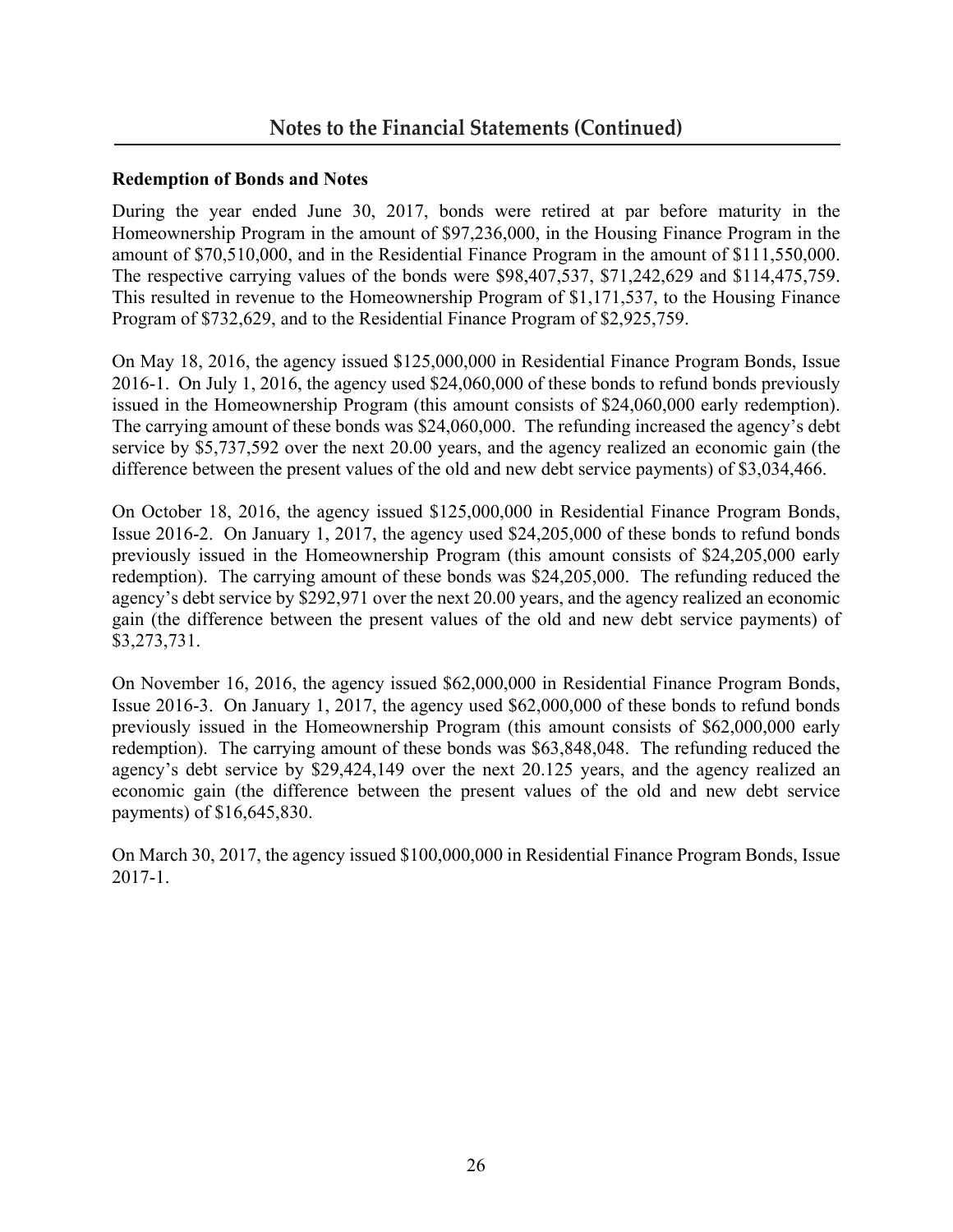## Notes to the Financial Statements (Continued)

**Redemption of Bonds and Notes**

During the year ended June 30, 2017, bonds were retired at par before maturity in the Homeownership Program in the amount of $97,236,000, in the Housing Finance Program in the amount of $70,510,000, and in the Residential Finance Program in the amount of $111,550,000. The respective carrying values of the bonds were $98,407,537, $71,242,629 and $114,475,759. This resulted in revenue to the Homeownership Program of $1,171,537, to the Housing Finance Program of $732,629, and to the Residential Finance Program of $2,925,759.

On May 18, 2016, the agency issued $125,000,000 in Residential Finance Program Bonds, Issue 2016-1. On July 1, 2016, the agency used $24,060,000 of these bonds to refund bonds previously issued in the Homeownership Program (this amount consists of $24,060,000 early redemption). The carrying amount of these bonds was $24,060,000. The refunding increased the agency's debt service by $5,737,592 over the next 20.00 years, and the agency realized an economic gain (the difference between the present values of the old and new debt service payments) of $3,034,466.

On October 18, 2016, the agency issued $125,000,000 in Residential Finance Program Bonds, Issue 2016-2. On January 1, 2017, the agency used $24,205,000 of these bonds to refund bonds previously issued in the Homeownership Program (this amount consists of $24,205,000 early redemption). The carrying amount of these bonds was $24,205,000. The refunding reduced the agency's debt service by $292,971 over the next 20.00 years, and the agency realized an economic gain (the difference between the present values of the old and new debt service payments) of $3,273,731.

On November 16, 2016, the agency issued $62,000,000 in Residential Finance Program Bonds, Issue 2016-3. On January 1, 2017, the agency used $62,000,000 of these bonds to refund bonds previously issued in the Homeownership Program (this amount consists of $62,000,000 early redemption). The carrying amount of these bonds was $63,848,048. The refunding reduced the agency's debt service by $29,424,149 over the next 20.125 years, and the agency realized an economic gain (the difference between the present values of the old and new debt service payments) of $16,645,830.

On March 30, 2017, the agency issued $100,000,000 in Residential Finance Program Bonds, Issue 2017-1.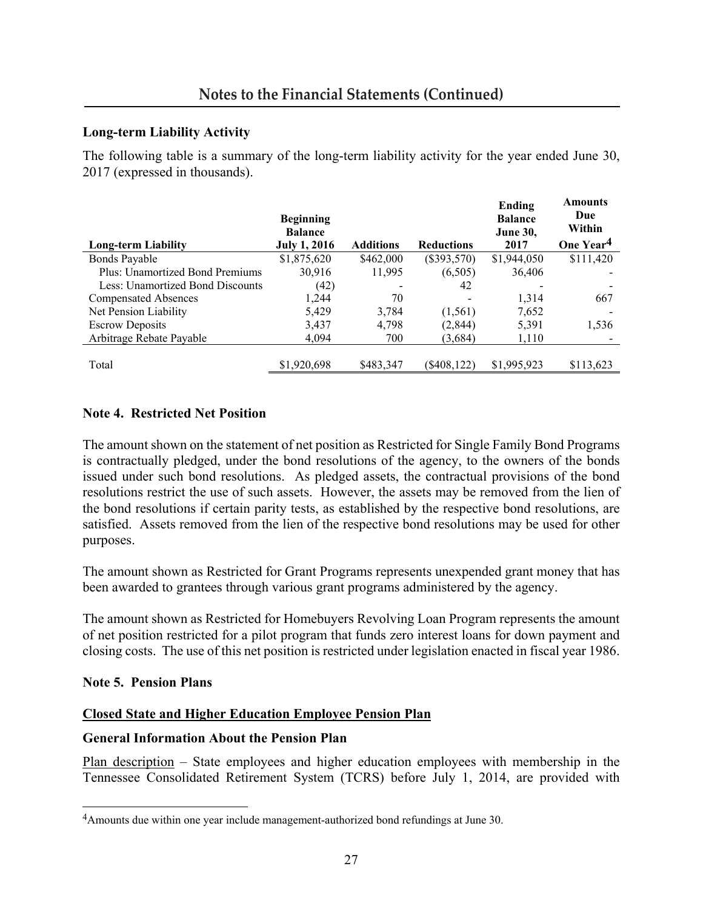## Notes to the Financial Statements (Continued)

### Long-term Liability Activity

The following table is a summary of the long-term liability activity for the year ended June 30, 2017 (expressed in thousands).

| Long-term Liability | Beginning Balance July 1, 2016 | Additions | Reductions | Ending Balance June 30, 2017 | Amounts Due Within One Year[4] |
|---|---|---|---|---|---|
| Bonds Payable | $1,875,620 | $462,000 | ($393,570) | $1,944,050 | $111,420 |
| Plus: Unamortized Bond Premiums | 30,916 | 11,995 | (6,505) | 36,406 | - |
| Less: Unamortized Bond Discounts | (42) | - | 42 | - | - |
| Compensated Absences | 1,244 | 70 | - | 1,314 | 667 |
| Net Pension Liability | 5,429 | 3,784 | (1,561) | 7,652 | - |
| Escrow Deposits | 3,437 | 4,798 | (2,844) | 5,391 | 1,536 |
| Arbitrage Rebate Payable | 4,094 | 700 | (3,684) | 1,110 | - |
| Total | $1,920,698 | $483,347 | ($408,122) | $1,995,923 | $113,623 |

### Note 4. Restricted Net Position

The amount shown on the statement of net position as Restricted for Single Family Bond Programs is contractually pledged, under the bond resolutions of the agency, to the owners of the bonds issued under such bond resolutions. As pledged assets, the contractual provisions of the bond resolutions restrict the use of such assets. However, the assets may be removed from the lien of the bond resolutions if certain parity tests, as established by the respective bond resolutions, are satisfied. Assets removed from the lien of the respective bond resolutions may be used for other purposes.

The amount shown as Restricted for Grant Programs represents unexpended grant money that has been awarded to grantees through various grant programs administered by the agency.

The amount shown as Restricted for Homebuyers Revolving Loan Program represents the amount of net position restricted for a pilot program that funds zero interest loans for down payment and closing costs. The use of this net position is restricted under legislation enacted in fiscal year 1986.

### Note 5. Pension Plans

**Closed State and Higher Education Employee Pension Plan**

### General Information About the Pension Plan

Plan description – State employees and higher education employees with membership in the Tennessee Consolidated Retirement System (TCRS) before July 1, 2014, are provided with

[4] Amounts due within one year include management-authorized bond refundings at June 30.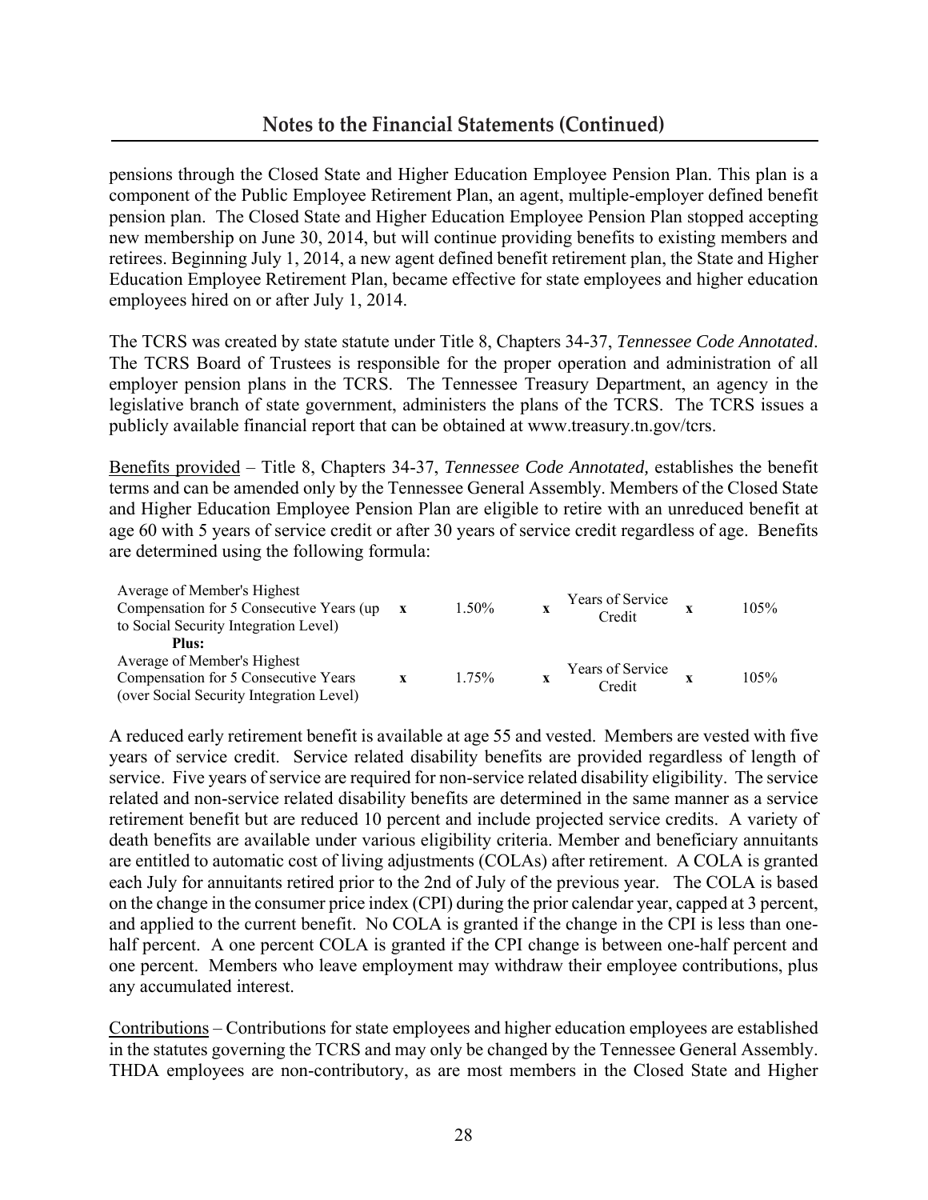## Notes to the Financial Statements (Continued)

pensions through the Closed State and Higher Education Employee Pension Plan. This plan is a component of the Public Employee Retirement Plan, an agent, multiple-employer defined benefit pension plan. The Closed State and Higher Education Employee Pension Plan stopped accepting new membership on June 30, 2014, but will continue providing benefits to existing members and retirees. Beginning July 1, 2014, a new agent defined benefit retirement plan, the State and Higher Education Employee Retirement Plan, became effective for state employees and higher education employees hired on or after July 1, 2014.

The TCRS was created by state statute under Title 8, Chapters 34-37, *Tennessee Code Annotated*. The TCRS Board of Trustees is responsible for the proper operation and administration of all employer pension plans in the TCRS. The Tennessee Treasury Department, an agency in the legislative branch of state government, administers the plans of the TCRS. The TCRS issues a publicly available financial report that can be obtained at www.treasury.tn.gov/tcrs.

Benefits provided – Title 8, Chapters 34-37, *Tennessee Code Annotated,* establishes the benefit terms and can be amended only by the Tennessee General Assembly. Members of the Closed State and Higher Education Employee Pension Plan are eligible to retire with an unreduced benefit at age 60 with 5 years of service credit or after 30 years of service credit regardless of age. Benefits are determined using the following formula:

| | | | | | | |
|---|---|---|---|---|---|---|
| Average of Member's Highest Compensation for 5 Consecutive Years (up to Social Security Integration Level) | **x** | 1.50% | **x** | Years of Service Credit | **x** | 105% |
| **Plus:** | | | | | | |
| Average of Member's Highest Compensation for 5 Consecutive Years (over Social Security Integration Level) | **x** | 1.75% | **x** | Years of Service Credit | **x** | 105% |

A reduced early retirement benefit is available at age 55 and vested. Members are vested with five years of service credit. Service related disability benefits are provided regardless of length of service. Five years of service are required for non-service related disability eligibility. The service related and non-service related disability benefits are determined in the same manner as a service retirement benefit but are reduced 10 percent and include projected service credits. A variety of death benefits are available under various eligibility criteria. Member and beneficiary annuitants are entitled to automatic cost of living adjustments (COLAs) after retirement. A COLA is granted each July for annuitants retired prior to the 2nd of July of the previous year. The COLA is based on the change in the consumer price index (CPI) during the prior calendar year, capped at 3 percent, and applied to the current benefit. No COLA is granted if the change in the CPI is less than one-half percent. A one percent COLA is granted if the CPI change is between one-half percent and one percent. Members who leave employment may withdraw their employee contributions, plus any accumulated interest.

Contributions – Contributions for state employees and higher education employees are established in the statutes governing the TCRS and may only be changed by the Tennessee General Assembly. THDA employees are non-contributory, as are most members in the Closed State and Higher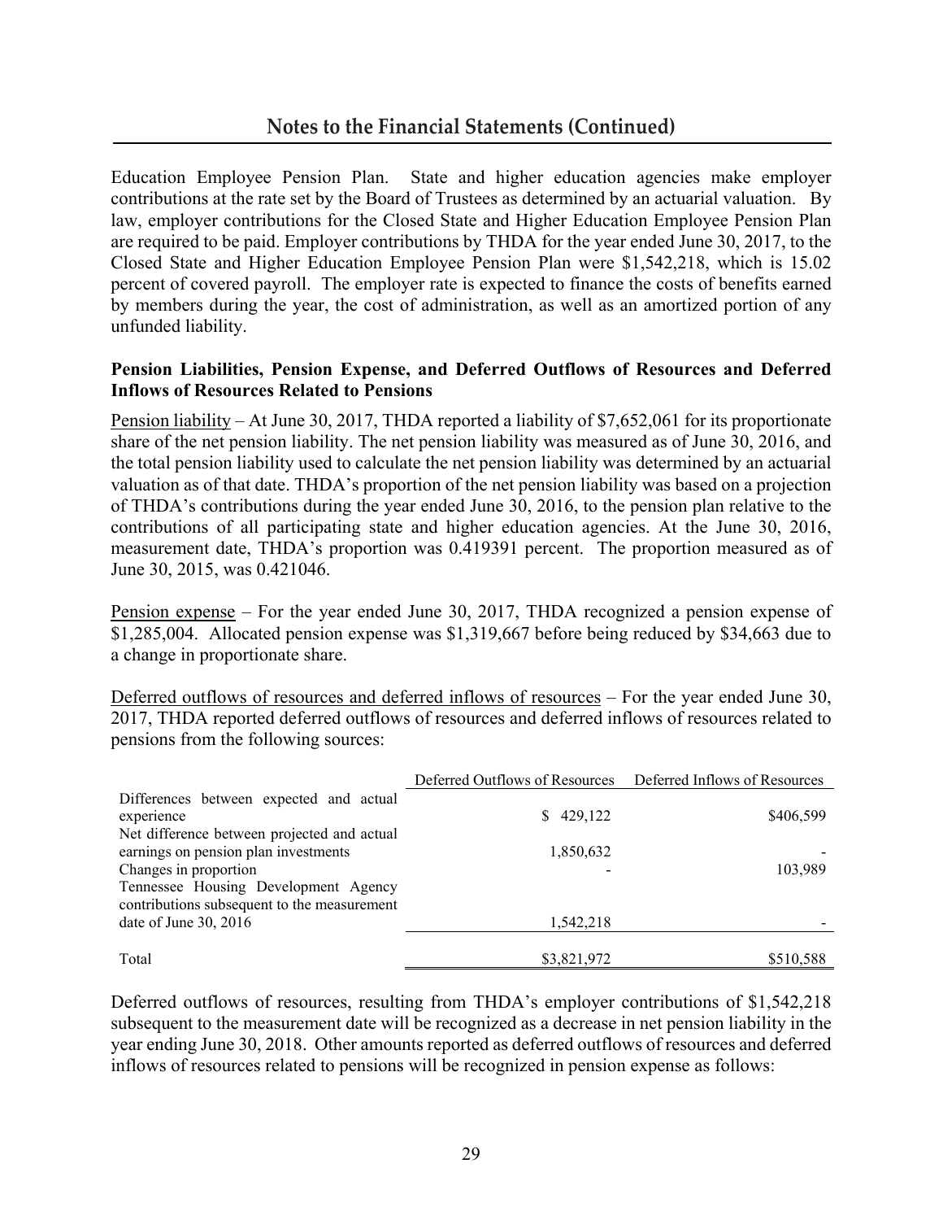## Notes to the Financial Statements (Continued)

Education Employee Pension Plan. State and higher education agencies make employer contributions at the rate set by the Board of Trustees as determined by an actuarial valuation. By law, employer contributions for the Closed State and Higher Education Employee Pension Plan are required to be paid. Employer contributions by THDA for the year ended June 30, 2017, to the Closed State and Higher Education Employee Pension Plan were $1,542,218, which is 15.02 percent of covered payroll. The employer rate is expected to finance the costs of benefits earned by members during the year, the cost of administration, as well as an amortized portion of any unfunded liability.

**Pension Liabilities, Pension Expense, and Deferred Outflows of Resources and Deferred Inflows of Resources Related to Pensions**

Pension liability – At June 30, 2017, THDA reported a liability of $7,652,061 for its proportionate share of the net pension liability. The net pension liability was measured as of June 30, 2016, and the total pension liability used to calculate the net pension liability was determined by an actuarial valuation as of that date. THDA's proportion of the net pension liability was based on a projection of THDA's contributions during the year ended June 30, 2016, to the pension plan relative to the contributions of all participating state and higher education agencies. At the June 30, 2016, measurement date, THDA's proportion was 0.419391 percent. The proportion measured as of June 30, 2015, was 0.421046.

Pension expense – For the year ended June 30, 2017, THDA recognized a pension expense of $1,285,004. Allocated pension expense was $1,319,667 before being reduced by $34,663 due to a change in proportionate share.

Deferred outflows of resources and deferred inflows of resources – For the year ended June 30, 2017, THDA reported deferred outflows of resources and deferred inflows of resources related to pensions from the following sources:

| | Deferred Outflows of Resources | Deferred Inflows of Resources |
|---|---|---|
| Differences between expected and actual experience | $ 429,122 | $406,599 |
| Net difference between projected and actual earnings on pension plan investments | 1,850,632 | - |
| Changes in proportion | - | 103,989 |
| Tennessee Housing Development Agency contributions subsequent to the measurement date of June 30, 2016 | 1,542,218 | - |
| Total | $3,821,972 | $510,588 |

Deferred outflows of resources, resulting from THDA's employer contributions of $1,542,218 subsequent to the measurement date will be recognized as a decrease in net pension liability in the year ending June 30, 2018. Other amounts reported as deferred outflows of resources and deferred inflows of resources related to pensions will be recognized in pension expense as follows: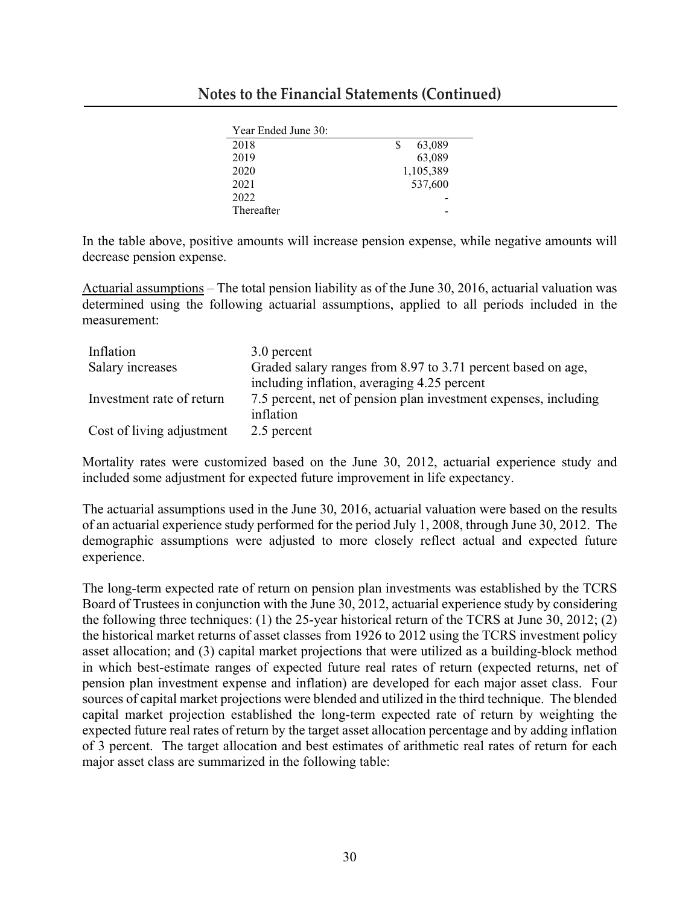## Notes to the Financial Statements (Continued)

| Year Ended June 30: | |
|---|---|
| 2018 | $ 63,089 |
| 2019 | 63,089 |
| 2020 | 1,105,389 |
| 2021 | 537,600 |
| 2022 | - |
| Thereafter | - |

In the table above, positive amounts will increase pension expense, while negative amounts will decrease pension expense.

Actuarial assumptions – The total pension liability as of the June 30, 2016, actuarial valuation was determined using the following actuarial assumptions, applied to all periods included in the measurement:

| | |
|---|---|
| Inflation | 3.0 percent |
| Salary increases | Graded salary ranges from 8.97 to 3.71 percent based on age, including inflation, averaging 4.25 percent |
| Investment rate of return | 7.5 percent, net of pension plan investment expenses, including inflation |
| Cost of living adjustment | 2.5 percent |

Mortality rates were customized based on the June 30, 2012, actuarial experience study and included some adjustment for expected future improvement in life expectancy.

The actuarial assumptions used in the June 30, 2016, actuarial valuation were based on the results of an actuarial experience study performed for the period July 1, 2008, through June 30, 2012. The demographic assumptions were adjusted to more closely reflect actual and expected future experience.

The long-term expected rate of return on pension plan investments was established by the TCRS Board of Trustees in conjunction with the June 30, 2012, actuarial experience study by considering the following three techniques: (1) the 25-year historical return of the TCRS at June 30, 2012; (2) the historical market returns of asset classes from 1926 to 2012 using the TCRS investment policy asset allocation; and (3) capital market projections that were utilized as a building-block method in which best-estimate ranges of expected future real rates of return (expected returns, net of pension plan investment expense and inflation) are developed for each major asset class. Four sources of capital market projections were blended and utilized in the third technique. The blended capital market projection established the long-term expected rate of return by weighting the expected future real rates of return by the target asset allocation percentage and by adding inflation of 3 percent. The target allocation and best estimates of arithmetic real rates of return for each major asset class are summarized in the following table: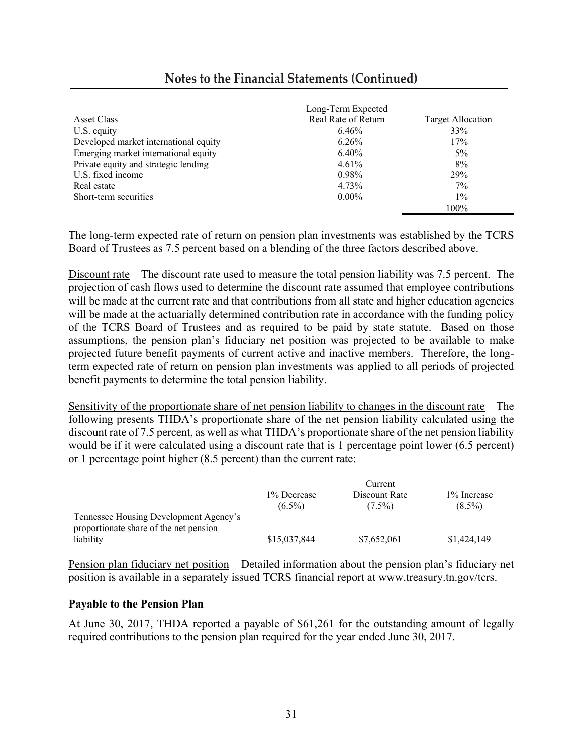## Notes to the Financial Statements (Continued)

| Asset Class | Long-Term Expected Real Rate of Return | Target Allocation |
|---|---|---|
| U.S. equity | 6.46% | 33% |
| Developed market international equity | 6.26% | 17% |
| Emerging market international equity | 6.40% | 5% |
| Private equity and strategic lending | 4.61% | 8% |
| U.S. fixed income | 0.98% | 29% |
| Real estate | 4.73% | 7% |
| Short-term securities | 0.00% | 1% |
| | | 100% |

The long-term expected rate of return on pension plan investments was established by the TCRS Board of Trustees as 7.5 percent based on a blending of the three factors described above.

Discount rate – The discount rate used to measure the total pension liability was 7.5 percent. The projection of cash flows used to determine the discount rate assumed that employee contributions will be made at the current rate and that contributions from all state and higher education agencies will be made at the actuarially determined contribution rate in accordance with the funding policy of the TCRS Board of Trustees and as required to be paid by state statute. Based on those assumptions, the pension plan's fiduciary net position was projected to be available to make projected future benefit payments of current active and inactive members. Therefore, the long-term expected rate of return on pension plan investments was applied to all periods of projected benefit payments to determine the total pension liability.

Sensitivity of the proportionate share of net pension liability to changes in the discount rate – The following presents THDA's proportionate share of the net pension liability calculated using the discount rate of 7.5 percent, as well as what THDA's proportionate share of the net pension liability would be if it were calculated using a discount rate that is 1 percentage point lower (6.5 percent) or 1 percentage point higher (8.5 percent) than the current rate:

| | 1% Decrease (6.5%) | Current Discount Rate (7.5%) | 1% Increase (8.5%) |
|---|---|---|---|
| Tennessee Housing Development Agency's proportionate share of the net pension liability | $15,037,844 | $7,652,061 | $1,424,149 |

Pension plan fiduciary net position – Detailed information about the pension plan's fiduciary net position is available in a separately issued TCRS financial report at www.treasury.tn.gov/tcrs.

**Payable to the Pension Plan**

At June 30, 2017, THDA reported a payable of $61,261 for the outstanding amount of legally required contributions to the pension plan required for the year ended June 30, 2017.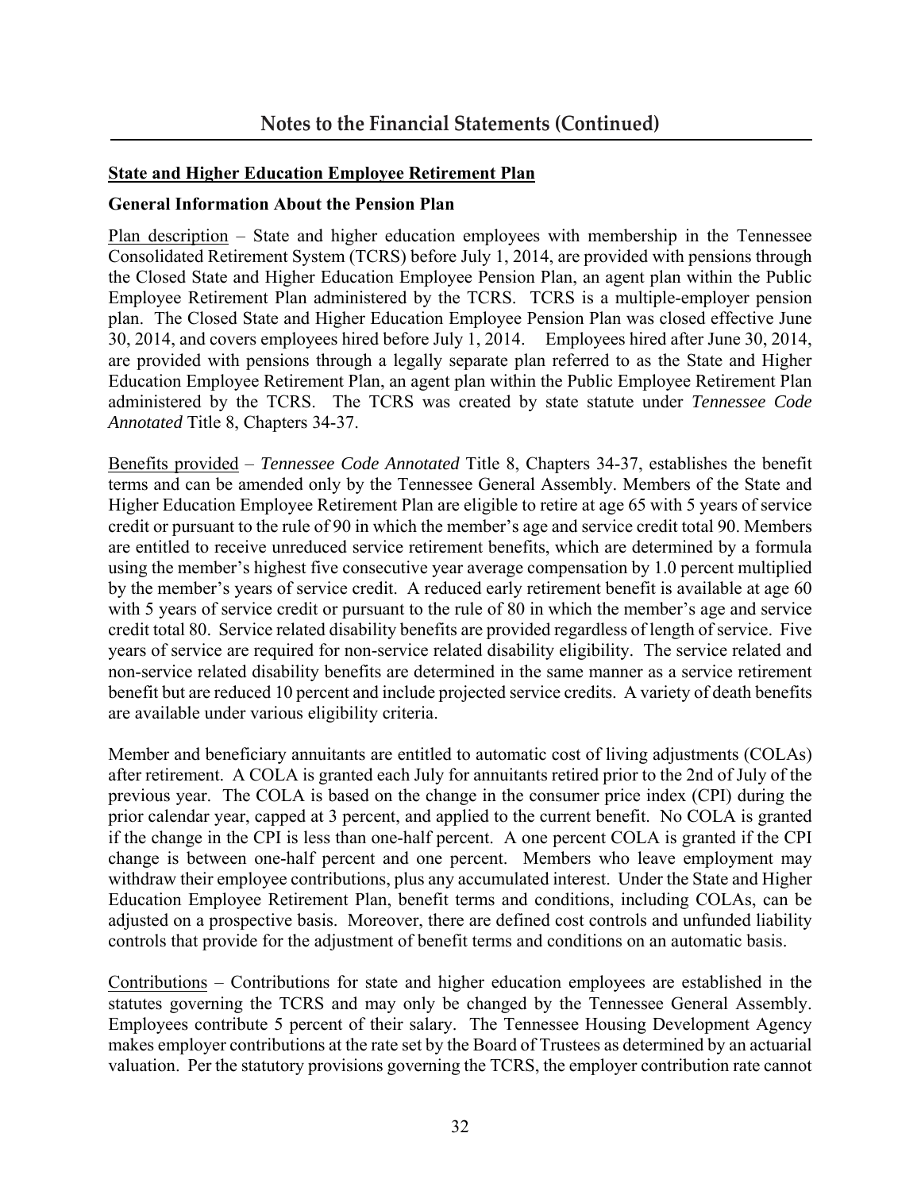## Notes to the Financial Statements (Continued)

**State and Higher Education Employee Retirement Plan**

**General Information About the Pension Plan**

Plan description – State and higher education employees with membership in the Tennessee Consolidated Retirement System (TCRS) before July 1, 2014, are provided with pensions through the Closed State and Higher Education Employee Pension Plan, an agent plan within the Public Employee Retirement Plan administered by the TCRS. TCRS is a multiple-employer pension plan. The Closed State and Higher Education Employee Pension Plan was closed effective June 30, 2014, and covers employees hired before July 1, 2014. Employees hired after June 30, 2014, are provided with pensions through a legally separate plan referred to as the State and Higher Education Employee Retirement Plan, an agent plan within the Public Employee Retirement Plan administered by the TCRS. The TCRS was created by state statute under *Tennessee Code Annotated* Title 8, Chapters 34-37.

Benefits provided – *Tennessee Code Annotated* Title 8, Chapters 34-37, establishes the benefit terms and can be amended only by the Tennessee General Assembly. Members of the State and Higher Education Employee Retirement Plan are eligible to retire at age 65 with 5 years of service credit or pursuant to the rule of 90 in which the member's age and service credit total 90. Members are entitled to receive unreduced service retirement benefits, which are determined by a formula using the member's highest five consecutive year average compensation by 1.0 percent multiplied by the member's years of service credit. A reduced early retirement benefit is available at age 60 with 5 years of service credit or pursuant to the rule of 80 in which the member's age and service credit total 80. Service related disability benefits are provided regardless of length of service. Five years of service are required for non-service related disability eligibility. The service related and non-service related disability benefits are determined in the same manner as a service retirement benefit but are reduced 10 percent and include projected service credits. A variety of death benefits are available under various eligibility criteria.

Member and beneficiary annuitants are entitled to automatic cost of living adjustments (COLAs) after retirement. A COLA is granted each July for annuitants retired prior to the 2nd of July of the previous year. The COLA is based on the change in the consumer price index (CPI) during the prior calendar year, capped at 3 percent, and applied to the current benefit. No COLA is granted if the change in the CPI is less than one-half percent. A one percent COLA is granted if the CPI change is between one-half percent and one percent. Members who leave employment may withdraw their employee contributions, plus any accumulated interest. Under the State and Higher Education Employee Retirement Plan, benefit terms and conditions, including COLAs, can be adjusted on a prospective basis. Moreover, there are defined cost controls and unfunded liability controls that provide for the adjustment of benefit terms and conditions on an automatic basis.

Contributions – Contributions for state and higher education employees are established in the statutes governing the TCRS and may only be changed by the Tennessee General Assembly. Employees contribute 5 percent of their salary. The Tennessee Housing Development Agency makes employer contributions at the rate set by the Board of Trustees as determined by an actuarial valuation. Per the statutory provisions governing the TCRS, the employer contribution rate cannot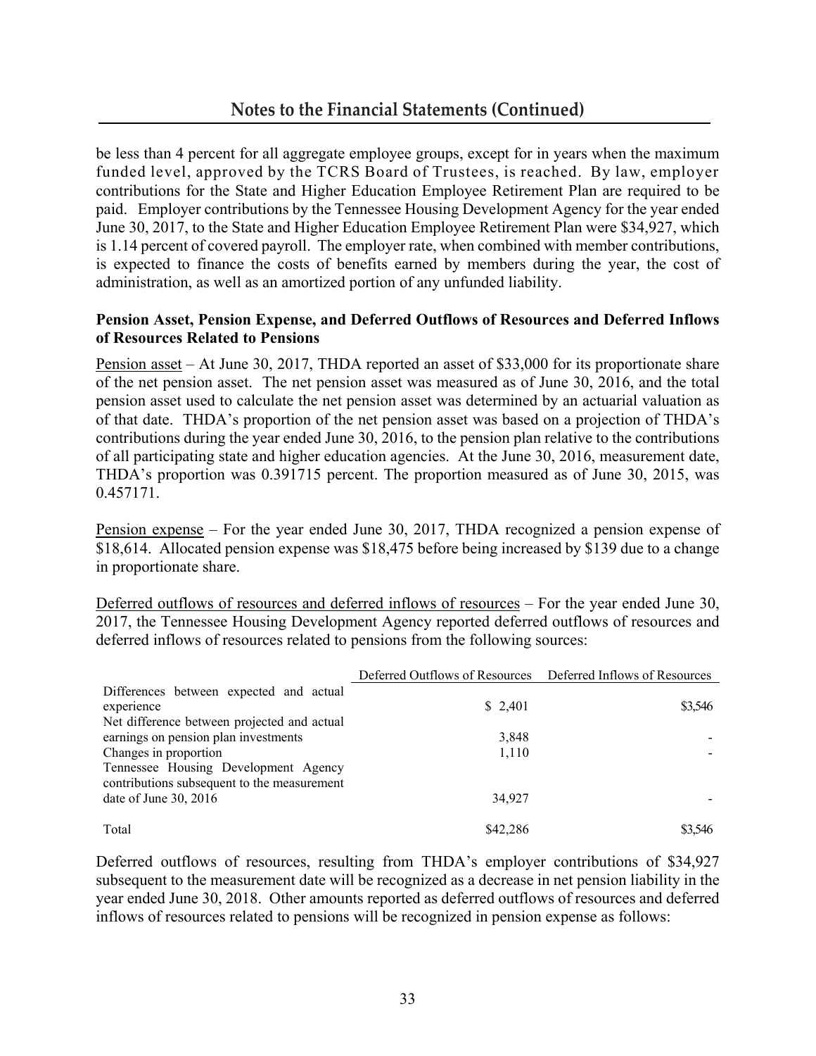## Notes to the Financial Statements (Continued)

be less than 4 percent for all aggregate employee groups, except for in years when the maximum funded level, approved by the TCRS Board of Trustees, is reached. By law, employer contributions for the State and Higher Education Employee Retirement Plan are required to be paid. Employer contributions by the Tennessee Housing Development Agency for the year ended June 30, 2017, to the State and Higher Education Employee Retirement Plan were $34,927, which is 1.14 percent of covered payroll. The employer rate, when combined with member contributions, is expected to finance the costs of benefits earned by members during the year, the cost of administration, as well as an amortized portion of any unfunded liability.

**Pension Asset, Pension Expense, and Deferred Outflows of Resources and Deferred Inflows of Resources Related to Pensions**

Pension asset – At June 30, 2017, THDA reported an asset of $33,000 for its proportionate share of the net pension asset. The net pension asset was measured as of June 30, 2016, and the total pension asset used to calculate the net pension asset was determined by an actuarial valuation as of that date. THDA's proportion of the net pension asset was based on a projection of THDA's contributions during the year ended June 30, 2016, to the pension plan relative to the contributions of all participating state and higher education agencies. At the June 30, 2016, measurement date, THDA's proportion was 0.391715 percent. The proportion measured as of June 30, 2015, was 0.457171.

Pension expense – For the year ended June 30, 2017, THDA recognized a pension expense of $18,614. Allocated pension expense was $18,475 before being increased by $139 due to a change in proportionate share.

Deferred outflows of resources and deferred inflows of resources – For the year ended June 30, 2017, the Tennessee Housing Development Agency reported deferred outflows of resources and deferred inflows of resources related to pensions from the following sources:

| | Deferred Outflows of Resources | Deferred Inflows of Resources |
|---|---|---|
| Differences between expected and actual experience | $ 2,401 | $3,546 |
| Net difference between projected and actual earnings on pension plan investments | 3,848 | - |
| Changes in proportion | 1,110 | - |
| Tennessee Housing Development Agency contributions subsequent to the measurement date of June 30, 2016 | 34,927 | - |
| Total | $42,286 | $3,546 |

Deferred outflows of resources, resulting from THDA's employer contributions of $34,927 subsequent to the measurement date will be recognized as a decrease in net pension liability in the year ended June 30, 2018. Other amounts reported as deferred outflows of resources and deferred inflows of resources related to pensions will be recognized in pension expense as follows: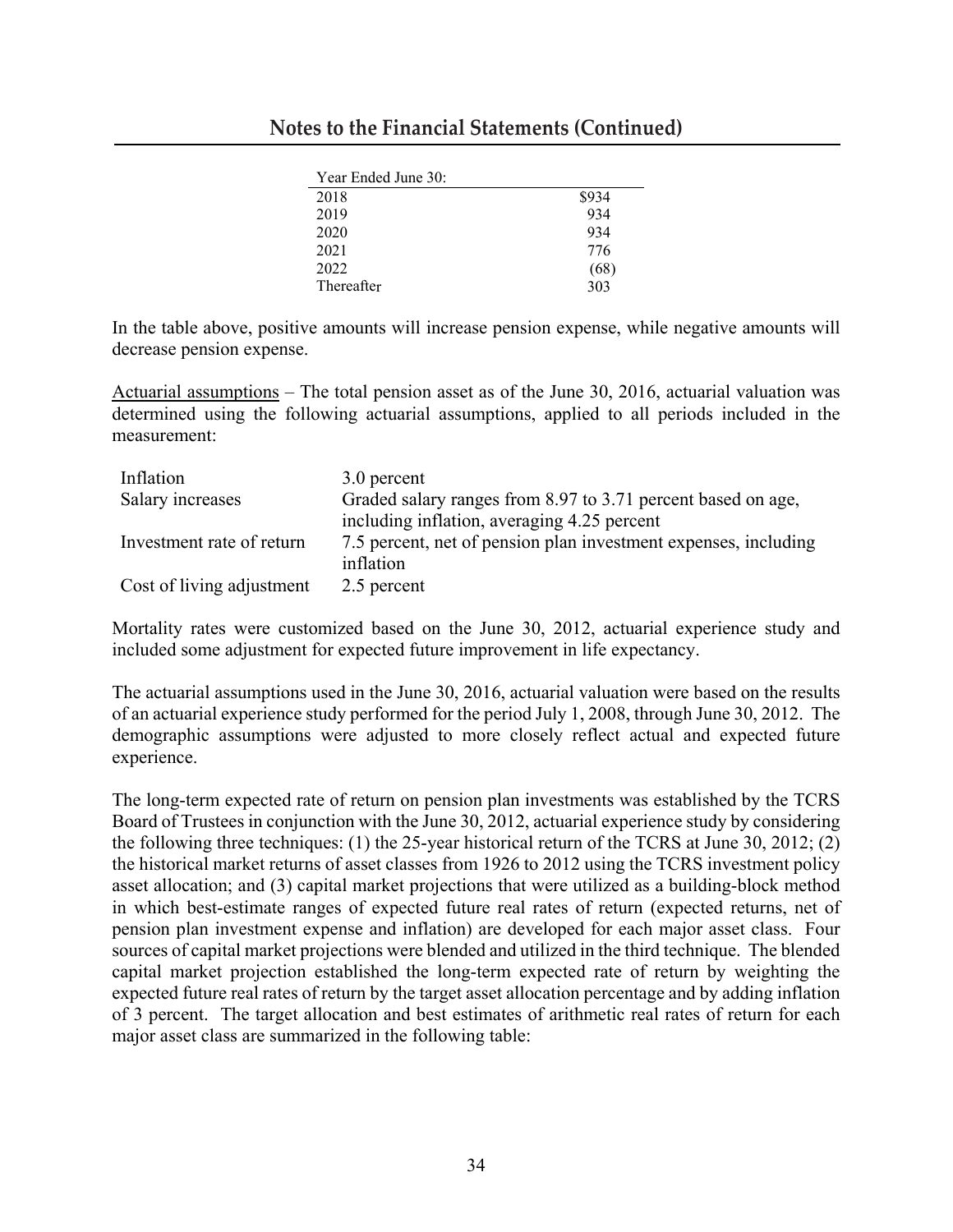| Year Ended June 30: | |
|---|---|
| 2018 | $934 |
| 2019 | 934 |
| 2020 | 934 |
| 2021 | 776 |
| 2022 | (68) |
| Thereafter | 303 |

In the table above, positive amounts will increase pension expense, while negative amounts will decrease pension expense.

Actuarial assumptions – The total pension asset as of the June 30, 2016, actuarial valuation was determined using the following actuarial assumptions, applied to all periods included in the measurement:

| | |
|---|---|
| Inflation | 3.0 percent |
| Salary increases | Graded salary ranges from 8.97 to 3.71 percent based on age, including inflation, averaging 4.25 percent |
| Investment rate of return | 7.5 percent, net of pension plan investment expenses, including inflation |
| Cost of living adjustment | 2.5 percent |

Mortality rates were customized based on the June 30, 2012, actuarial experience study and included some adjustment for expected future improvement in life expectancy.

The actuarial assumptions used in the June 30, 2016, actuarial valuation were based on the results of an actuarial experience study performed for the period July 1, 2008, through June 30, 2012. The demographic assumptions were adjusted to more closely reflect actual and expected future experience.

The long-term expected rate of return on pension plan investments was established by the TCRS Board of Trustees in conjunction with the June 30, 2012, actuarial experience study by considering the following three techniques: (1) the 25-year historical return of the TCRS at June 30, 2012; (2) the historical market returns of asset classes from 1926 to 2012 using the TCRS investment policy asset allocation; and (3) capital market projections that were utilized as a building-block method in which best-estimate ranges of expected future real rates of return (expected returns, net of pension plan investment expense and inflation) are developed for each major asset class. Four sources of capital market projections were blended and utilized in the third technique. The blended capital market projection established the long-term expected rate of return by weighting the expected future real rates of return by the target asset allocation percentage and by adding inflation of 3 percent. The target allocation and best estimates of arithmetic real rates of return for each major asset class are summarized in the following table: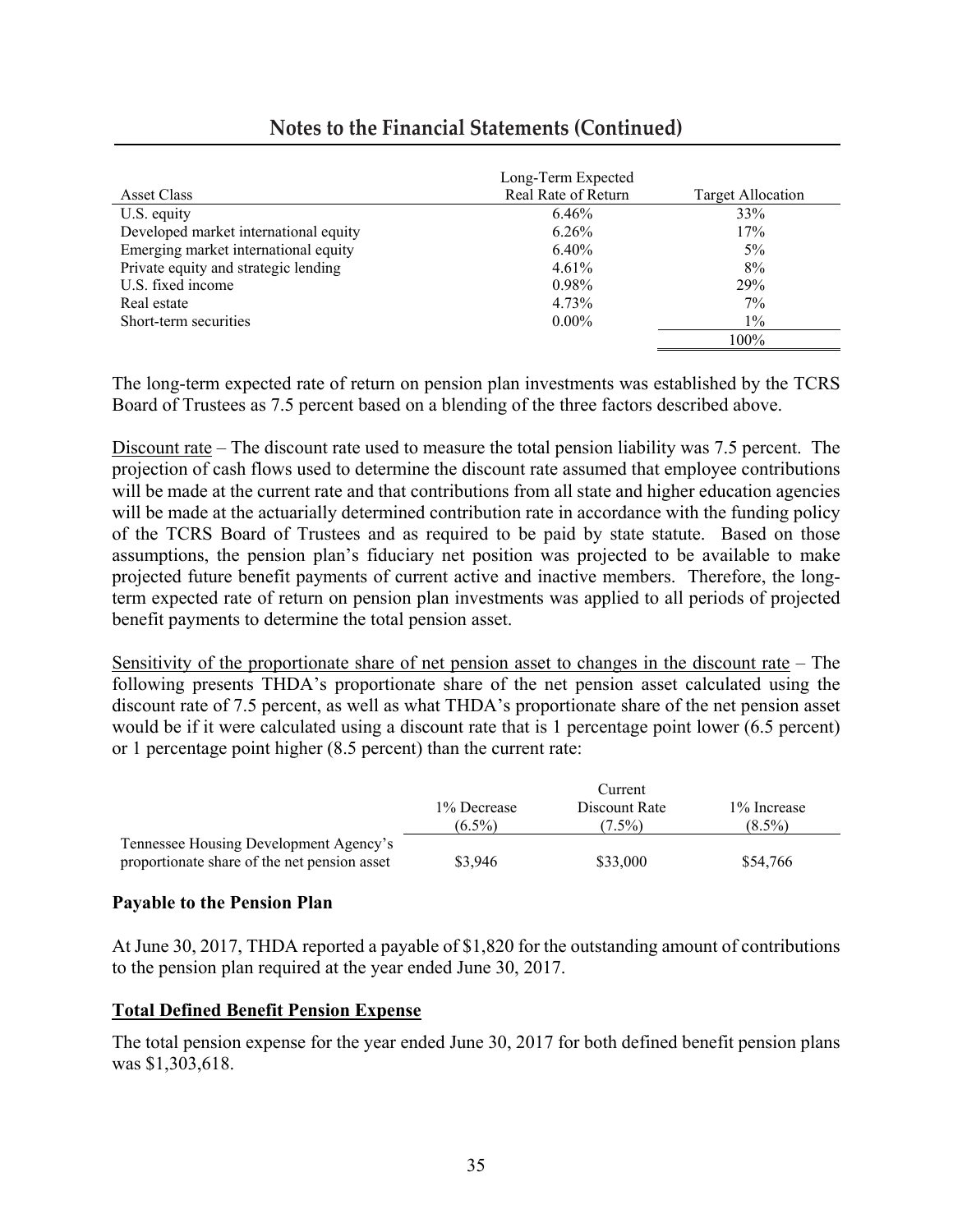## Notes to the Financial Statements (Continued)

| Asset Class | Long-Term Expected Real Rate of Return | Target Allocation |
|---|---|---|
| U.S. equity | 6.46% | 33% |
| Developed market international equity | 6.26% | 17% |
| Emerging market international equity | 6.40% | 5% |
| Private equity and strategic lending | 4.61% | 8% |
| U.S. fixed income | 0.98% | 29% |
| Real estate | 4.73% | 7% |
| Short-term securities | 0.00% | 1% |
| | | 100% |

The long-term expected rate of return on pension plan investments was established by the TCRS Board of Trustees as 7.5 percent based on a blending of the three factors described above.

Discount rate – The discount rate used to measure the total pension liability was 7.5 percent. The projection of cash flows used to determine the discount rate assumed that employee contributions will be made at the current rate and that contributions from all state and higher education agencies will be made at the actuarially determined contribution rate in accordance with the funding policy of the TCRS Board of Trustees and as required to be paid by state statute. Based on those assumptions, the pension plan's fiduciary net position was projected to be available to make projected future benefit payments of current active and inactive members. Therefore, the long-term expected rate of return on pension plan investments was applied to all periods of projected benefit payments to determine the total pension asset.

Sensitivity of the proportionate share of net pension asset to changes in the discount rate – The following presents THDA's proportionate share of the net pension asset calculated using the discount rate of 7.5 percent, as well as what THDA's proportionate share of the net pension asset would be if it were calculated using a discount rate that is 1 percentage point lower (6.5 percent) or 1 percentage point higher (8.5 percent) than the current rate:

| | 1% Decrease (6.5%) | Current Discount Rate (7.5%) | 1% Increase (8.5%) |
|---|---|---|---|
| Tennessee Housing Development Agency's proportionate share of the net pension asset | $3,946 | $33,000 | $54,766 |

**Payable to the Pension Plan**

At June 30, 2017, THDA reported a payable of $1,820 for the outstanding amount of contributions to the pension plan required at the year ended June 30, 2017.

**Total Defined Benefit Pension Expense**

The total pension expense for the year ended June 30, 2017 for both defined benefit pension plans was $1,303,618.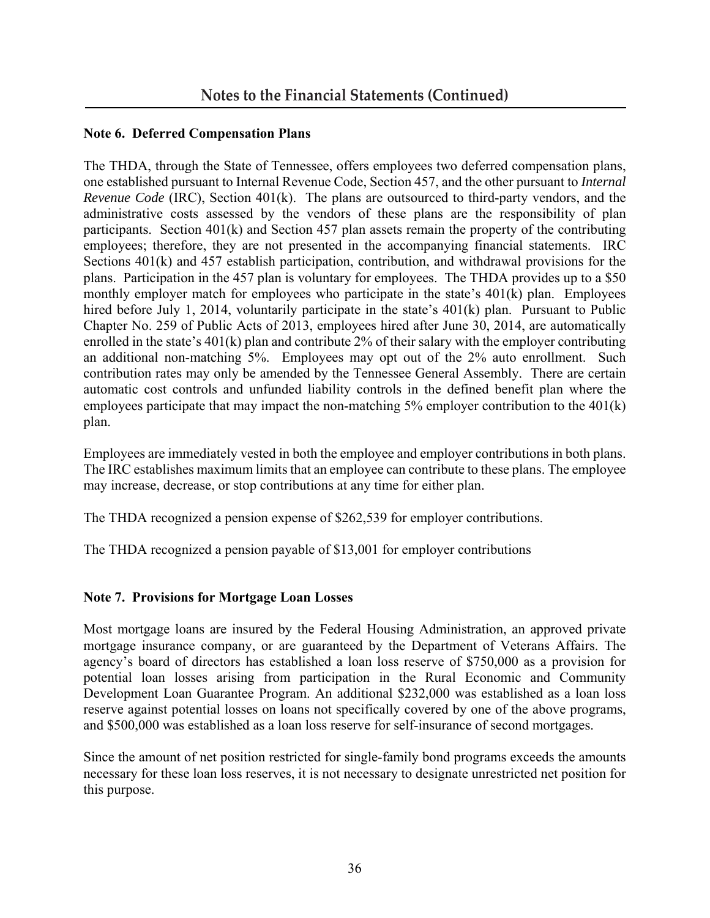## Notes to the Financial Statements (Continued)

**Note 6. Deferred Compensation Plans**

The THDA, through the State of Tennessee, offers employees two deferred compensation plans, one established pursuant to Internal Revenue Code, Section 457, and the other pursuant to *Internal Revenue Code* (IRC), Section 401(k). The plans are outsourced to third-party vendors, and the administrative costs assessed by the vendors of these plans are the responsibility of plan participants. Section 401(k) and Section 457 plan assets remain the property of the contributing employees; therefore, they are not presented in the accompanying financial statements. IRC Sections 401(k) and 457 establish participation, contribution, and withdrawal provisions for the plans. Participation in the 457 plan is voluntary for employees. The THDA provides up to a $50 monthly employer match for employees who participate in the state's 401(k) plan. Employees hired before July 1, 2014, voluntarily participate in the state's 401(k) plan. Pursuant to Public Chapter No. 259 of Public Acts of 2013, employees hired after June 30, 2014, are automatically enrolled in the state's 401(k) plan and contribute 2% of their salary with the employer contributing an additional non-matching 5%. Employees may opt out of the 2% auto enrollment. Such contribution rates may only be amended by the Tennessee General Assembly. There are certain automatic cost controls and unfunded liability controls in the defined benefit plan where the employees participate that may impact the non-matching 5% employer contribution to the 401(k) plan.

Employees are immediately vested in both the employee and employer contributions in both plans. The IRC establishes maximum limits that an employee can contribute to these plans. The employee may increase, decrease, or stop contributions at any time for either plan.

The THDA recognized a pension expense of $262,539 for employer contributions.

The THDA recognized a pension payable of $13,001 for employer contributions

**Note 7. Provisions for Mortgage Loan Losses**

Most mortgage loans are insured by the Federal Housing Administration, an approved private mortgage insurance company, or are guaranteed by the Department of Veterans Affairs. The agency's board of directors has established a loan loss reserve of $750,000 as a provision for potential loan losses arising from participation in the Rural Economic and Community Development Loan Guarantee Program. An additional $232,000 was established as a loan loss reserve against potential losses on loans not specifically covered by one of the above programs, and $500,000 was established as a loan loss reserve for self-insurance of second mortgages.

Since the amount of net position restricted for single-family bond programs exceeds the amounts necessary for these loan loss reserves, it is not necessary to designate unrestricted net position for this purpose.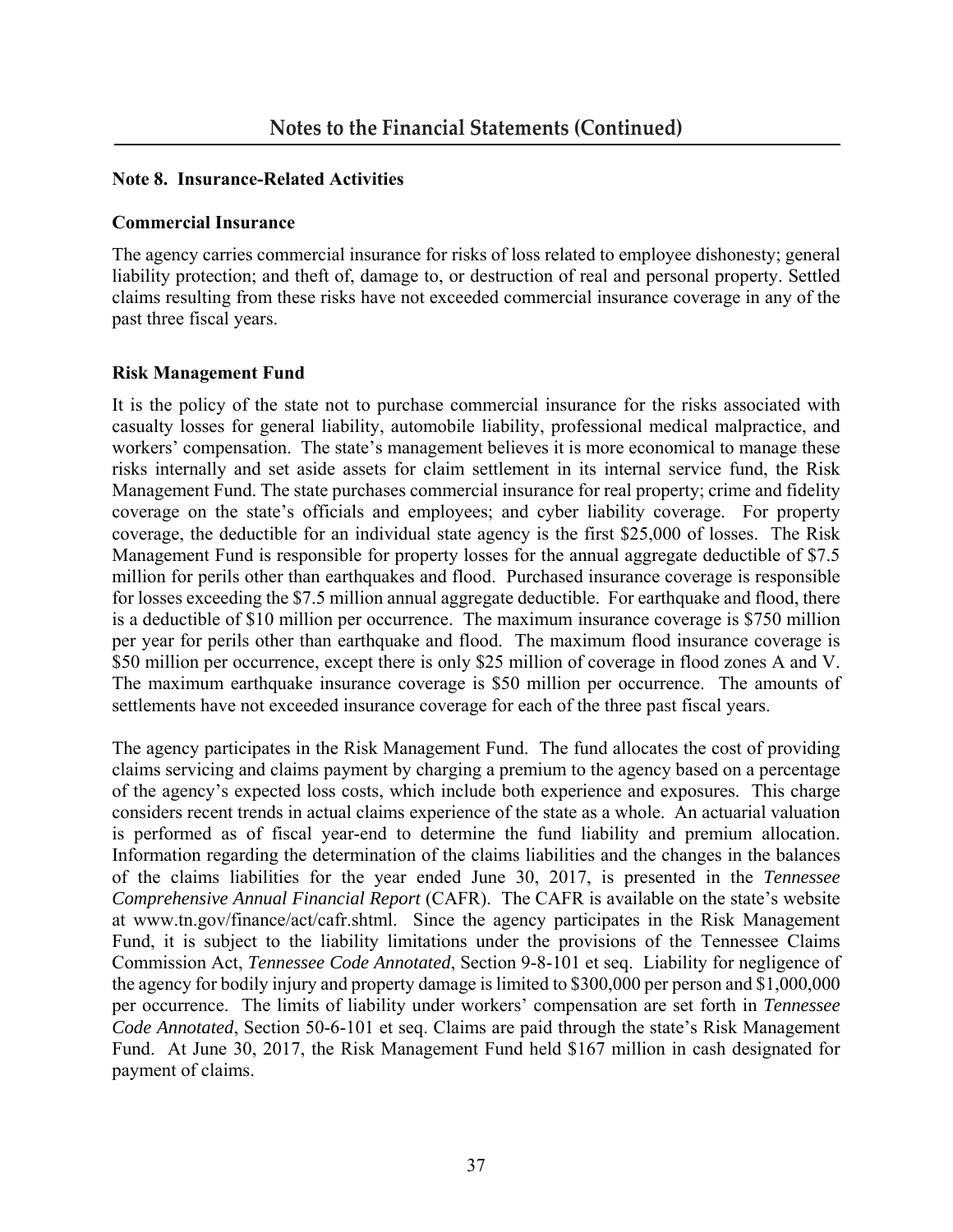## Notes to the Financial Statements (Continued)

### Note 8. Insurance-Related Activities

#### Commercial Insurance

The agency carries commercial insurance for risks of loss related to employee dishonesty; general liability protection; and theft of, damage to, or destruction of real and personal property. Settled claims resulting from these risks have not exceeded commercial insurance coverage in any of the past three fiscal years.

#### Risk Management Fund

It is the policy of the state not to purchase commercial insurance for the risks associated with casualty losses for general liability, automobile liability, professional medical malpractice, and workers' compensation. The state's management believes it is more economical to manage these risks internally and set aside assets for claim settlement in its internal service fund, the Risk Management Fund. The state purchases commercial insurance for real property; crime and fidelity coverage on the state's officials and employees; and cyber liability coverage. For property coverage, the deductible for an individual state agency is the first $25,000 of losses. The Risk Management Fund is responsible for property losses for the annual aggregate deductible of $7.5 million for perils other than earthquakes and flood. Purchased insurance coverage is responsible for losses exceeding the $7.5 million annual aggregate deductible. For earthquake and flood, there is a deductible of $10 million per occurrence. The maximum insurance coverage is $750 million per year for perils other than earthquake and flood. The maximum flood insurance coverage is $50 million per occurrence, except there is only $25 million of coverage in flood zones A and V. The maximum earthquake insurance coverage is $50 million per occurrence. The amounts of settlements have not exceeded insurance coverage for each of the three past fiscal years.

The agency participates in the Risk Management Fund. The fund allocates the cost of providing claims servicing and claims payment by charging a premium to the agency based on a percentage of the agency's expected loss costs, which include both experience and exposures. This charge considers recent trends in actual claims experience of the state as a whole. An actuarial valuation is performed as of fiscal year-end to determine the fund liability and premium allocation. Information regarding the determination of the claims liabilities and the changes in the balances of the claims liabilities for the year ended June 30, 2017, is presented in the *Tennessee Comprehensive Annual Financial Report* (CAFR). The CAFR is available on the state's website at www.tn.gov/finance/act/cafr.shtml. Since the agency participates in the Risk Management Fund, it is subject to the liability limitations under the provisions of the Tennessee Claims Commission Act, *Tennessee Code Annotated*, Section 9-8-101 et seq. Liability for negligence of the agency for bodily injury and property damage is limited to $300,000 per person and $1,000,000 per occurrence. The limits of liability under workers' compensation are set forth in *Tennessee Code Annotated*, Section 50-6-101 et seq. Claims are paid through the state's Risk Management Fund. At June 30, 2017, the Risk Management Fund held $167 million in cash designated for payment of claims.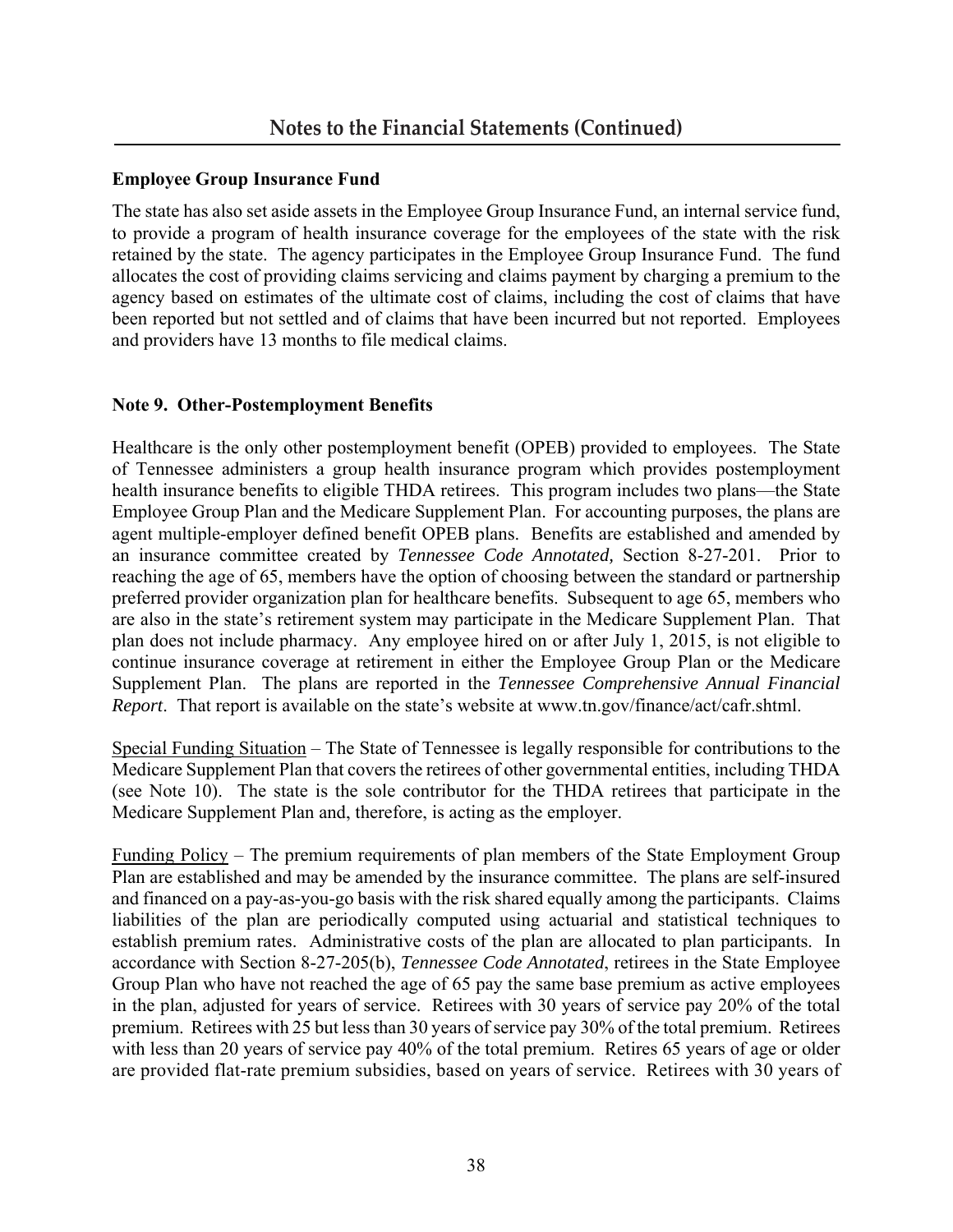## Notes to the Financial Statements (Continued)

**Employee Group Insurance Fund**

The state has also set aside assets in the Employee Group Insurance Fund, an internal service fund, to provide a program of health insurance coverage for the employees of the state with the risk retained by the state. The agency participates in the Employee Group Insurance Fund. The fund allocates the cost of providing claims servicing and claims payment by charging a premium to the agency based on estimates of the ultimate cost of claims, including the cost of claims that have been reported but not settled and of claims that have been incurred but not reported. Employees and providers have 13 months to file medical claims.

**Note 9. Other-Postemployment Benefits**

Healthcare is the only other postemployment benefit (OPEB) provided to employees. The State of Tennessee administers a group health insurance program which provides postemployment health insurance benefits to eligible THDA retirees. This program includes two plans—the State Employee Group Plan and the Medicare Supplement Plan. For accounting purposes, the plans are agent multiple-employer defined benefit OPEB plans. Benefits are established and amended by an insurance committee created by *Tennessee Code Annotated,* Section 8-27-201. Prior to reaching the age of 65, members have the option of choosing between the standard or partnership preferred provider organization plan for healthcare benefits. Subsequent to age 65, members who are also in the state's retirement system may participate in the Medicare Supplement Plan. That plan does not include pharmacy. Any employee hired on or after July 1, 2015, is not eligible to continue insurance coverage at retirement in either the Employee Group Plan or the Medicare Supplement Plan. The plans are reported in the *Tennessee Comprehensive Annual Financial Report*. That report is available on the state's website at www.tn.gov/finance/act/cafr.shtml.

Special Funding Situation – The State of Tennessee is legally responsible for contributions to the Medicare Supplement Plan that covers the retirees of other governmental entities, including THDA (see Note 10). The state is the sole contributor for the THDA retirees that participate in the Medicare Supplement Plan and, therefore, is acting as the employer.

Funding Policy – The premium requirements of plan members of the State Employment Group Plan are established and may be amended by the insurance committee. The plans are self-insured and financed on a pay-as-you-go basis with the risk shared equally among the participants. Claims liabilities of the plan are periodically computed using actuarial and statistical techniques to establish premium rates. Administrative costs of the plan are allocated to plan participants. In accordance with Section 8-27-205(b), *Tennessee Code Annotated*, retirees in the State Employee Group Plan who have not reached the age of 65 pay the same base premium as active employees in the plan, adjusted for years of service. Retirees with 30 years of service pay 20% of the total premium. Retirees with 25 but less than 30 years of service pay 30% of the total premium. Retirees with less than 20 years of service pay 40% of the total premium. Retires 65 years of age or older are provided flat-rate premium subsidies, based on years of service. Retirees with 30 years of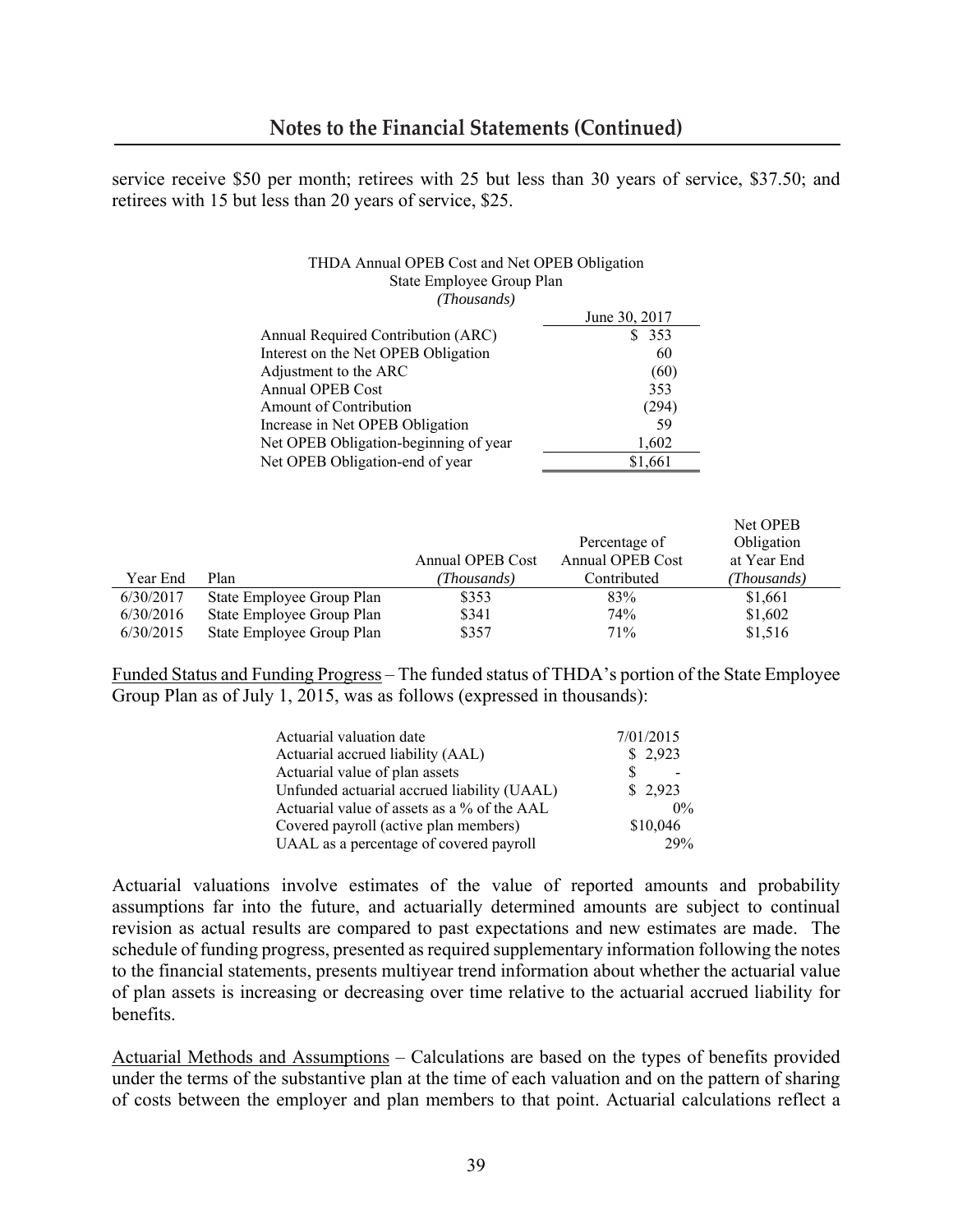service receive $50 per month; retirees with 25 but less than 30 years of service, $37.50; and retirees with 15 but less than 20 years of service, $25.

THDA Annual OPEB Cost and Net OPEB Obligation
State Employee Group Plan
*(Thousands)*

| | June 30, 2017 |
|---|---|
| Annual Required Contribution (ARC) | $ 353 |
| Interest on the Net OPEB Obligation | 60 |
| Adjustment to the ARC | (60) |
| Annual OPEB Cost | 353 |
| Amount of Contribution | (294) |
| Increase in Net OPEB Obligation | 59 |
| Net OPEB Obligation-beginning of year | 1,602 |
| Net OPEB Obligation-end of year | $1,661 |

| Year End | Plan | Annual OPEB Cost *(Thousands)* | Percentage of Annual OPEB Cost Contributed | Net OPEB Obligation at Year End *(Thousands)* |
|---|---|---|---|---|
| 6/30/2017 | State Employee Group Plan | $353 | 83% | $1,661 |
| 6/30/2016 | State Employee Group Plan | $341 | 74% | $1,602 |
| 6/30/2015 | State Employee Group Plan | $357 | 71% | $1,516 |

Funded Status and Funding Progress – The funded status of THDA's portion of the State Employee Group Plan as of July 1, 2015, was as follows (expressed in thousands):

| | |
|---|---|
| Actuarial valuation date | 7/01/2015 |
| Actuarial accrued liability (AAL) | $ 2,923 |
| Actuarial value of plan assets | $ - |
| Unfunded actuarial accrued liability (UAAL) | $ 2,923 |
| Actuarial value of assets as a % of the AAL | 0% |
| Covered payroll (active plan members) | $10,046 |
| UAAL as a percentage of covered payroll | 29% |

Actuarial valuations involve estimates of the value of reported amounts and probability assumptions far into the future, and actuarially determined amounts are subject to continual revision as actual results are compared to past expectations and new estimates are made. The schedule of funding progress, presented as required supplementary information following the notes to the financial statements, presents multiyear trend information about whether the actuarial value of plan assets is increasing or decreasing over time relative to the actuarial accrued liability for benefits.

Actuarial Methods and Assumptions – Calculations are based on the types of benefits provided under the terms of the substantive plan at the time of each valuation and on the pattern of sharing of costs between the employer and plan members to that point. Actuarial calculations reflect a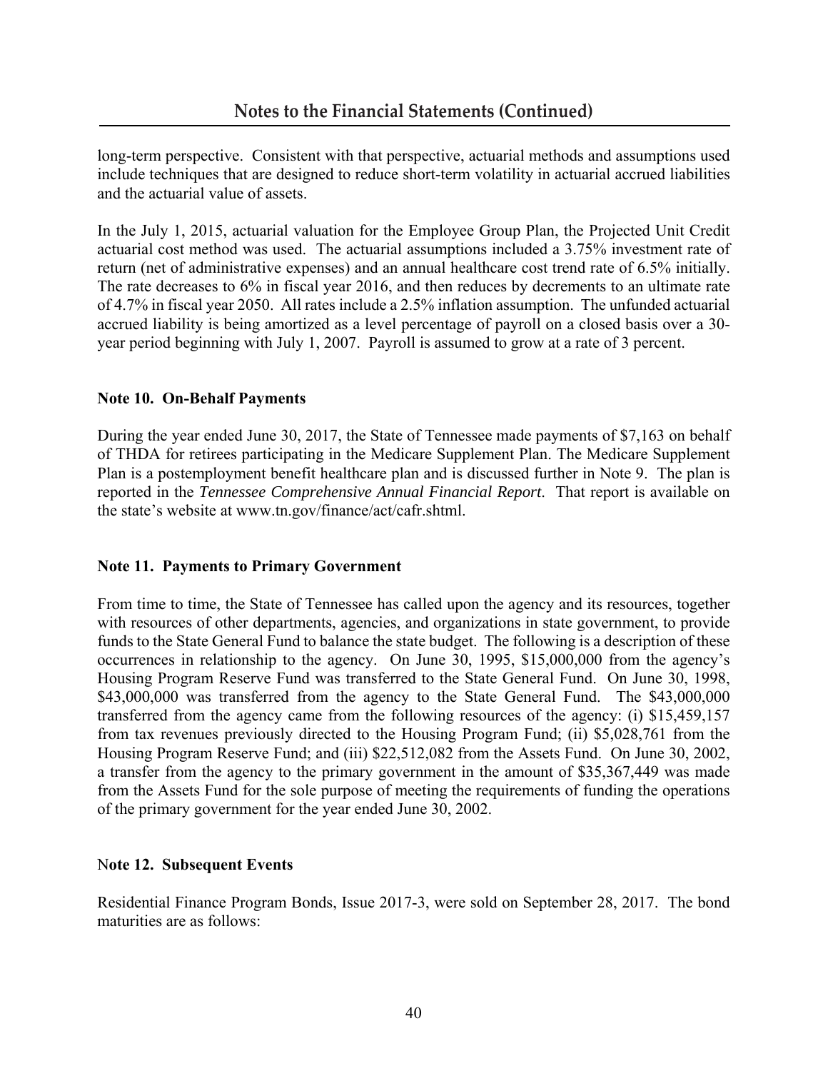long-term perspective. Consistent with that perspective, actuarial methods and assumptions used include techniques that are designed to reduce short-term volatility in actuarial accrued liabilities and the actuarial value of assets.

In the July 1, 2015, actuarial valuation for the Employee Group Plan, the Projected Unit Credit actuarial cost method was used. The actuarial assumptions included a 3.75% investment rate of return (net of administrative expenses) and an annual healthcare cost trend rate of 6.5% initially. The rate decreases to 6% in fiscal year 2016, and then reduces by decrements to an ultimate rate of 4.7% in fiscal year 2050. All rates include a 2.5% inflation assumption. The unfunded actuarial accrued liability is being amortized as a level percentage of payroll on a closed basis over a 30-year period beginning with July 1, 2007. Payroll is assumed to grow at a rate of 3 percent.

**Note 10. On-Behalf Payments**

During the year ended June 30, 2017, the State of Tennessee made payments of $7,163 on behalf of THDA for retirees participating in the Medicare Supplement Plan. The Medicare Supplement Plan is a postemployment benefit healthcare plan and is discussed further in Note 9. The plan is reported in the *Tennessee Comprehensive Annual Financial Report*. That report is available on the state's website at www.tn.gov/finance/act/cafr.shtml.

**Note 11. Payments to Primary Government**

From time to time, the State of Tennessee has called upon the agency and its resources, together with resources of other departments, agencies, and organizations in state government, to provide funds to the State General Fund to balance the state budget. The following is a description of these occurrences in relationship to the agency. On June 30, 1995, $15,000,000 from the agency's Housing Program Reserve Fund was transferred to the State General Fund. On June 30, 1998, $43,000,000 was transferred from the agency to the State General Fund. The $43,000,000 transferred from the agency came from the following resources of the agency: (i) $15,459,157 from tax revenues previously directed to the Housing Program Fund; (ii) $5,028,761 from the Housing Program Reserve Fund; and (iii) $22,512,082 from the Assets Fund. On June 30, 2002, a transfer from the agency to the primary government in the amount of $35,367,449 was made from the Assets Fund for the sole purpose of meeting the requirements of funding the operations of the primary government for the year ended June 30, 2002.

**Note 12. Subsequent Events**

Residential Finance Program Bonds, Issue 2017-3, were sold on September 28, 2017. The bond maturities are as follows: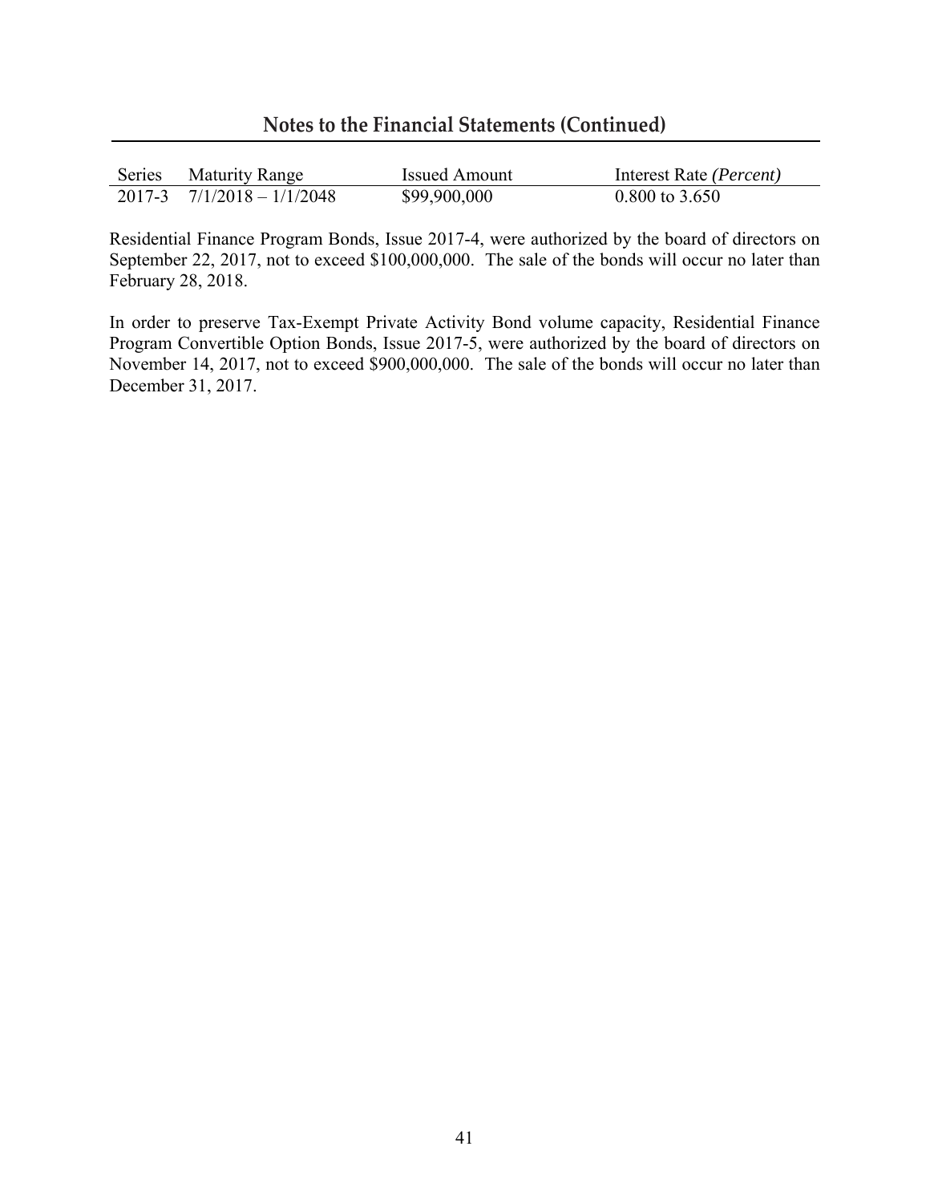## Notes to the Financial Statements (Continued)

| Series | Maturity Range | Issued Amount | Interest Rate *(Percent)* |
|---|---|---|---|
| 2017-3 | 7/1/2018 – 1/1/2048 | $99,900,000 | 0.800 to 3.650 |

Residential Finance Program Bonds, Issue 2017-4, were authorized by the board of directors on September 22, 2017, not to exceed $100,000,000. The sale of the bonds will occur no later than February 28, 2018.

In order to preserve Tax-Exempt Private Activity Bond volume capacity, Residential Finance Program Convertible Option Bonds, Issue 2017-5, were authorized by the board of directors on November 14, 2017, not to exceed $900,000,000. The sale of the bonds will occur no later than December 31, 2017.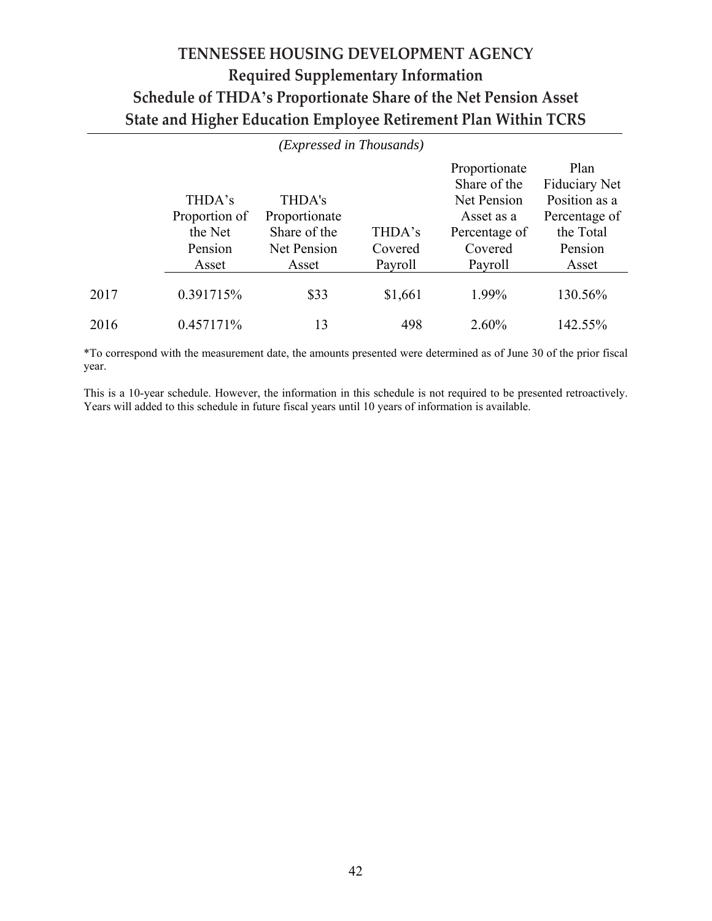# TENNESSEE HOUSING DEVELOPMENT AGENCY

## Required Supplementary Information

## Schedule of THDA's Proportionate Share of the Net Pension Asset

## State and Higher Education Employee Retirement Plan Within TCRS

*(Expressed in Thousands)*

| | THDA's Proportion of the Net Pension Asset | THDA's Proportionate Share of the Net Pension Asset | THDA's Covered Payroll | Proportionate Share of the Net Pension Asset as a Percentage of Covered Payroll | Plan Fiduciary Net Position as a Percentage of the Total Pension Asset |
|---|---|---|---|---|---|
| 2017 | 0.391715% | $33 | $1,661 | 1.99% | 130.56% |
| 2016 | 0.457171% | 13 | 498 | 2.60% | 142.55% |

*To correspond with the measurement date, the amounts presented were determined as of June 30 of the prior fiscal year.

This is a 10-year schedule. However, the information in this schedule is not required to be presented retroactively. Years will added to this schedule in future fiscal years until 10 years of information is available.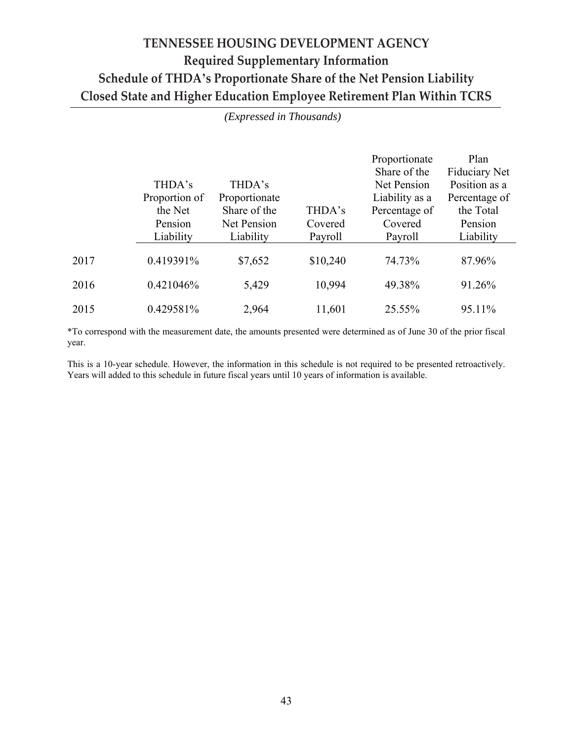# TENNESSEE HOUSING DEVELOPMENT AGENCY

## Required Supplementary Information

## Schedule of THDA's Proportionate Share of the Net Pension Liability

## Closed State and Higher Education Employee Retirement Plan Within TCRS

*(Expressed in Thousands)*

| | THDA's Proportion of the Net Pension Liability | THDA's Proportionate Share of the Net Pension Liability | THDA's Covered Payroll | Proportionate Share of the Net Pension Liability as a Percentage of Covered Payroll | Plan Fiduciary Net Position as a Percentage of the Total Pension Liability |
|---|---|---|---|---|---|
| 2017 | 0.419391% | $7,652 | $10,240 | 74.73% | 87.96% |
| 2016 | 0.421046% | 5,429 | 10,994 | 49.38% | 91.26% |
| 2015 | 0.429581% | 2,964 | 11,601 | 25.55% | 95.11% |

*To correspond with the measurement date, the amounts presented were determined as of June 30 of the prior fiscal year.

This is a 10-year schedule. However, the information in this schedule is not required to be presented retroactively. Years will added to this schedule in future fiscal years until 10 years of information is available.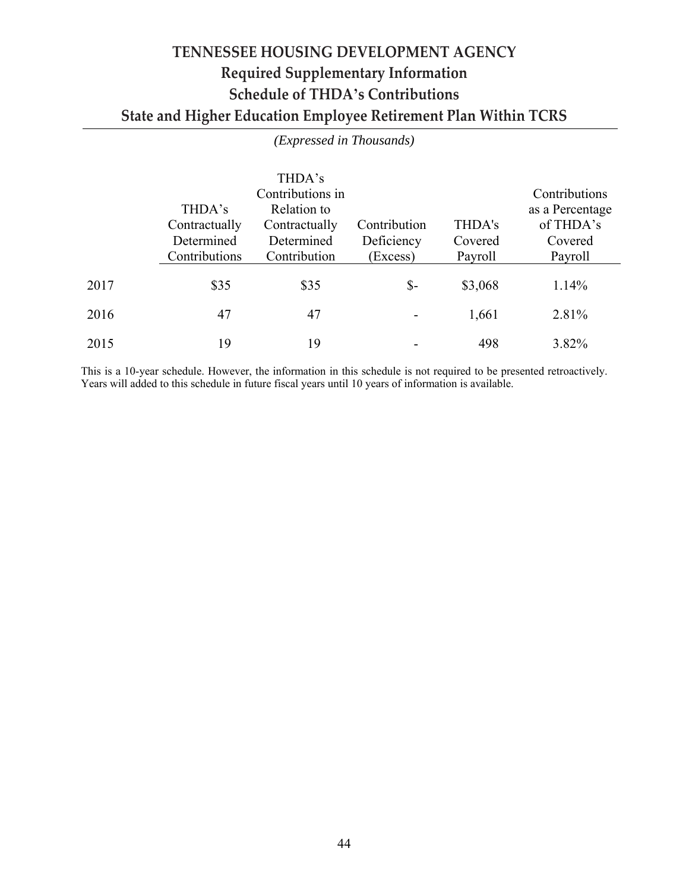# TENNESSEE HOUSING DEVELOPMENT AGENCY
## Required Supplementary Information
## Schedule of THDA's Contributions
## State and Higher Education Employee Retirement Plan Within TCRS

*(Expressed in Thousands)*

| | THDA's Contractually Determined Contributions | THDA's Contributions in Relation to Contractually Determined Contribution | Contribution Deficiency (Excess) | THDA's Covered Payroll | Contributions as a Percentage of THDA's Covered Payroll |
|---|---|---|---|---|---|
| 2017 | $35 | $35 | $- | $3,068 | 1.14% |
| 2016 | 47 | 47 | - | 1,661 | 2.81% |
| 2015 | 19 | 19 | - | 498 | 3.82% |

This is a 10-year schedule. However, the information in this schedule is not required to be presented retroactively. Years will added to this schedule in future fiscal years until 10 years of information is available.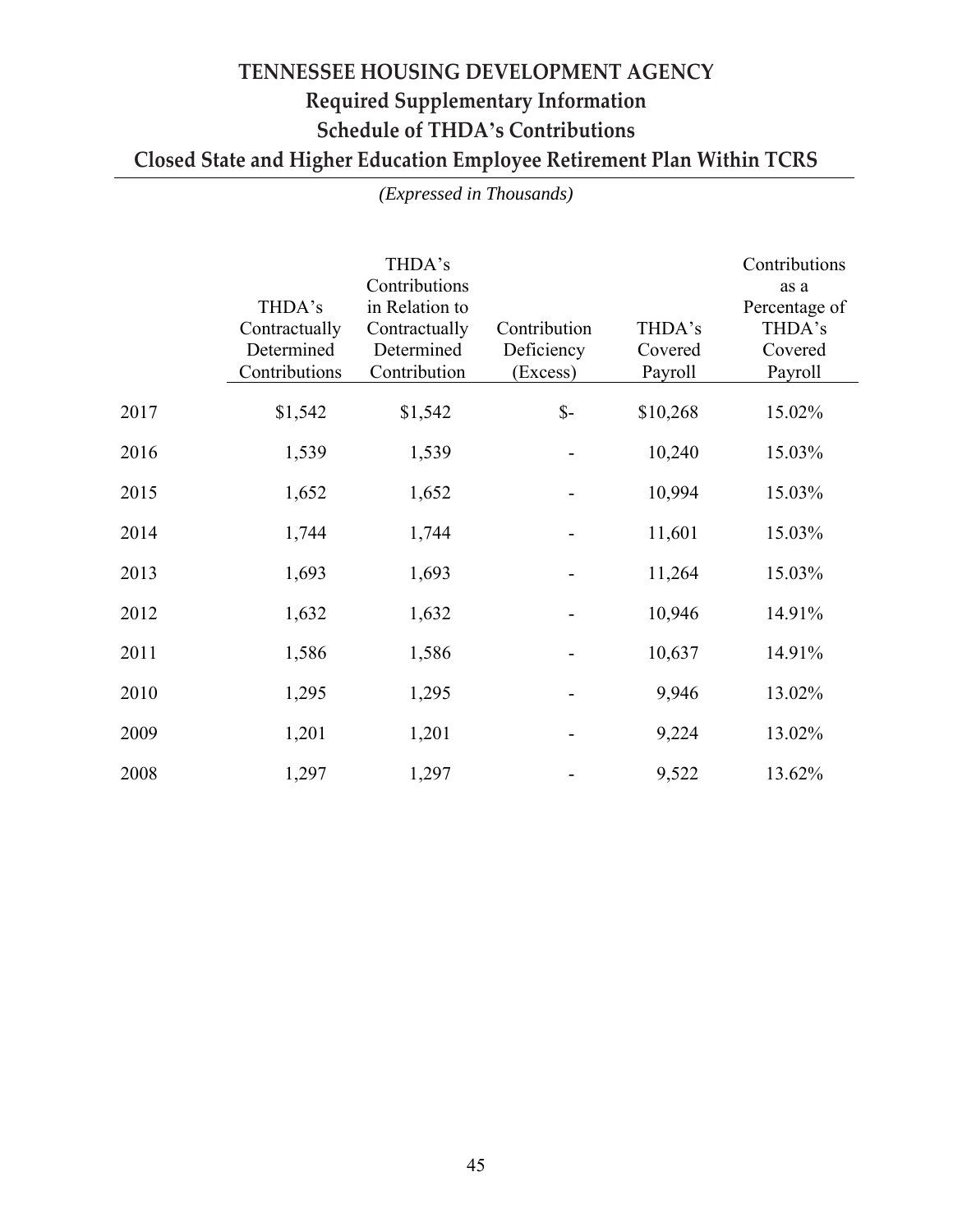# TENNESSEE HOUSING DEVELOPMENT AGENCY

## Required Supplementary Information

## Schedule of THDA's Contributions

## Closed State and Higher Education Employee Retirement Plan Within TCRS

*(Expressed in Thousands)*

| | THDA's Contractually Determined Contributions | THDA's Contributions in Relation to Contractually Determined Contribution | Contribution Deficiency (Excess) | THDA's Covered Payroll | Contributions as a Percentage of THDA's Covered Payroll |
|---|---|---|---|---|---|
| 2017 | $1,542 | $1,542 | $- | $10,268 | 15.02% |
| 2016 | 1,539 | 1,539 | - | 10,240 | 15.03% |
| 2015 | 1,652 | 1,652 | - | 10,994 | 15.03% |
| 2014 | 1,744 | 1,744 | - | 11,601 | 15.03% |
| 2013 | 1,693 | 1,693 | - | 11,264 | 15.03% |
| 2012 | 1,632 | 1,632 | - | 10,946 | 14.91% |
| 2011 | 1,586 | 1,586 | - | 10,637 | 14.91% |
| 2010 | 1,295 | 1,295 | - | 9,946 | 13.02% |
| 2009 | 1,201 | 1,201 | - | 9,224 | 13.02% |
| 2008 | 1,297 | 1,297 | - | 9,522 | 13.62% |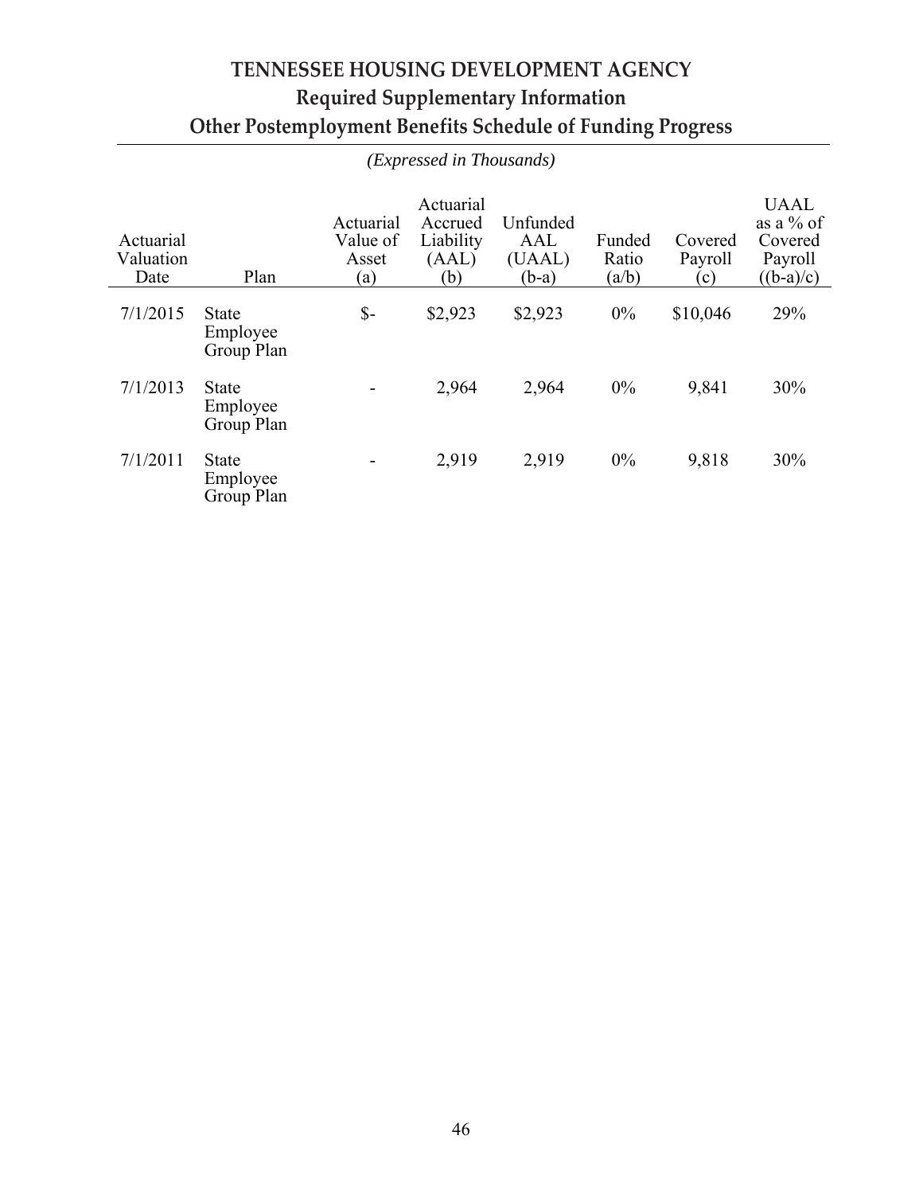# TENNESSEE HOUSING DEVELOPMENT AGENCY

## Required Supplementary Information

## Other Postemployment Benefits Schedule of Funding Progress

*(Expressed in Thousands)*

| Actuarial Valuation Date | Plan | Actuarial Value of Asset (a) | Actuarial Accrued Liability (AAL) (b) | Unfunded AAL (UAAL) (b-a) | Funded Ratio (a/b) | Covered Payroll (c) | UAAL as a % of Covered Payroll ((b-a)/c) |
|---|---|---|---|---|---|---|---|
| 7/1/2015 | State Employee Group Plan | $- | $2,923 | $2,923 | 0% | $10,046 | 29% |
| 7/1/2013 | State Employee Group Plan | - | 2,964 | 2,964 | 0% | 9,841 | 30% |
| 7/1/2011 | State Employee Group Plan | - | 2,919 | 2,919 | 0% | 9,818 | 30% |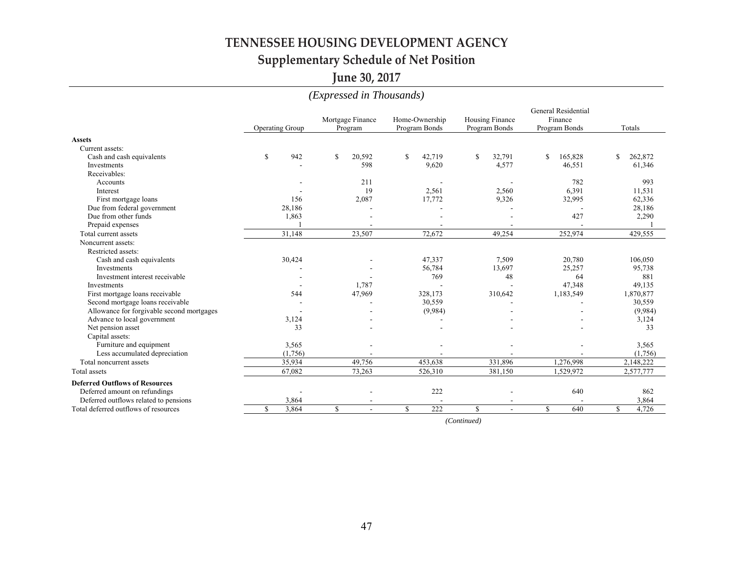# TENNESSEE HOUSING DEVELOPMENT AGENCY

## Supplementary Schedule of Net Position

## June 30, 2017

*(Expressed in Thousands)*

| | Operating Group | Mortgage Finance Program | Home-Ownership Program Bonds | Housing Finance Program Bonds | General Residential Finance Program Bonds | Totals |
|---|---|---|---|---|---|---|
| **Assets** | | | | | | |
| Current assets: | | | | | | |
| Cash and cash equivalents | $ 942 | $ 20,592 | $ 42,719 | $ 32,791 | $ 165,828 | $ 262,872 |
| Investments | - | 598 | 9,620 | 4,577 | 46,551 | 61,346 |
| Receivables: | | | | | | |
| Accounts | - | 211 | - | - | 782 | 993 |
| Interest | - | 19 | 2,561 | 2,560 | 6,391 | 11,531 |
| First mortgage loans | 156 | 2,087 | 17,772 | 9,326 | 32,995 | 62,336 |
| Due from federal government | 28,186 | - | - | - | - | 28,186 |
| Due from other funds | 1,863 | - | - | - | 427 | 2,290 |
| Prepaid expenses | 1 | - | - | - | - | 1 |
| Total current assets | 31,148 | 23,507 | 72,672 | 49,254 | 252,974 | 429,555 |
| Noncurrent assets: | | | | | | |
| Restricted assets: | | | | | | |
| Cash and cash equivalents | 30,424 | - | 47,337 | 7,509 | 20,780 | 106,050 |
| Investments | - | - | 56,784 | 13,697 | 25,257 | 95,738 |
| Investment interest receivable | - | - | 769 | 48 | 64 | 881 |
| Investments | - | 1,787 | - | - | 47,348 | 49,135 |
| First mortgage loans receivable | 544 | 47,969 | 328,173 | 310,642 | 1,183,549 | 1,870,877 |
| Second mortgage loans receivable | - | - | 30,559 | - | - | 30,559 |
| Allowance for forgivable second mortgages | - | - | (9,984) | - | - | (9,984) |
| Advance to local government | 3,124 | - | - | - | - | 3,124 |
| Net pension asset | 33 | - | - | - | - | 33 |
| Capital assets: | | | | | | |
| Furniture and equipment | 3,565 | - | - | - | - | 3,565 |
| Less accumulated depreciation | (1,756) | - | - | - | - | (1,756) |
| Total noncurrent assets | 35,934 | 49,756 | 453,638 | 331,896 | 1,276,998 | 2,148,222 |
| Total assets | 67,082 | 73,263 | 526,310 | 381,150 | 1,529,972 | 2,577,777 |
| **Deferred Outflows of Resources** | | | | | | |
| Deferred amount on refundings | - | - | 222 | - | 640 | 862 |
| Deferred outflows related to pensions | 3,864 | - | - | - | - | 3,864 |
| Total deferred outflows of resources | $ 3,864 | $ - | $ 222 | $ - | $ 640 | $ 4,726 |

*(Continued)*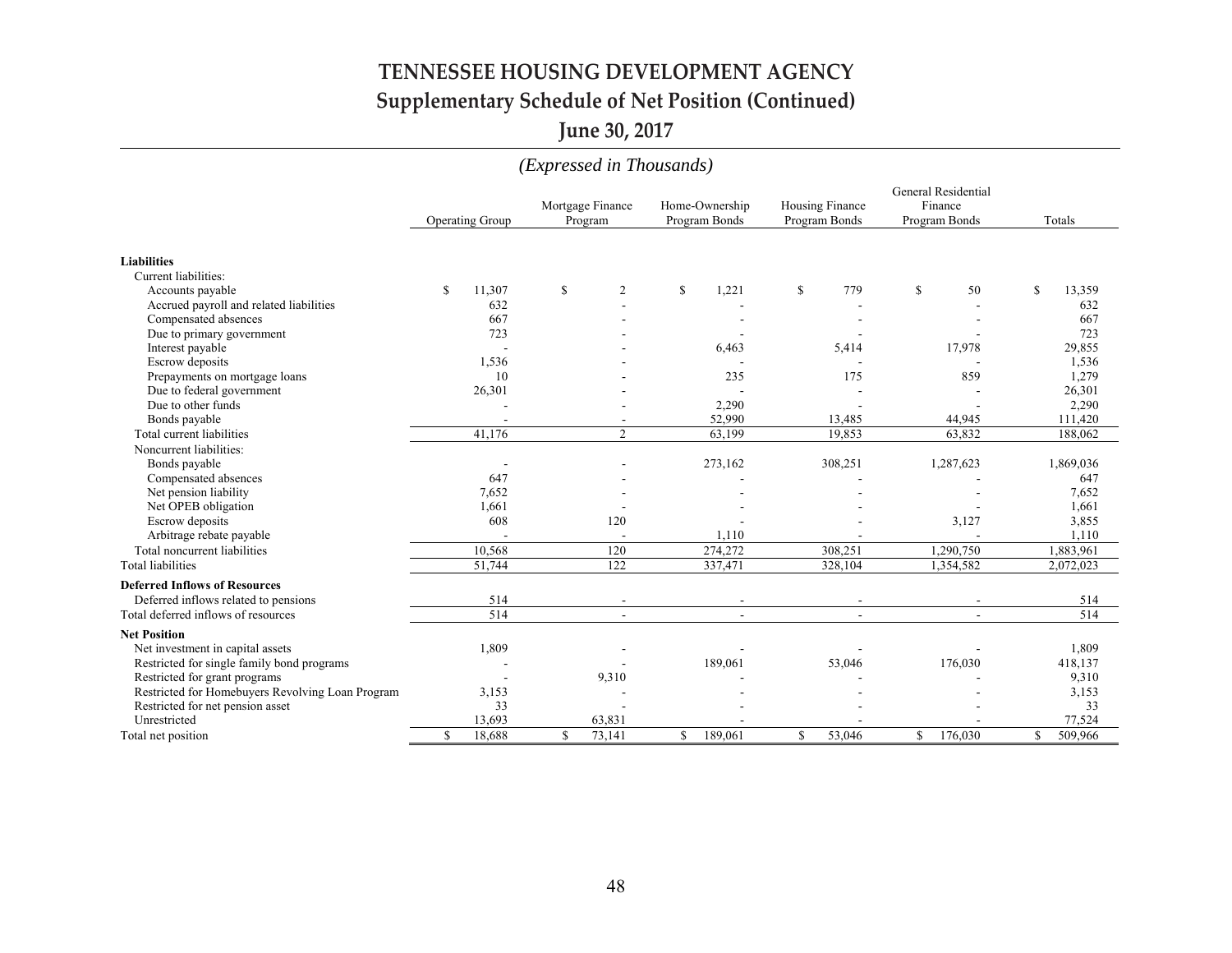# TENNESSEE HOUSING DEVELOPMENT AGENCY

## Supplementary Schedule of Net Position (Continued)

## June 30, 2017

*(Expressed in Thousands)*

| | Operating Group | Mortgage Finance Program | Home-Ownership Program Bonds | Housing Finance Program Bonds | General Residential Finance Program Bonds | Totals |
|---|---|---|---|---|---|---|
| **Liabilities** | | | | | | |
| Current liabilities: | | | | | | |
| Accounts payable | $ 11,307 | $ 2 | $ 1,221 | $ 779 | $ 50 | $ 13,359 |
| Accrued payroll and related liabilities | 632 | - | - | - | - | 632 |
| Compensated absences | 667 | - | - | - | - | 667 |
| Due to primary government | 723 | - | - | - | - | 723 |
| Interest payable | - | - | 6,463 | 5,414 | 17,978 | 29,855 |
| Escrow deposits | 1,536 | - | - | - | - | 1,536 |
| Prepayments on mortgage loans | 10 | - | 235 | 175 | 859 | 1,279 |
| Due to federal government | 26,301 | - | - | - | - | 26,301 |
| Due to other funds | - | - | 2,290 | - | - | 2,290 |
| Bonds payable | - | - | 52,990 | 13,485 | 44,945 | 111,420 |
| Total current liabilities | 41,176 | 2 | 63,199 | 19,853 | 63,832 | 188,062 |
| Noncurrent liabilities: | | | | | | |
| Bonds payable | - | - | 273,162 | 308,251 | 1,287,623 | 1,869,036 |
| Compensated absences | 647 | - | - | - | - | 647 |
| Net pension liability | 7,652 | - | - | - | - | 7,652 |
| Net OPEB obligation | 1,661 | - | - | - | - | 1,661 |
| Escrow deposits | 608 | 120 | - | - | 3,127 | 3,855 |
| Arbitrage rebate payable | - | - | 1,110 | - | - | 1,110 |
| Total noncurrent liabilities | 10,568 | 120 | 274,272 | 308,251 | 1,290,750 | 1,883,961 |
| Total liabilities | 51,744 | 122 | 337,471 | 328,104 | 1,354,582 | 2,072,023 |
| **Deferred Inflows of Resources** | | | | | | |
| Deferred inflows related to pensions | 514 | - | - | - | - | 514 |
| Total deferred inflows of resources | 514 | - | - | - | - | 514 |
| **Net Position** | | | | | | |
| Net investment in capital assets | 1,809 | - | - | - | - | 1,809 |
| Restricted for single family bond programs | - | - | 189,061 | 53,046 | 176,030 | 418,137 |
| Restricted for grant programs | - | 9,310 | - | - | - | 9,310 |
| Restricted for Homebuyers Revolving Loan Program | 3,153 | - | - | - | - | 3,153 |
| Restricted for net pension asset | 33 | - | - | - | - | 33 |
| Unrestricted | 13,693 | 63,831 | - | - | - | 77,524 |
| Total net position | $ 18,688 | $ 73,141 | $ 189,061 | $ 53,046 | $ 176,030 | $ 509,966 |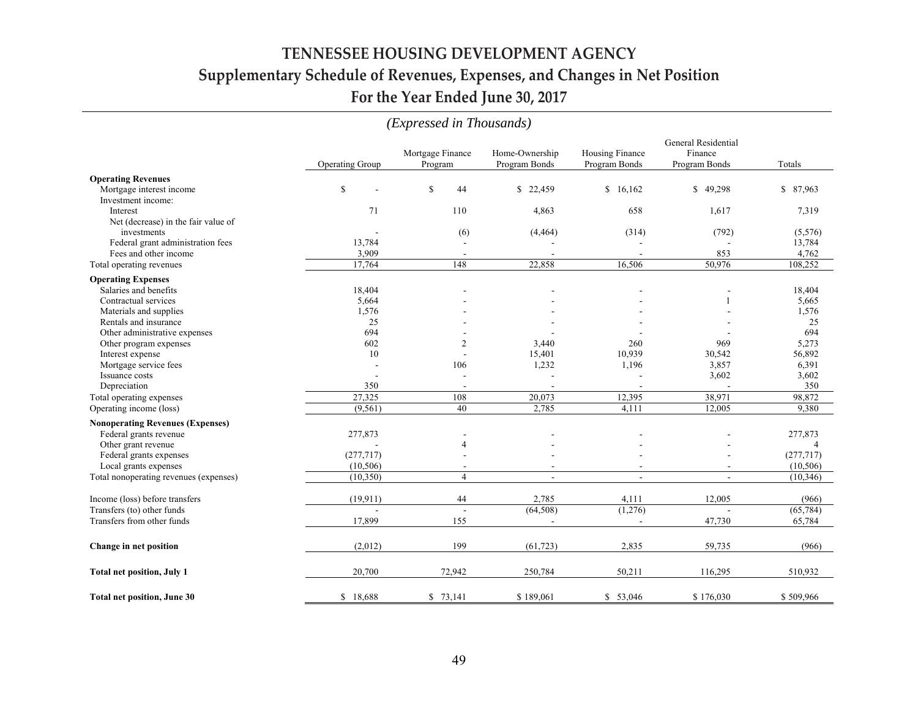# TENNESSEE HOUSING DEVELOPMENT AGENCY

## Supplementary Schedule of Revenues, Expenses, and Changes in Net Position

## For the Year Ended June 30, 2017

*(Expressed in Thousands)*

| | Operating Group | Mortgage Finance Program | Home-Ownership Program Bonds | Housing Finance Program Bonds | General Residential Finance Program Bonds | Totals |
|---|---|---|---|---|---|---|
| **Operating Revenues** | | | | | | |
| Mortgage interest income | $ - | $ 44 | $ 22,459 | $ 16,162 | $ 49,298 | $ 87,963 |
| Investment income: | | | | | | |
| Interest | 71 | 110 | 4,863 | 658 | 1,617 | 7,319 |
| Net (decrease) in the fair value of investments | - | (6) | (4,464) | (314) | (792) | (5,576) |
| Federal grant administration fees | 13,784 | - | - | - | - | 13,784 |
| Fees and other income | 3,909 | - | - | - | 853 | 4,762 |
| Total operating revenues | 17,764 | 148 | 22,858 | 16,506 | 50,976 | 108,252 |
| **Operating Expenses** | | | | | | |
| Salaries and benefits | 18,404 | - | - | - | - | 18,404 |
| Contractual services | 5,664 | - | - | - | 1 | 5,665 |
| Materials and supplies | 1,576 | - | - | - | - | 1,576 |
| Rentals and insurance | 25 | - | - | - | - | 25 |
| Other administrative expenses | 694 | - | - | - | - | 694 |
| Other program expenses | 602 | 2 | 3,440 | 260 | 969 | 5,273 |
| Interest expense | 10 | - | 15,401 | 10,939 | 30,542 | 56,892 |
| Mortgage service fees | - | 106 | 1,232 | 1,196 | 3,857 | 6,391 |
| Issuance costs | - | - | - | - | 3,602 | 3,602 |
| Depreciation | 350 | - | - | - | - | 350 |
| Total operating expenses | 27,325 | 108 | 20,073 | 12,395 | 38,971 | 98,872 |
| Operating income (loss) | (9,561) | 40 | 2,785 | 4,111 | 12,005 | 9,380 |
| **Nonoperating Revenues (Expenses)** | | | | | | |
| Federal grants revenue | 277,873 | - | - | - | - | 277,873 |
| Other grant revenue | - | 4 | - | - | - | 4 |
| Federal grants expenses | (277,717) | - | - | - | - | (277,717) |
| Local grants expenses | (10,506) | - | - | - | - | (10,506) |
| Total nonoperating revenues (expenses) | (10,350) | 4 | - | - | - | (10,346) |
| Income (loss) before transfers | (19,911) | 44 | 2,785 | 4,111 | 12,005 | (966) |
| Transfers (to) other funds | - | - | (64,508) | (1,276) | - | (65,784) |
| Transfers from other funds | 17,899 | 155 | - | - | 47,730 | 65,784 |
| **Change in net position** | (2,012) | 199 | (61,723) | 2,835 | 59,735 | (966) |
| **Total net position, July 1** | 20,700 | 72,942 | 250,784 | 50,211 | 116,295 | 510,932 |
| **Total net position, June 30** | $ 18,688 | $ 73,141 | $ 189,061 | $ 53,046 | $ 176,030 | $ 509,966 |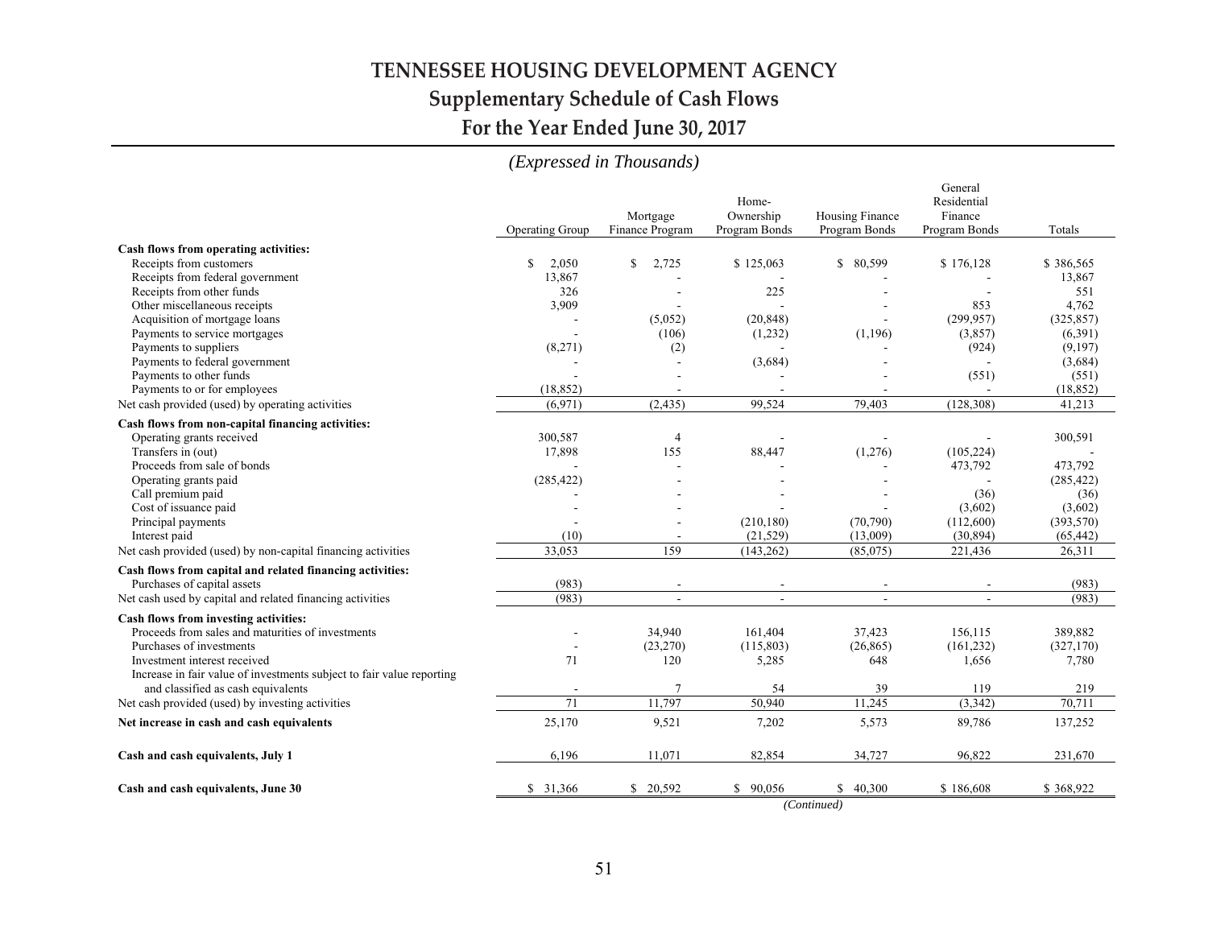# TENNESSEE HOUSING DEVELOPMENT AGENCY

## Supplementary Schedule of Cash Flows

## For the Year Ended June 30, 2017

*(Expressed in Thousands)*

| | Operating Group | Mortgage Finance Program | Home-Ownership Program Bonds | Housing Finance Program Bonds | General Residential Finance Program Bonds | Totals |
|---|---|---|---|---|---|---|
| **Cash flows from operating activities:** | | | | | | |
| Receipts from customers | $ 2,050 | $ 2,725 | $ 125,063 | $ 80,599 | $ 176,128 | $ 386,565 |
| Receipts from federal government | 13,867 | - | - | - | - | 13,867 |
| Receipts from other funds | 326 | - | 225 | - | - | 551 |
| Other miscellaneous receipts | 3,909 | - | - | - | 853 | 4,762 |
| Acquisition of mortgage loans | - | (5,052) | (20,848) | - | (299,957) | (325,857) |
| Payments to service mortgages | - | (106) | (1,232) | (1,196) | (3,857) | (6,391) |
| Payments to suppliers | (8,271) | (2) | - | - | (924) | (9,197) |
| Payments to federal government | - | - | (3,684) | - | - | (3,684) |
| Payments to other funds | - | - | - | - | (551) | (551) |
| Payments to or for employees | (18,852) | - | - | - | - | (18,852) |
| Net cash provided (used) by operating activities | (6,971) | (2,435) | 99,524 | 79,403 | (128,308) | 41,213 |
| **Cash flows from non-capital financing activities:** | | | | | | |
| Operating grants received | 300,587 | 4 | - | - | - | 300,591 |
| Transfers in (out) | 17,898 | 155 | 88,447 | (1,276) | (105,224) | - |
| Proceeds from sale of bonds | - | - | - | - | 473,792 | 473,792 |
| Operating grants paid | (285,422) | - | - | - | - | (285,422) |
| Call premium paid | - | - | - | - | (36) | (36) |
| Cost of issuance paid | - | - | - | - | (3,602) | (3,602) |
| Principal payments | - | - | (210,180) | (70,790) | (112,600) | (393,570) |
| Interest paid | (10) | - | (21,529) | (13,009) | (30,894) | (65,442) |
| Net cash provided (used) by non-capital financing activities | 33,053 | 159 | (143,262) | (85,075) | 221,436 | 26,311 |
| **Cash flows from capital and related financing activities:** | | | | | | |
| Purchases of capital assets | (983) | - | - | - | - | (983) |
| Net cash used by capital and related financing activities | (983) | - | - | - | - | (983) |
| **Cash flows from investing activities:** | | | | | | |
| Proceeds from sales and maturities of investments | - | 34,940 | 161,404 | 37,423 | 156,115 | 389,882 |
| Purchases of investments | - | (23,270) | (115,803) | (26,865) | (161,232) | (327,170) |
| Investment interest received | 71 | 120 | 5,285 | 648 | 1,656 | 7,780 |
| Increase in fair value of investments subject to fair value reporting and classified as cash equivalents | - | 7 | 54 | 39 | 119 | 219 |
| Net cash provided (used) by investing activities | 71 | 11,797 | 50,940 | 11,245 | (3,342) | 70,711 |
| **Net increase in cash and cash equivalents** | 25,170 | 9,521 | 7,202 | 5,573 | 89,786 | 137,252 |
| **Cash and cash equivalents, July 1** | 6,196 | 11,071 | 82,854 | 34,727 | 96,822 | 231,670 |
| **Cash and cash equivalents, June 30** | $ 31,366 | $ 20,592 | $ 90,056 | $ 40,300 | $ 186,608 | $ 368,922 |

*(Continued)*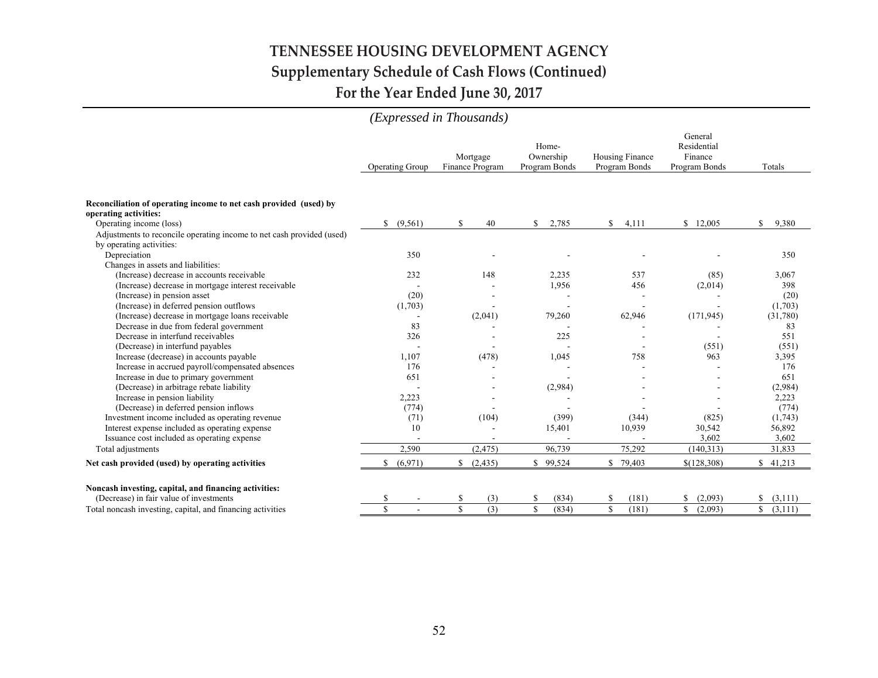# TENNESSEE HOUSING DEVELOPMENT AGENCY

## Supplementary Schedule of Cash Flows (Continued)

## For the Year Ended June 30, 2017

*(Expressed in Thousands)*

| | Operating Group | Mortgage Finance Program | Home-Ownership Program Bonds | Housing Finance Program Bonds | General Residential Finance Program Bonds | Totals |
|---|---|---|---|---|---|---|
| **Reconciliation of operating income to net cash provided (used) by operating activities:** | | | | | | |
| Operating income (loss) | $ (9,561) | $ 40 | $ 2,785 | $ 4,111 | $ 12,005 | $ 9,380 |
| Adjustments to reconcile operating income to net cash provided (used) by operating activities: | | | | | | |
| Depreciation | 350 | - | - | - | - | 350 |
| Changes in assets and liabilities: | | | | | | |
| (Increase) decrease in accounts receivable | 232 | 148 | 2,235 | 537 | (85) | 3,067 |
| (Increase) decrease in mortgage interest receivable | - | - | 1,956 | 456 | (2,014) | 398 |
| (Increase) in pension asset | (20) | - | - | - | - | (20) |
| (Increase) in deferred pension outflows | (1,703) | - | - | - | - | (1,703) |
| (Increase) decrease in mortgage loans receivable | - | (2,041) | 79,260 | 62,946 | (171,945) | (31,780) |
| Decrease in due from federal government | 83 | - | - | - | - | 83 |
| Decrease in interfund receivables | 326 | - | 225 | - | - | 551 |
| (Decrease) in interfund payables | - | - | - | - | (551) | (551) |
| Increase (decrease) in accounts payable | 1,107 | (478) | 1,045 | 758 | 963 | 3,395 |
| Increase in accrued payroll/compensated absences | 176 | - | - | - | - | 176 |
| Increase in due to primary government | 651 | - | - | - | - | 651 |
| (Decrease) in arbitrage rebate liability | - | - | (2,984) | - | - | (2,984) |
| Increase in pension liability | 2,223 | - | - | - | - | 2,223 |
| (Decrease) in deferred pension inflows | (774) | - | - | - | - | (774) |
| Investment income included as operating revenue | (71) | (104) | (399) | (344) | (825) | (1,743) |
| Interest expense included as operating expense | 10 | - | 15,401 | 10,939 | 30,542 | 56,892 |
| Issuance cost included as operating expense | - | - | - | - | 3,602 | 3,602 |
| Total adjustments | 2,590 | (2,475) | 96,739 | 75,292 | (140,313) | 31,833 |
| **Net cash provided (used) by operating activities** | $ (6,971) | $ (2,435) | $ 99,524 | $ 79,403 | $(128,308) | $ 41,213 |
| **Noncash investing, capital, and financing activities:** | | | | | | |
| (Decrease) in fair value of investments | $ - | $ (3) | $ (834) | $ (181) | $ (2,093) | $ (3,111) |
| Total noncash investing, capital, and financing activities | $ - | $ (3) | $ (834) | $ (181) | $ (2,093) | $ (3,111) |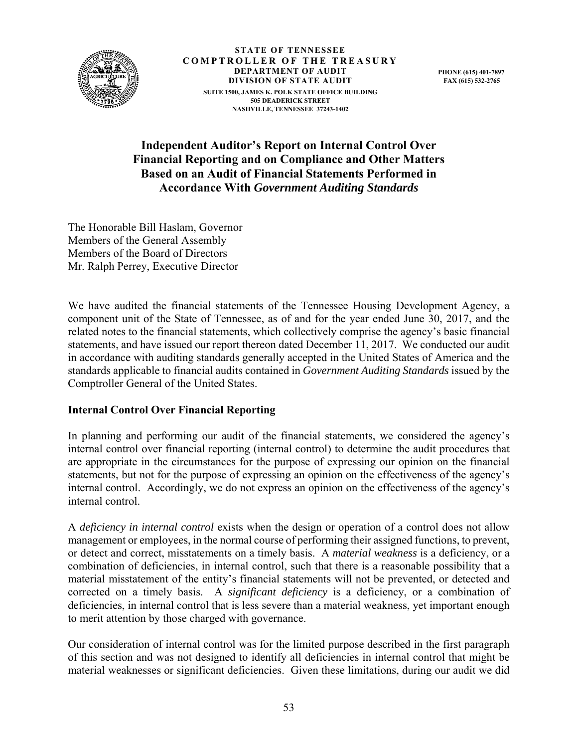**STATE OF TENNESSEE**
**COMPTROLLER OF THE TREASURY**
**DEPARTMENT OF AUDIT**
**DIVISION OF STATE AUDIT**
**SUITE 1500, JAMES K. POLK STATE OFFICE BUILDING**
**505 DEADERICK STREET**
**NASHVILLE, TENNESSEE 37243-1402**

**PHONE (615) 401-7897**
**FAX (615) 532-2765**

# Independent Auditor's Report on Internal Control Over Financial Reporting and on Compliance and Other Matters Based on an Audit of Financial Statements Performed in Accordance With *Government Auditing Standards*

The Honorable Bill Haslam, Governor
Members of the General Assembly
Members of the Board of Directors
Mr. Ralph Perrey, Executive Director

We have audited the financial statements of the Tennessee Housing Development Agency, a component unit of the State of Tennessee, as of and for the year ended June 30, 2017, and the related notes to the financial statements, which collectively comprise the agency's basic financial statements, and have issued our report thereon dated December 11, 2017. We conducted our audit in accordance with auditing standards generally accepted in the United States of America and the standards applicable to financial audits contained in *Government Auditing Standards* issued by the Comptroller General of the United States.

## Internal Control Over Financial Reporting

In planning and performing our audit of the financial statements, we considered the agency's internal control over financial reporting (internal control) to determine the audit procedures that are appropriate in the circumstances for the purpose of expressing our opinion on the financial statements, but not for the purpose of expressing an opinion on the effectiveness of the agency's internal control. Accordingly, we do not express an opinion on the effectiveness of the agency's internal control.

A *deficiency in internal control* exists when the design or operation of a control does not allow management or employees, in the normal course of performing their assigned functions, to prevent, or detect and correct, misstatements on a timely basis. A *material weakness* is a deficiency, or a combination of deficiencies, in internal control, such that there is a reasonable possibility that a material misstatement of the entity's financial statements will not be prevented, or detected and corrected on a timely basis. A *significant deficiency* is a deficiency, or a combination of deficiencies, in internal control that is less severe than a material weakness, yet important enough to merit attention by those charged with governance.

Our consideration of internal control was for the limited purpose described in the first paragraph of this section and was not designed to identify all deficiencies in internal control that might be material weaknesses or significant deficiencies. Given these limitations, during our audit we did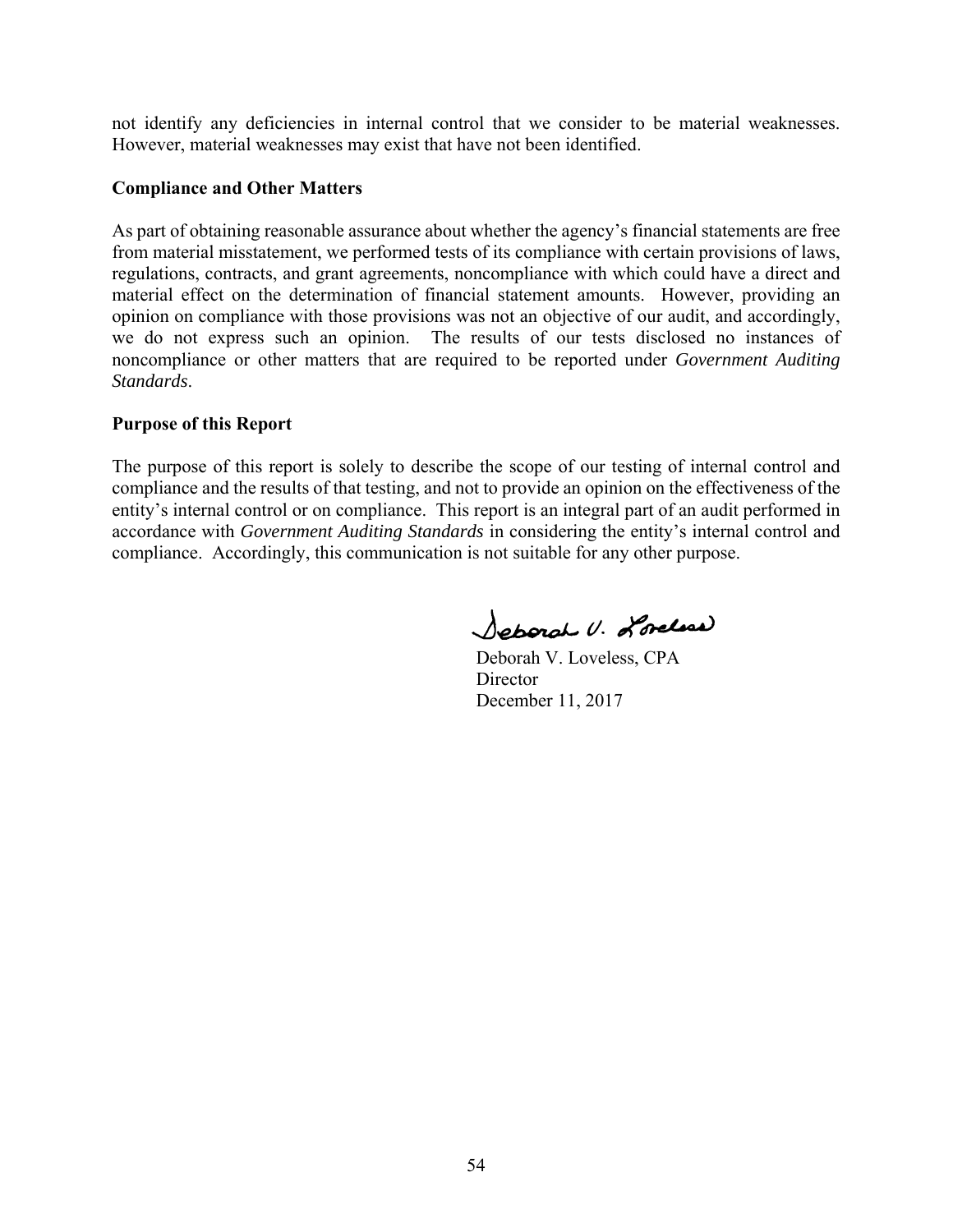not identify any deficiencies in internal control that we consider to be material weaknesses. However, material weaknesses may exist that have not been identified.

### Compliance and Other Matters

As part of obtaining reasonable assurance about whether the agency's financial statements are free from material misstatement, we performed tests of its compliance with certain provisions of laws, regulations, contracts, and grant agreements, noncompliance with which could have a direct and material effect on the determination of financial statement amounts. However, providing an opinion on compliance with those provisions was not an objective of our audit, and accordingly, we do not express such an opinion. The results of our tests disclosed no instances of noncompliance or other matters that are required to be reported under *Government Auditing Standards*.

### Purpose of this Report

The purpose of this report is solely to describe the scope of our testing of internal control and compliance and the results of that testing, and not to provide an opinion on the effectiveness of the entity's internal control or on compliance. This report is an integral part of an audit performed in accordance with *Government Auditing Standards* in considering the entity's internal control and compliance. Accordingly, this communication is not suitable for any other purpose.

Deborah V. Loveless

Deborah V. Loveless, CPA
Director
December 11, 2017